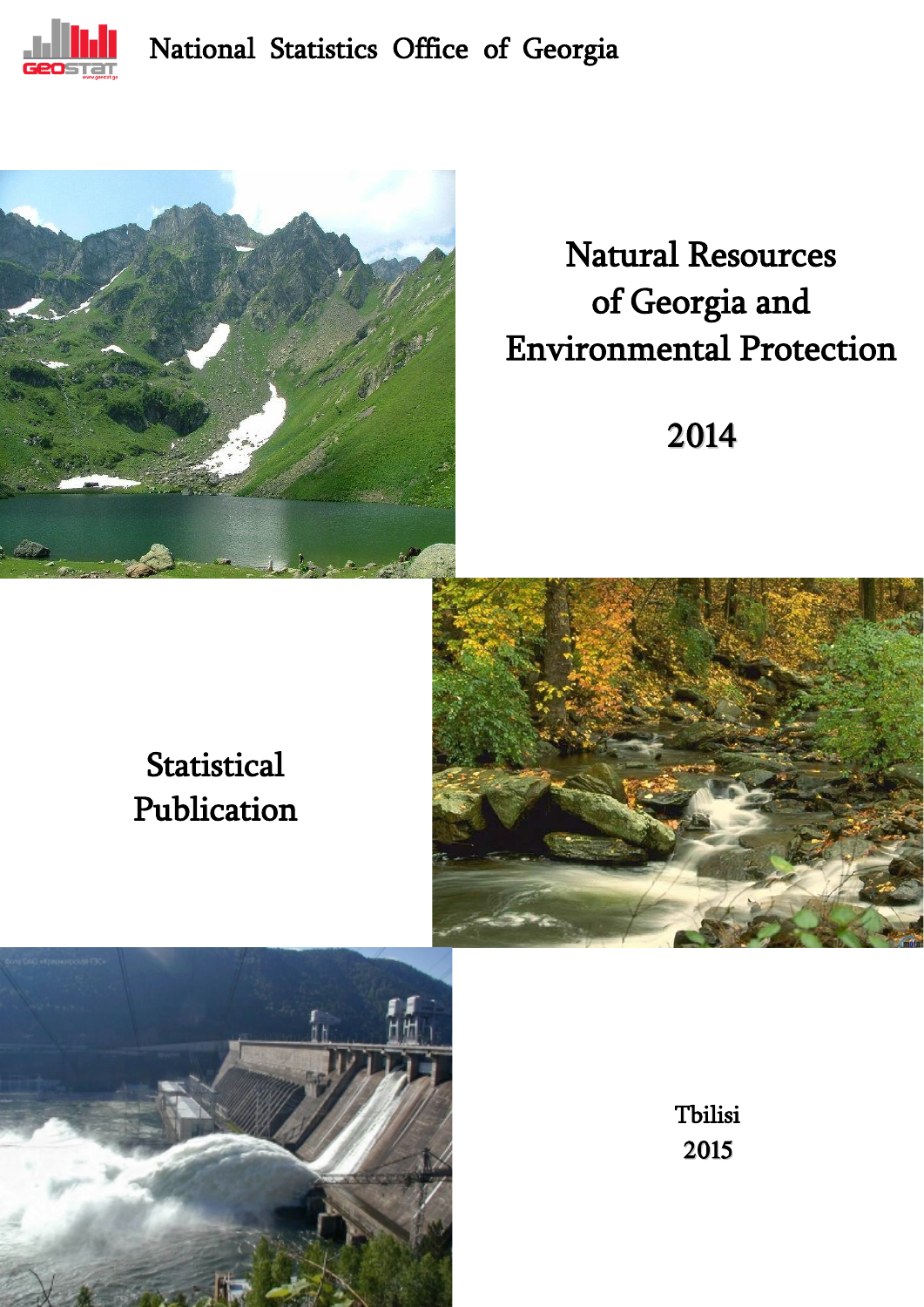National Statistics Office of Georgia

# Natural Resources of Georgia and Environmental Protection

# 2014

## Statistical Publication

Tbilisi
2015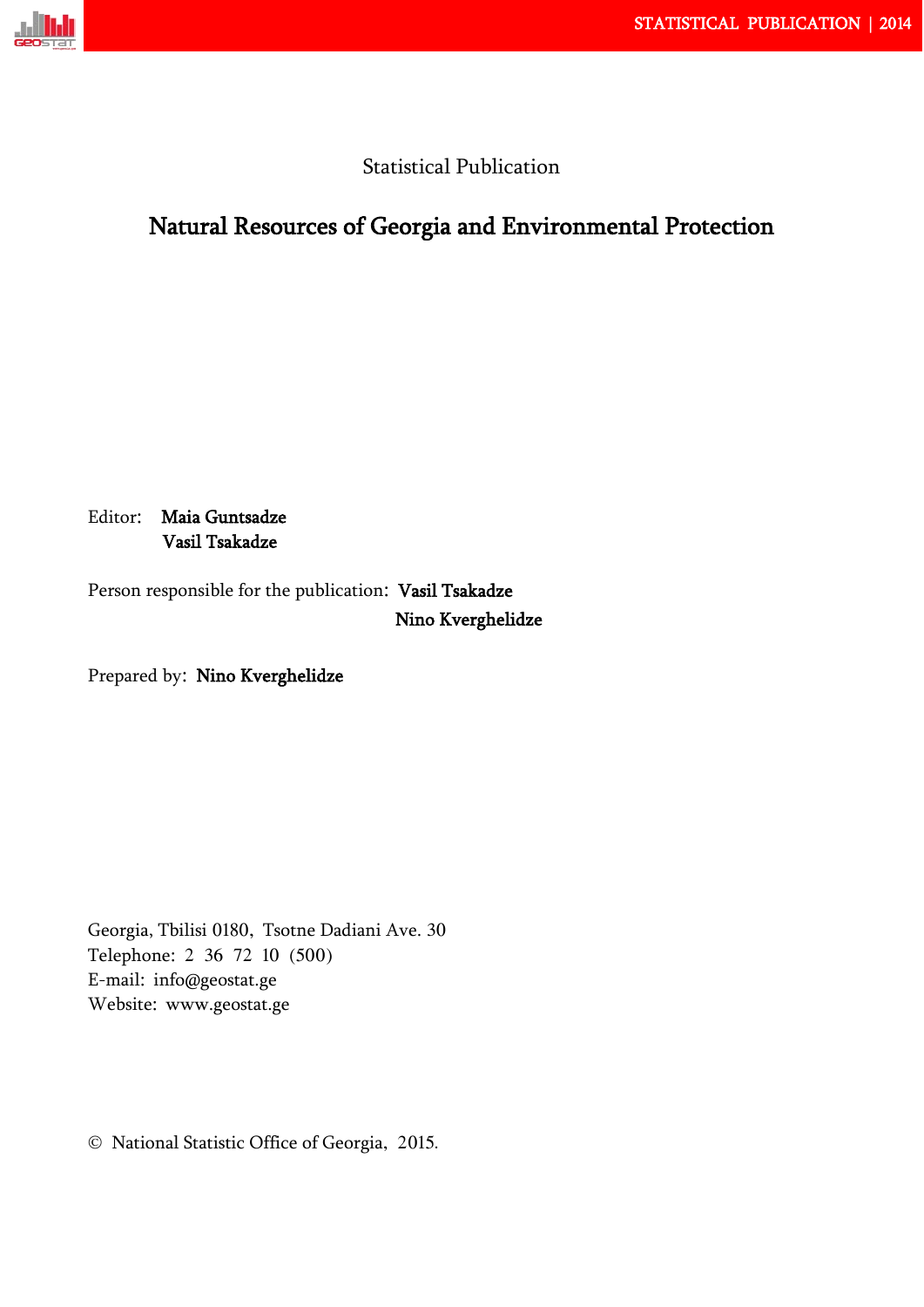Statistical Publication

# Natural Resources of Georgia and Environmental Protection

Editor: **Maia Guntsadze**
**Vasil Tsakadze**

Person responsible for the publication: **Vasil Tsakadze**
**Nino Kverghelidze**

Prepared by: **Nino Kverghelidze**

Georgia, Tbilisi 0180, Tsotne Dadiani Ave. 30
Telephone: 2 36 72 10 (500)
E-mail: info@geostat.ge
Website: www.geostat.ge

© National Statistic Office of Georgia, 2015.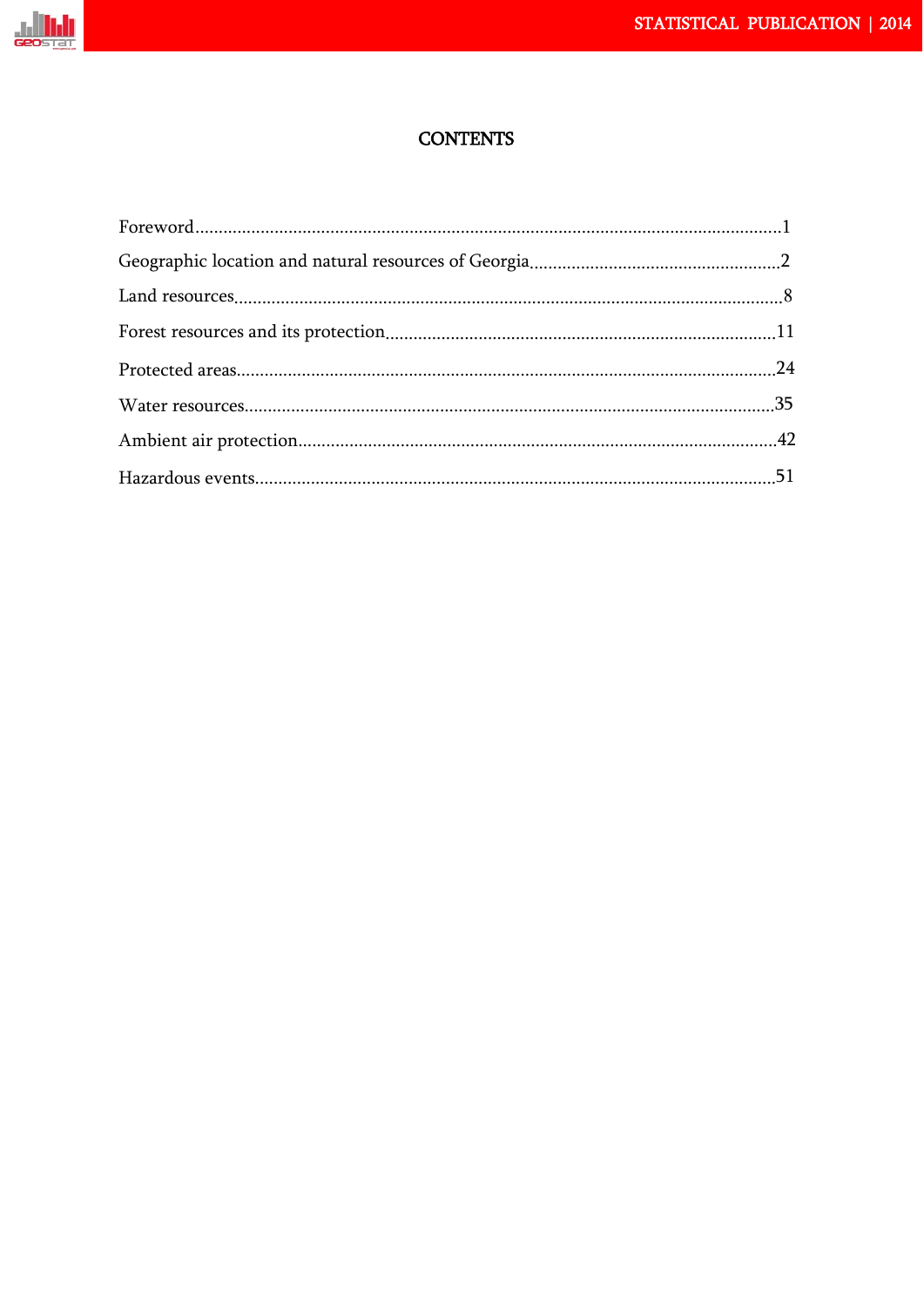# CONTENTS

Foreword.....1

Geographic location and natural resources of Georgia.....2

Land resources.....8

Forest resources and its protection.....11

Protected areas.....24

Water resources.....35

Ambient air protection.....42

Hazardous events.....51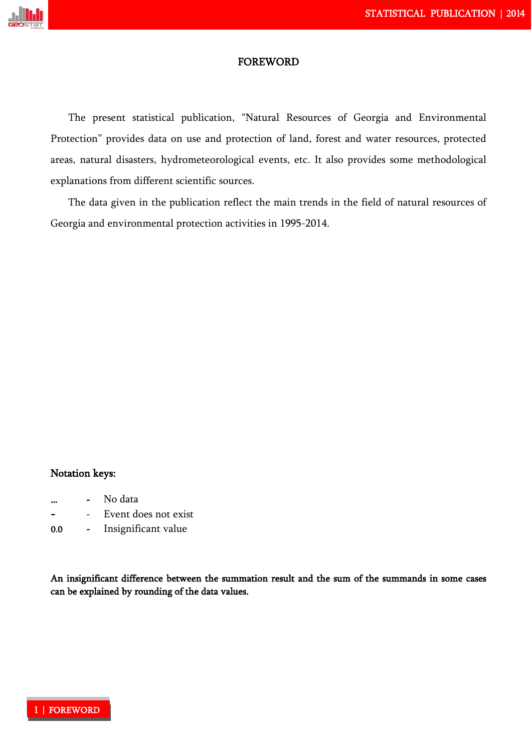# FOREWORD

The present statistical publication, "Natural Resources of Georgia and Environmental Protection" provides data on use and protection of land, forest and water resources, protected areas, natural disasters, hydrometeorological events, etc. It also provides some methodological explanations from different scientific sources.

The data given in the publication reflect the main trends in the field of natural resources of Georgia and environmental protection activities in 1995-2014.

**Notation keys:**

| | | |
|---|---|---|
| ... | - | No data |
| - | - | Event does not exist |
| 0.0 | - | Insignificant value |

**An insignificant difference between the summation result and the sum of the summands in some cases can be explained by rounding of the data values.**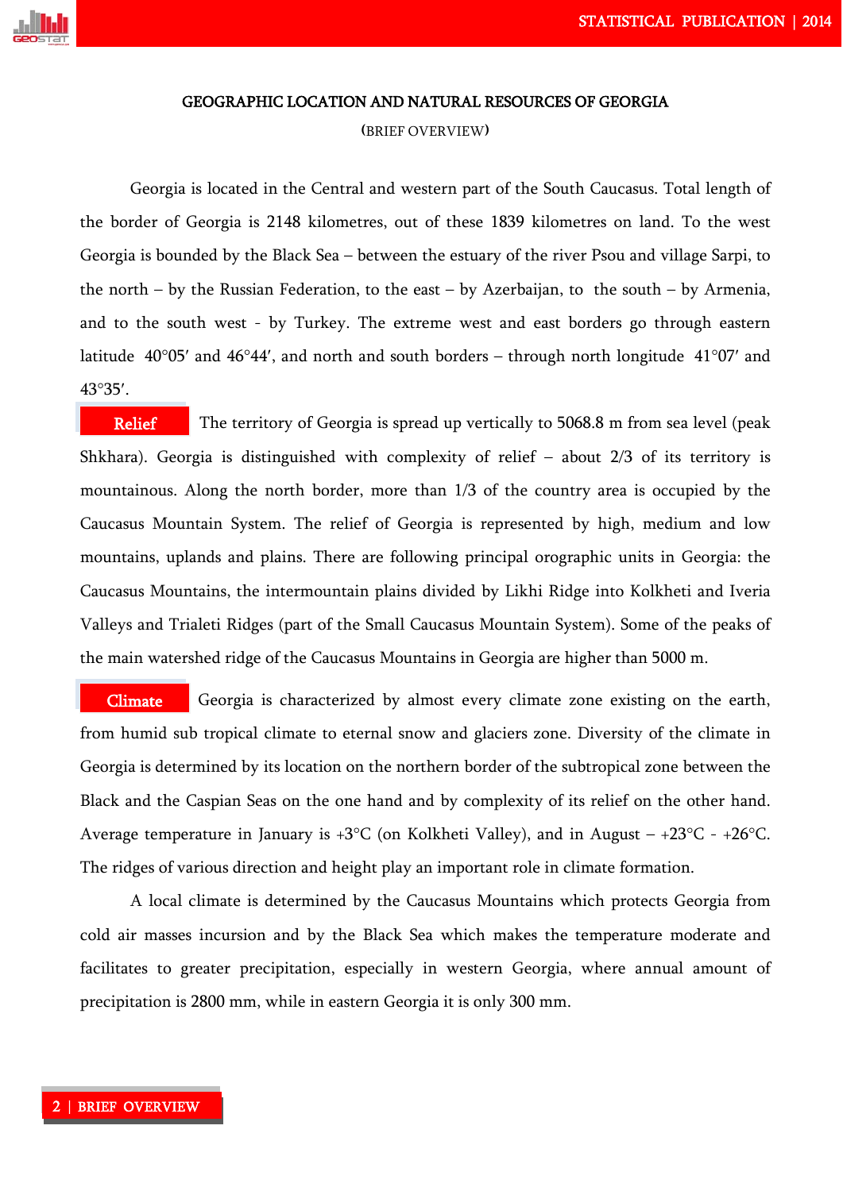## GEOGRAPHIC LOCATION AND NATURAL RESOURCES OF GEORGIA

(BRIEF OVERVIEW)

Georgia is located in the Central and western part of the South Caucasus. Total length of the border of Georgia is 2148 kilometres, out of these 1839 kilometres on land. To the west Georgia is bounded by the Black Sea – between the estuary of the river Psou and village Sarpi, to the north – by the Russian Federation, to the east – by Azerbaijan, to the south – by Armenia, and to the south west - by Turkey. The extreme west and east borders go through eastern latitude 40°05′ and 46°44′, and north and south borders – through north longitude 41°07′ and 43°35′.

**Relief** The territory of Georgia is spread up vertically to 5068.8 m from sea level (peak Shkhara). Georgia is distinguished with complexity of relief – about 2/3 of its territory is mountainous. Along the north border, more than 1/3 of the country area is occupied by the Caucasus Mountain System. The relief of Georgia is represented by high, medium and low mountains, uplands and plains. There are following principal orographic units in Georgia: the Caucasus Mountains, the intermountain plains divided by Likhi Ridge into Kolkheti and Iveria Valleys and Trialeti Ridges (part of the Small Caucasus Mountain System). Some of the peaks of the main watershed ridge of the Caucasus Mountains in Georgia are higher than 5000 m.

**Climate** Georgia is characterized by almost every climate zone existing on the earth, from humid sub tropical climate to eternal snow and glaciers zone. Diversity of the climate in Georgia is determined by its location on the northern border of the subtropical zone between the Black and the Caspian Seas on the one hand and by complexity of its relief on the other hand. Average temperature in January is +3°C (on Kolkheti Valley), and in August – +23°C - +26°C. The ridges of various direction and height play an important role in climate formation.

A local climate is determined by the Caucasus Mountains which protects Georgia from cold air masses incursion and by the Black Sea which makes the temperature moderate and facilitates to greater precipitation, especially in western Georgia, where annual amount of precipitation is 2800 mm, while in eastern Georgia it is only 300 mm.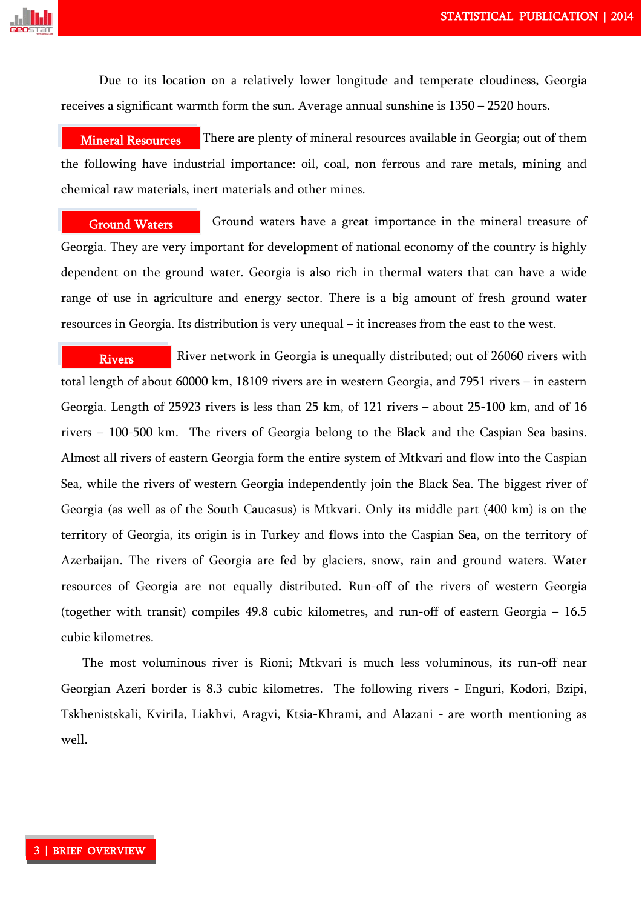Due to its location on a relatively lower longitude and temperate cloudiness, Georgia receives a significant warmth form the sun. Average annual sunshine is 1350 – 2520 hours.

**Mineral Resources** There are plenty of mineral resources available in Georgia; out of them the following have industrial importance: oil, coal, non ferrous and rare metals, mining and chemical raw materials, inert materials and other mines.

**Ground Waters** Ground waters have a great importance in the mineral treasure of Georgia. They are very important for development of national economy of the country is highly dependent on the ground water. Georgia is also rich in thermal waters that can have a wide range of use in agriculture and energy sector. There is a big amount of fresh ground water resources in Georgia. Its distribution is very unequal – it increases from the east to the west.

**Rivers** River network in Georgia is unequally distributed; out of 26060 rivers with total length of about 60000 km, 18109 rivers are in western Georgia, and 7951 rivers – in eastern Georgia. Length of 25923 rivers is less than 25 km, of 121 rivers – about 25-100 km, and of 16 rivers – 100-500 km. The rivers of Georgia belong to the Black and the Caspian Sea basins. Almost all rivers of eastern Georgia form the entire system of Mtkvari and flow into the Caspian Sea, while the rivers of western Georgia independently join the Black Sea. The biggest river of Georgia (as well as of the South Caucasus) is Mtkvari. Only its middle part (400 km) is on the territory of Georgia, its origin is in Turkey and flows into the Caspian Sea, on the territory of Azerbaijan. The rivers of Georgia are fed by glaciers, snow, rain and ground waters. Water resources of Georgia are not equally distributed. Run-off of the rivers of western Georgia (together with transit) compiles 49.8 cubic kilometres, and run-off of eastern Georgia – 16.5 cubic kilometres.

The most voluminous river is Rioni; Mtkvari is much less voluminous, its run-off near Georgian Azeri border is 8.3 cubic kilometres. The following rivers - Enguri, Kodori, Bzipi, Tskhenistskali, Kvirila, Liakhvi, Aragvi, Ktsia-Khrami, and Alazani - are worth mentioning as well.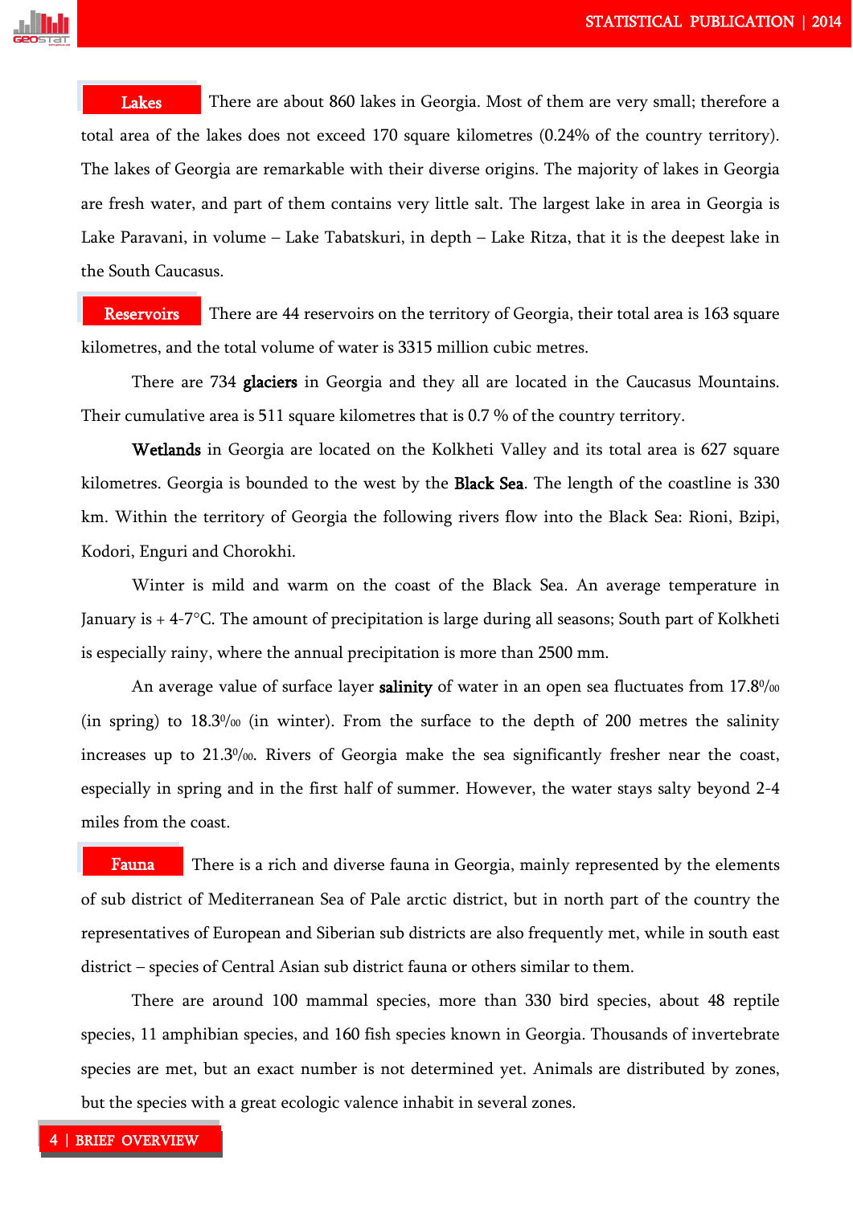**Lakes** There are about 860 lakes in Georgia. Most of them are very small; therefore a total area of the lakes does not exceed 170 square kilometres (0.24% of the country territory). The lakes of Georgia are remarkable with their diverse origins. The majority of lakes in Georgia are fresh water, and part of them contains very little salt. The largest lake in area in Georgia is Lake Paravani, in volume – Lake Tabatskuri, in depth – Lake Ritza, that it is the deepest lake in the South Caucasus.

**Reservoirs** There are 44 reservoirs on the territory of Georgia, their total area is 163 square kilometres, and the total volume of water is 3315 million cubic metres.

There are 734 **glaciers** in Georgia and they all are located in the Caucasus Mountains. Their cumulative area is 511 square kilometres that is 0.7 % of the country territory.

**Wetlands** in Georgia are located on the Kolkheti Valley and its total area is 627 square kilometres. Georgia is bounded to the west by the **Black Sea**. The length of the coastline is 330 km. Within the territory of Georgia the following rivers flow into the Black Sea: Rioni, Bzipi, Kodori, Enguri and Chorokhi.

Winter is mild and warm on the coast of the Black Sea. An average temperature in January is + 4-7°C. The amount of precipitation is large during all seasons; South part of Kolkheti is especially rainy, where the annual precipitation is more than 2500 mm.

An average value of surface layer **salinity** of water in an open sea fluctuates from 17.8‰ (in spring) to 18.3‰ (in winter). From the surface to the depth of 200 metres the salinity increases up to 21.3‰. Rivers of Georgia make the sea significantly fresher near the coast, especially in spring and in the first half of summer. However, the water stays salty beyond 2-4 miles from the coast.

**Fauna** There is a rich and diverse fauna in Georgia, mainly represented by the elements of sub district of Mediterranean Sea of Pale arctic district, but in north part of the country the representatives of European and Siberian sub districts are also frequently met, while in south east district – species of Central Asian sub district fauna or others similar to them.

There are around 100 mammal species, more than 330 bird species, about 48 reptile species, 11 amphibian species, and 160 fish species known in Georgia. Thousands of invertebrate species are met, but an exact number is not determined yet. Animals are distributed by zones, but the species with a great ecologic valence inhabit in several zones.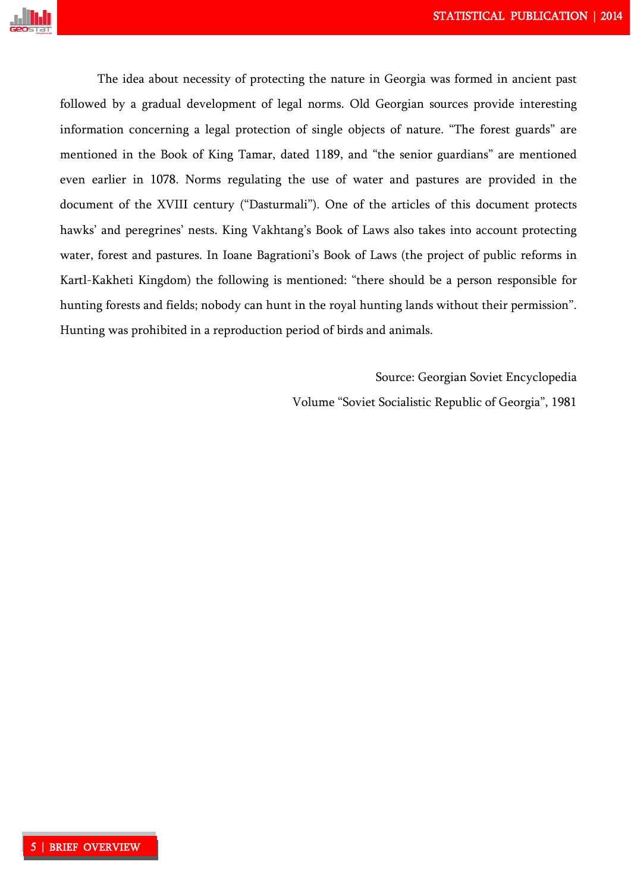The idea about necessity of protecting the nature in Georgia was formed in ancient past followed by a gradual development of legal norms. Old Georgian sources provide interesting information concerning a legal protection of single objects of nature. "The forest guards" are mentioned in the Book of King Tamar, dated 1189, and "the senior guardians" are mentioned even earlier in 1078. Norms regulating the use of water and pastures are provided in the document of the XVIII century ("Dasturmali"). One of the articles of this document protects hawks' and peregrines' nests. King Vakhtang's Book of Laws also takes into account protecting water, forest and pastures. In Ioane Bagrationi's Book of Laws (the project of public reforms in Kartl-Kakheti Kingdom) the following is mentioned: "there should be a person responsible for hunting forests and fields; nobody can hunt in the royal hunting lands without their permission". Hunting was prohibited in a reproduction period of birds and animals.

Source: Georgian Soviet Encyclopedia

Volume "Soviet Socialistic Republic of Georgia", 1981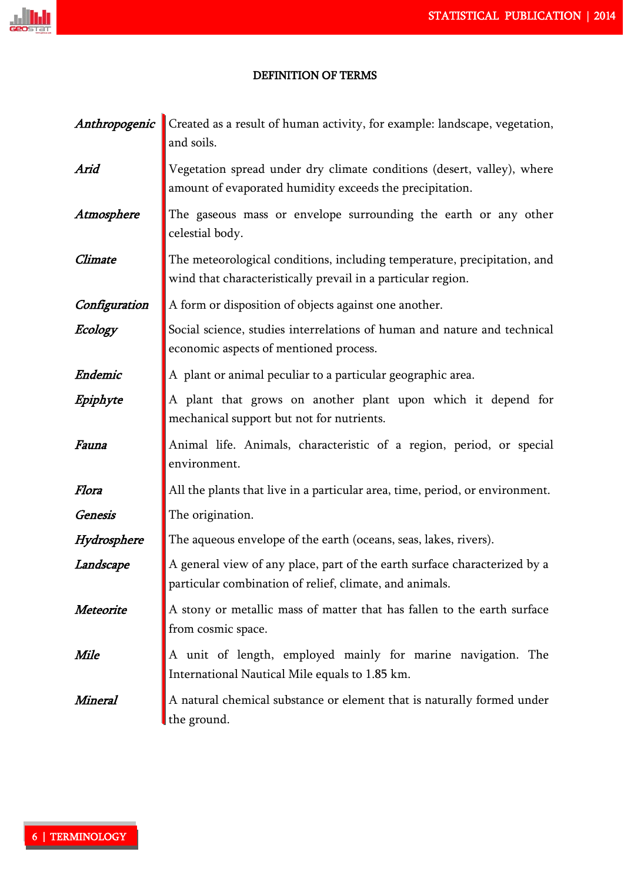## DEFINITION OF TERMS

| | |
|---|---|
| ***Anthropogenic*** | Created as a result of human activity, for example: landscape, vegetation, and soils. |
| ***Arid*** | Vegetation spread under dry climate conditions (desert, valley), where amount of evaporated humidity exceeds the precipitation. |
| ***Atmosphere*** | The gaseous mass or envelope surrounding the earth or any other celestial body. |
| ***Climate*** | The meteorological conditions, including temperature, precipitation, and wind that characteristically prevail in a particular region. |
| ***Configuration*** | A form or disposition of objects against one another. |
| ***Ecology*** | Social science, studies interrelations of human and nature and technical economic aspects of mentioned process. |
| ***Endemic*** | A plant or animal peculiar to a particular geographic area. |
| ***Epiphyte*** | A plant that grows on another plant upon which it depend for mechanical support but not for nutrients. |
| ***Fauna*** | Animal life. Animals, characteristic of a region, period, or special environment. |
| ***Flora*** | All the plants that live in a particular area, time, period, or environment. |
| ***Genesis*** | The origination. |
| ***Hydrosphere*** | The aqueous envelope of the earth (oceans, seas, lakes, rivers). |
| ***Landscape*** | A general view of any place, part of the earth surface characterized by a particular combination of relief, climate, and animals. |
| ***Meteorite*** | A stony or metallic mass of matter that has fallen to the earth surface from cosmic space. |
| ***Mile*** | A unit of length, employed mainly for marine navigation. The International Nautical Mile equals to 1.85 km. |
| ***Mineral*** | A natural chemical substance or element that is naturally formed under the ground. |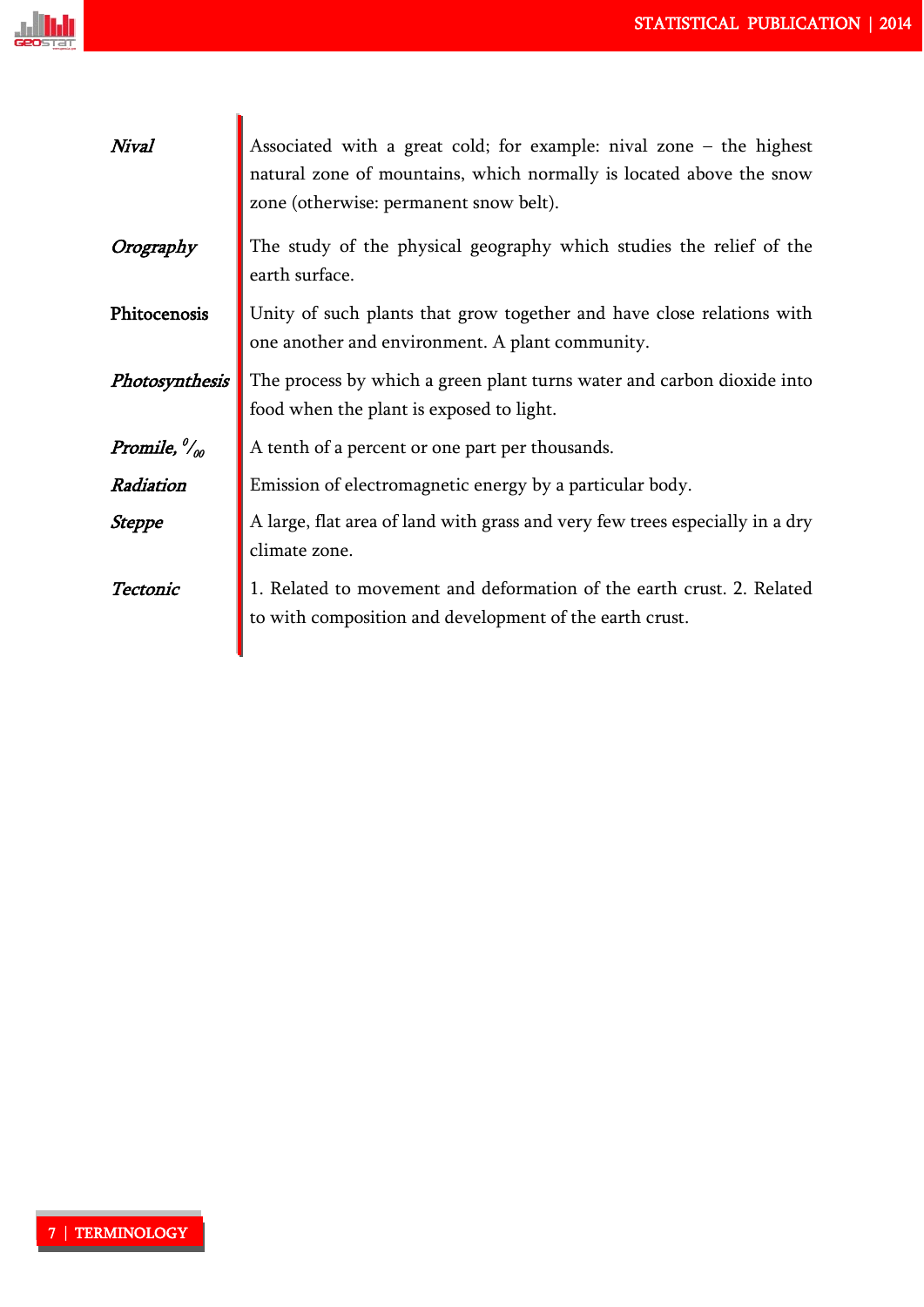*Nival* — Associated with a great cold; for example: nival zone – the highest natural zone of mountains, which normally is located above the snow zone (otherwise: permanent snow belt).

*Orography* — The study of the physical geography which studies the relief of the earth surface.

**Phitocenosis** — Unity of such plants that grow together and have close relations with one another and environment. A plant community.

*Photosynthesis* — The process by which a green plant turns water and carbon dioxide into food when the plant is exposed to light.

*Promile*, $^{0}/_{00}$ — A tenth of a percent or one part per thousands.

*Radiation* — Emission of electromagnetic energy by a particular body.

*Steppe* — A large, flat area of land with grass and very few trees especially in a dry climate zone.

*Tectonic* — 1. Related to movement and deformation of the earth crust. 2. Related to with composition and development of the earth crust.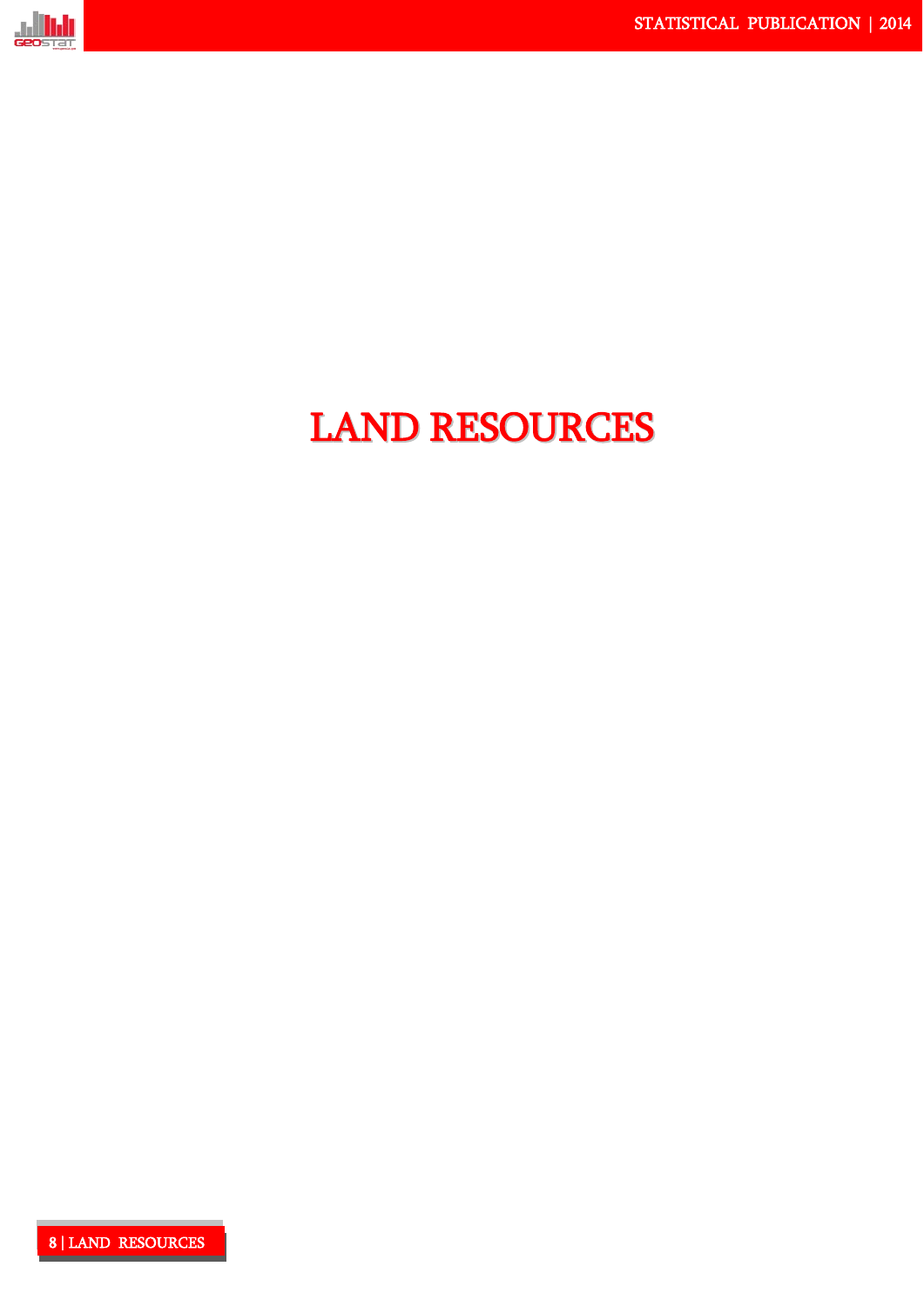# LAND RESOURCES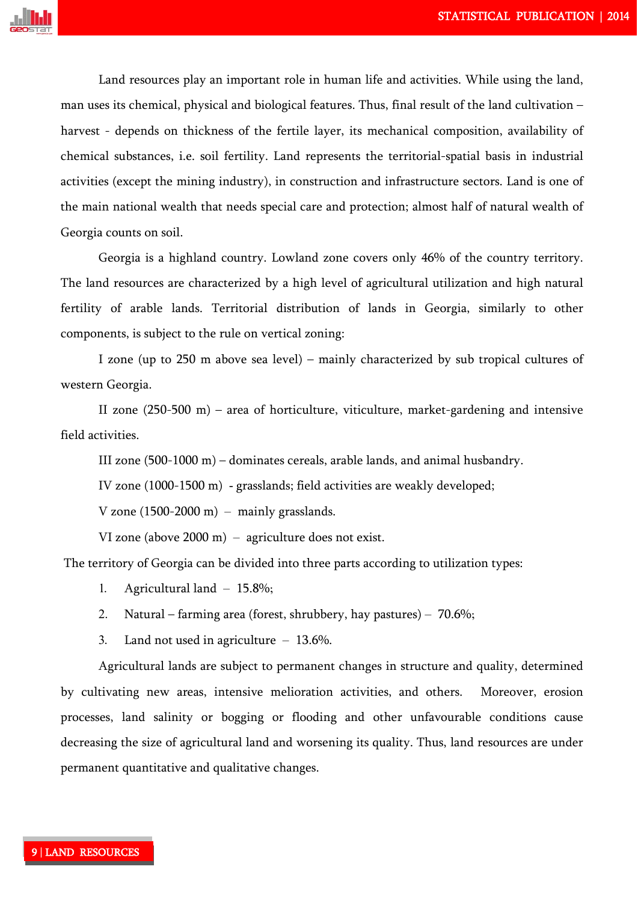Land resources play an important role in human life and activities. While using the land, man uses its chemical, physical and biological features. Thus, final result of the land cultivation – harvest - depends on thickness of the fertile layer, its mechanical composition, availability of chemical substances, i.e. soil fertility. Land represents the territorial-spatial basis in industrial activities (except the mining industry), in construction and infrastructure sectors. Land is one of the main national wealth that needs special care and protection; almost half of natural wealth of Georgia counts on soil.

Georgia is a highland country. Lowland zone covers only 46% of the country territory. The land resources are characterized by a high level of agricultural utilization and high natural fertility of arable lands. Territorial distribution of lands in Georgia, similarly to other components, is subject to the rule on vertical zoning:

I zone (up to 250 m above sea level) – mainly characterized by sub tropical cultures of western Georgia.

II zone (250-500 m) – area of horticulture, viticulture, market-gardening and intensive field activities.

III zone (500-1000 m) – dominates cereals, arable lands, and animal husbandry.

IV zone (1000-1500 m) - grasslands; field activities are weakly developed;

V zone (1500-2000 m) – mainly grasslands.

VI zone (above 2000 m) – agriculture does not exist.

The territory of Georgia can be divided into three parts according to utilization types:

1. Agricultural land – 15.8%;
2. Natural – farming area (forest, shrubbery, hay pastures) – 70.6%;
3. Land not used in agriculture – 13.6%.

Agricultural lands are subject to permanent changes in structure and quality, determined by cultivating new areas, intensive melioration activities, and others. Moreover, erosion processes, land salinity or bogging or flooding and other unfavourable conditions cause decreasing the size of agricultural land and worsening its quality. Thus, land resources are under permanent quantitative and qualitative changes.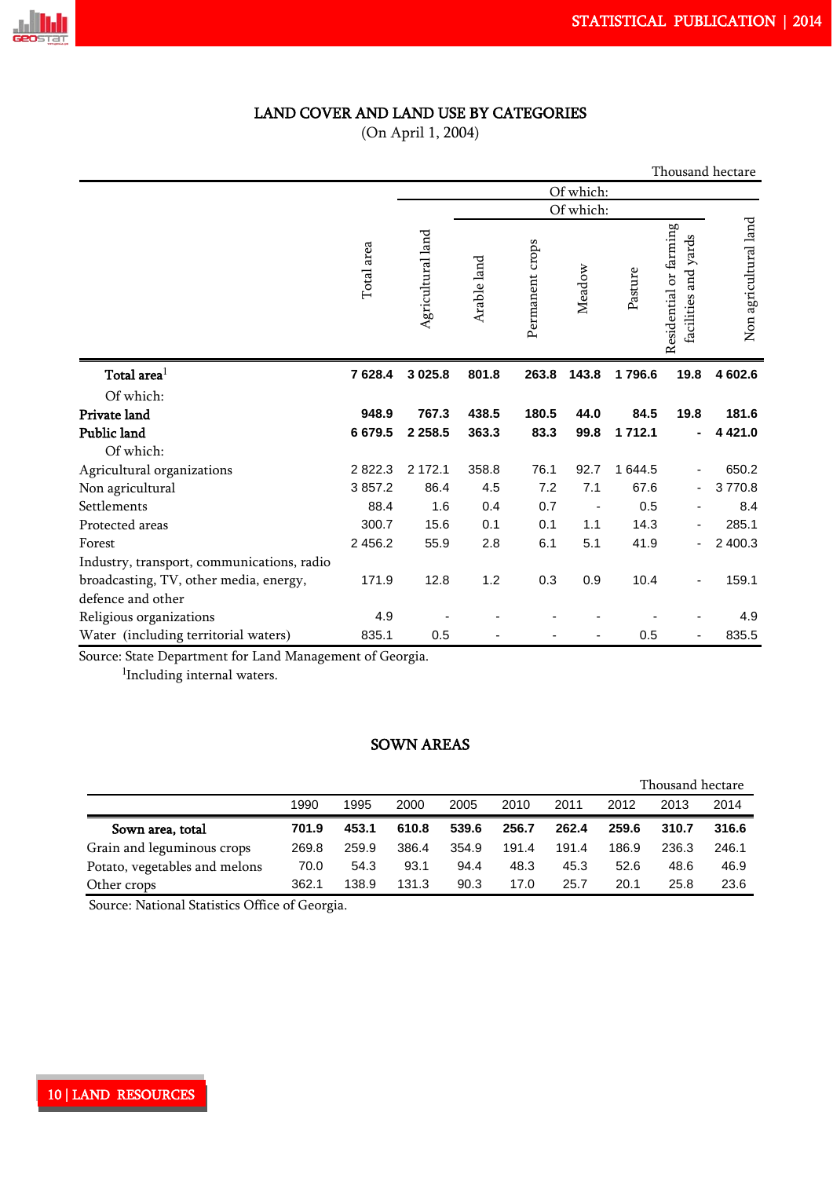## LAND COVER AND LAND USE BY CATEGORIES

(On April 1, 2004)

Thousand hectare

| | Total area | Of which: | | | | | | | |
|---|---|---|---|---|---|---|---|---|---|
| | | Agricultural land | Of which: | | | | | | Non agricultural land |
| | | | Arable land | Permanent crops | Meadow | Pasture | Residential or farming facilities and yards | | |
| **Total area**[1] | **7 628.4** | **3 025.8** | **801.8** | **263.8** | **143.8** | **1 796.6** | **19.8** | | **4 602.6** |
| Of which: | | | | | | | | | |
| **Private land** | **948.9** | **767.3** | **438.5** | **180.5** | **44.0** | **84.5** | **19.8** | | **181.6** |
| **Public land** | **6 679.5** | **2 258.5** | **363.3** | **83.3** | **99.8** | **1 712.1** | **-** | | **4 421.0** |
| Of which: | | | | | | | | | |
| Agricultural organizations | 2 822.3 | 2 172.1 | 358.8 | 76.1 | 92.7 | 1 644.5 | - | | 650.2 |
| Non agricultural | 3 857.2 | 86.4 | 4.5 | 7.2 | 7.1 | 67.6 | - | | 3 770.8 |
| Settlements | 88.4 | 1.6 | 0.4 | 0.7 | - | 0.5 | - | | 8.4 |
| Protected areas | 300.7 | 15.6 | 0.1 | 0.1 | 1.1 | 14.3 | - | | 285.1 |
| Forest | 2 456.2 | 55.9 | 2.8 | 6.1 | 5.1 | 41.9 | - | | 2 400.3 |
| Industry, transport, communications, radio broadcasting, TV, other media, energy, defence and other | 171.9 | 12.8 | 1.2 | 0.3 | 0.9 | 10.4 | - | | 159.1 |
| Religious organizations | 4.9 | - | - | - | - | - | - | | 4.9 |
| Water (including territorial waters) | 835.1 | 0.5 | - | - | - | 0.5 | - | | 835.5 |

Source: State Department for Land Management of Georgia.

[1]Including internal waters.

## SOWN AREAS

Thousand hectare

| | 1990 | 1995 | 2000 | 2005 | 2010 | 2011 | 2012 | 2013 | 2014 |
|---|---|---|---|---|---|---|---|---|---|
| **Sown area, total** | **701.9** | **453.1** | **610.8** | **539.6** | **256.7** | **262.4** | **259.6** | **310.7** | **316.6** |
| Grain and leguminous crops | 269.8 | 259.9 | 386.4 | 354.9 | 191.4 | 191.4 | 186.9 | 236.3 | 246.1 |
| Potato, vegetables and melons | 70.0 | 54.3 | 93.1 | 94.4 | 48.3 | 45.3 | 52.6 | 48.6 | 46.9 |
| Other crops | 362.1 | 138.9 | 131.3 | 90.3 | 17.0 | 25.7 | 20.1 | 25.8 | 23.6 |

Source: National Statistics Office of Georgia.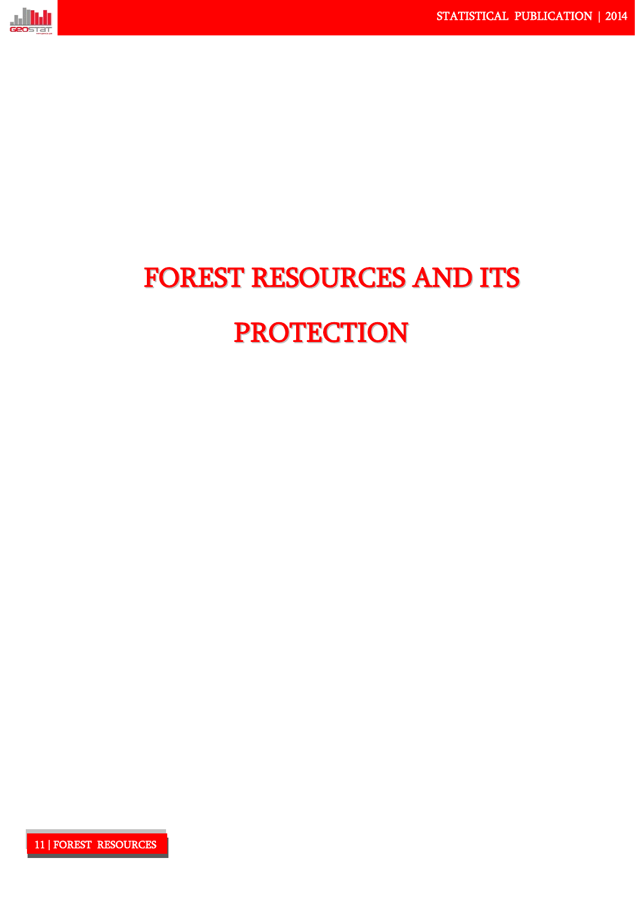# FOREST RESOURCES AND ITS PROTECTION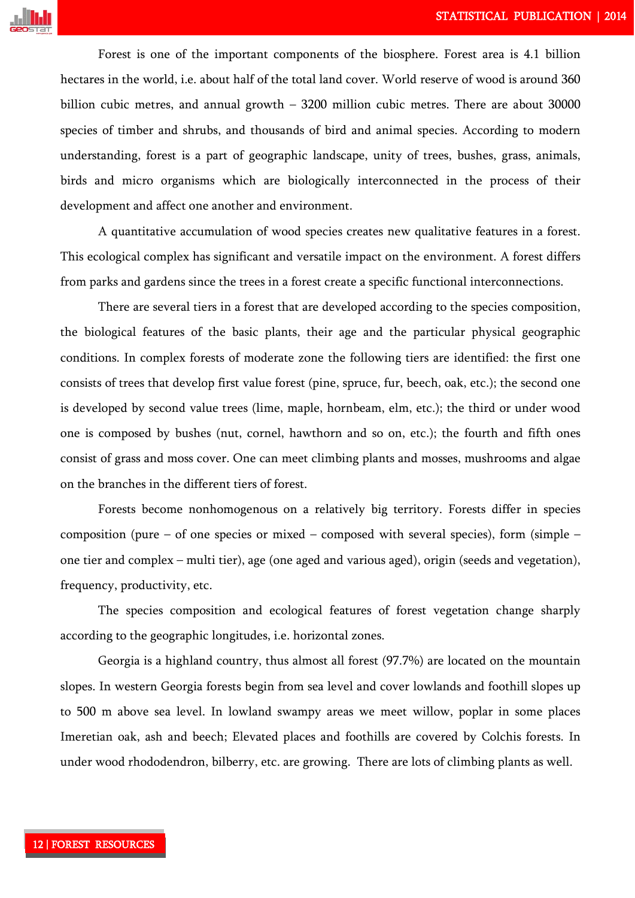Forest is one of the important components of the biosphere. Forest area is 4.1 billion hectares in the world, i.e. about half of the total land cover. World reserve of wood is around 360 billion cubic metres, and annual growth – 3200 million cubic metres. There are about 30000 species of timber and shrubs, and thousands of bird and animal species. According to modern understanding, forest is a part of geographic landscape, unity of trees, bushes, grass, animals, birds and micro organisms which are biologically interconnected in the process of their development and affect one another and environment.

A quantitative accumulation of wood species creates new qualitative features in a forest. This ecological complex has significant and versatile impact on the environment. A forest differs from parks and gardens since the trees in a forest create a specific functional interconnections.

There are several tiers in a forest that are developed according to the species composition, the biological features of the basic plants, their age and the particular physical geographic conditions. In complex forests of moderate zone the following tiers are identified: the first one consists of trees that develop first value forest (pine, spruce, fur, beech, oak, etc.); the second one is developed by second value trees (lime, maple, hornbeam, elm, etc.); the third or under wood one is composed by bushes (nut, cornel, hawthorn and so on, etc.); the fourth and fifth ones consist of grass and moss cover. One can meet climbing plants and mosses, mushrooms and algae on the branches in the different tiers of forest.

Forests become nonhomogenous on a relatively big territory. Forests differ in species composition (pure – of one species or mixed – composed with several species), form (simple – one tier and complex – multi tier), age (one aged and various aged), origin (seeds and vegetation), frequency, productivity, etc.

The species composition and ecological features of forest vegetation change sharply according to the geographic longitudes, i.e. horizontal zones.

Georgia is a highland country, thus almost all forest (97.7%) are located on the mountain slopes. In western Georgia forests begin from sea level and cover lowlands and foothill slopes up to 500 m above sea level. In lowland swampy areas we meet willow, poplar in some places Imeretian oak, ash and beech; Elevated places and foothills are covered by Colchis forests. In under wood rhododendron, bilberry, etc. are growing. There are lots of climbing plants as well.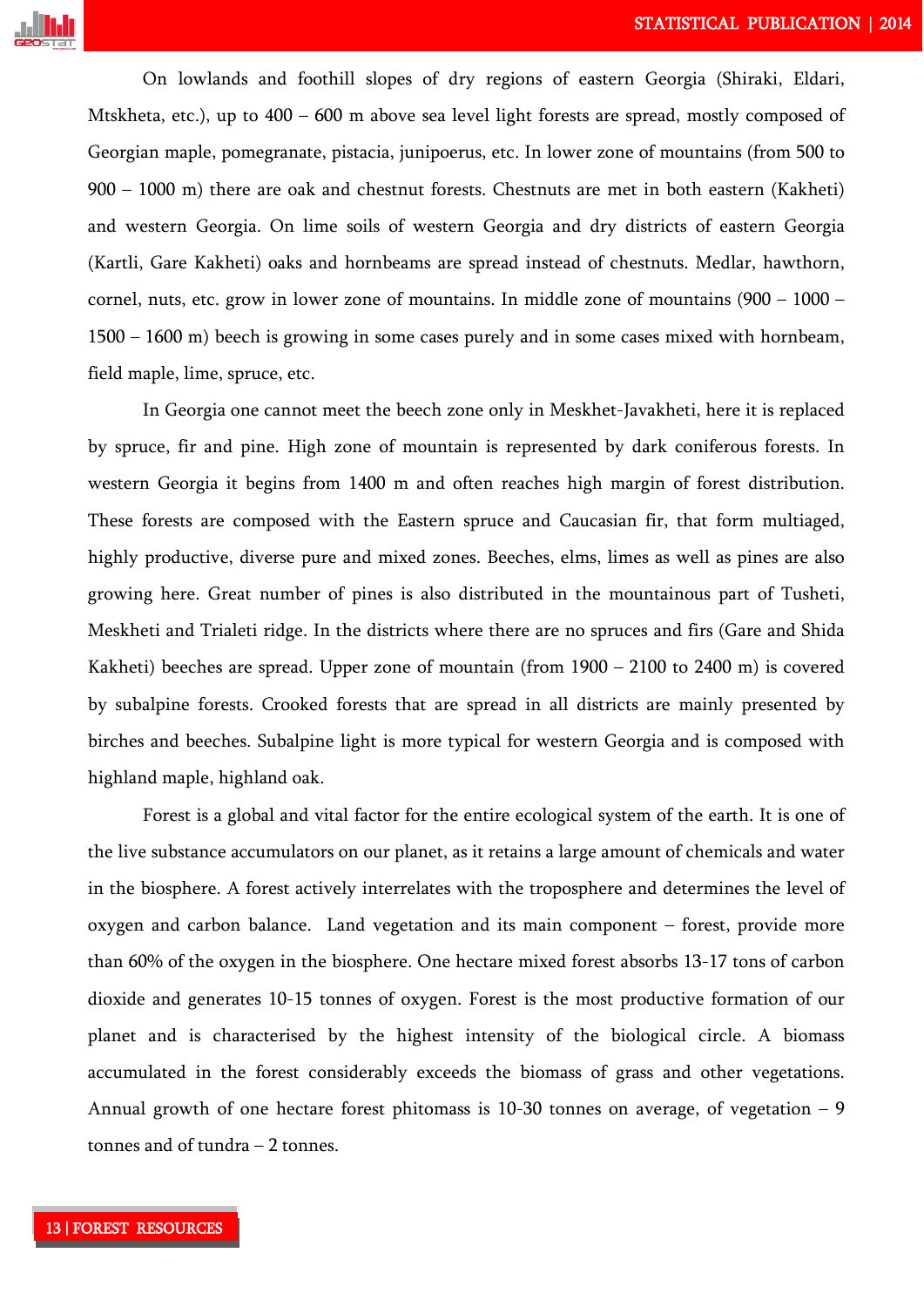On lowlands and foothill slopes of dry regions of eastern Georgia (Shiraki, Eldari, Mtskheta, etc.), up to 400 – 600 m above sea level light forests are spread, mostly composed of Georgian maple, pomegranate, pistacia, junipoerus, etc. In lower zone of mountains (from 500 to 900 – 1000 m) there are oak and chestnut forests. Chestnuts are met in both eastern (Kakheti) and western Georgia. On lime soils of western Georgia and dry districts of eastern Georgia (Kartli, Gare Kakheti) oaks and hornbeams are spread instead of chestnuts. Medlar, hawthorn, cornel, nuts, etc. grow in lower zone of mountains. In middle zone of mountains (900 – 1000 – 1500 – 1600 m) beech is growing in some cases purely and in some cases mixed with hornbeam, field maple, lime, spruce, etc.

In Georgia one cannot meet the beech zone only in Meskhet-Javakheti, here it is replaced by spruce, fir and pine. High zone of mountain is represented by dark coniferous forests. In western Georgia it begins from 1400 m and often reaches high margin of forest distribution. These forests are composed with the Eastern spruce and Caucasian fir, that form multiaged, highly productive, diverse pure and mixed zones. Beeches, elms, limes as well as pines are also growing here. Great number of pines is also distributed in the mountainous part of Tusheti, Meskheti and Trialeti ridge. In the districts where there are no spruces and firs (Gare and Shida Kakheti) beeches are spread. Upper zone of mountain (from 1900 – 2100 to 2400 m) is covered by subalpine forests. Crooked forests that are spread in all districts are mainly presented by birches and beeches. Subalpine light is more typical for western Georgia and is composed with highland maple, highland oak.

Forest is a global and vital factor for the entire ecological system of the earth. It is one of the live substance accumulators on our planet, as it retains a large amount of chemicals and water in the biosphere. A forest actively interrelates with the troposphere and determines the level of oxygen and carbon balance. Land vegetation and its main component – forest, provide more than 60% of the oxygen in the biosphere. One hectare mixed forest absorbs 13-17 tons of carbon dioxide and generates 10-15 tonnes of oxygen. Forest is the most productive formation of our planet and is characterised by the highest intensity of the biological circle. A biomass accumulated in the forest considerably exceeds the biomass of grass and other vegetations. Annual growth of one hectare forest phitomass is 10-30 tonnes on average, of vegetation – 9 tonnes and of tundra – 2 tonnes.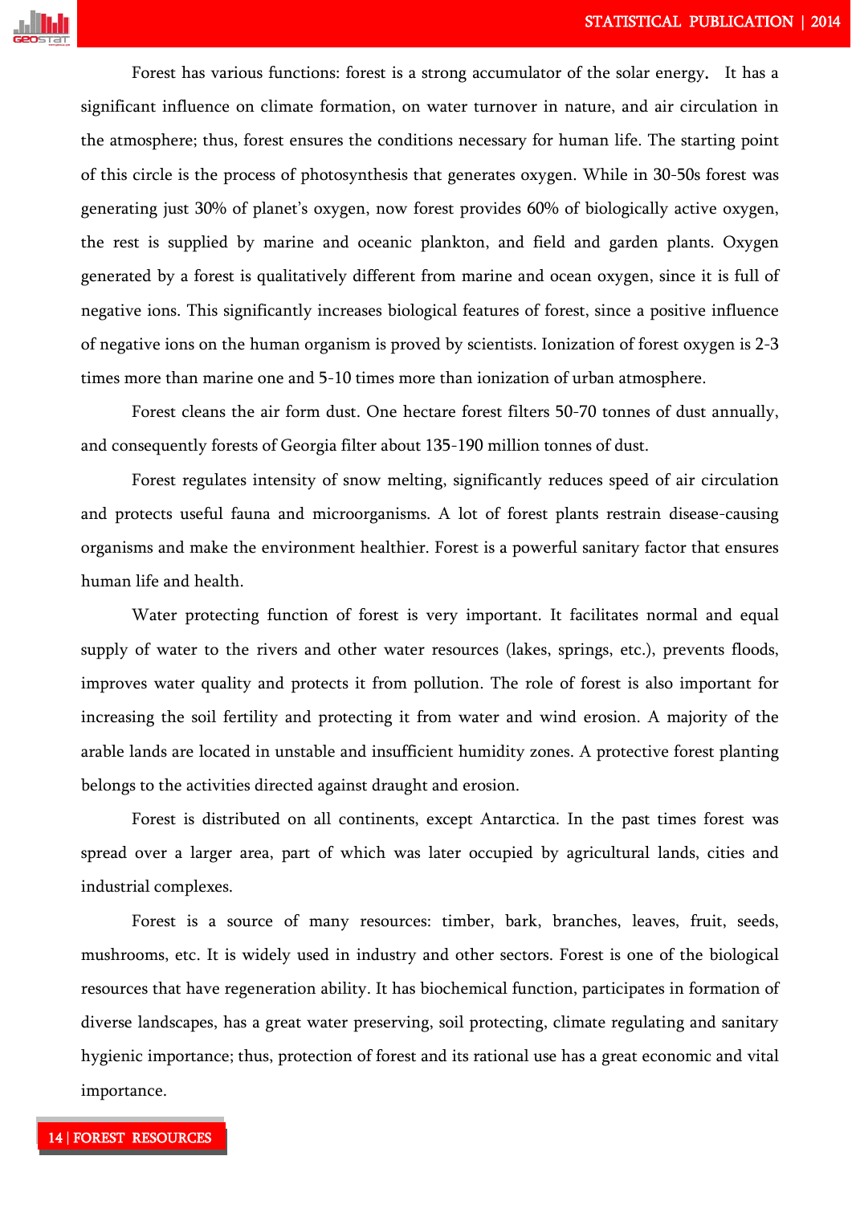Forest has various functions: forest is a strong accumulator of the solar energy. It has a significant influence on climate formation, on water turnover in nature, and air circulation in the atmosphere; thus, forest ensures the conditions necessary for human life. The starting point of this circle is the process of photosynthesis that generates oxygen. While in 30-50s forest was generating just 30% of planet's oxygen, now forest provides 60% of biologically active oxygen, the rest is supplied by marine and oceanic plankton, and field and garden plants. Oxygen generated by a forest is qualitatively different from marine and ocean oxygen, since it is full of negative ions. This significantly increases biological features of forest, since a positive influence of negative ions on the human organism is proved by scientists. Ionization of forest oxygen is 2-3 times more than marine one and 5-10 times more than ionization of urban atmosphere.

Forest cleans the air form dust. One hectare forest filters 50-70 tonnes of dust annually, and consequently forests of Georgia filter about 135-190 million tonnes of dust.

Forest regulates intensity of snow melting, significantly reduces speed of air circulation and protects useful fauna and microorganisms. A lot of forest plants restrain disease-causing organisms and make the environment healthier. Forest is a powerful sanitary factor that ensures human life and health.

Water protecting function of forest is very important. It facilitates normal and equal supply of water to the rivers and other water resources (lakes, springs, etc.), prevents floods, improves water quality and protects it from pollution. The role of forest is also important for increasing the soil fertility and protecting it from water and wind erosion. A majority of the arable lands are located in unstable and insufficient humidity zones. A protective forest planting belongs to the activities directed against draught and erosion.

Forest is distributed on all continents, except Antarctica. In the past times forest was spread over a larger area, part of which was later occupied by agricultural lands, cities and industrial complexes.

Forest is a source of many resources: timber, bark, branches, leaves, fruit, seeds, mushrooms, etc. It is widely used in industry and other sectors. Forest is one of the biological resources that have regeneration ability. It has biochemical function, participates in formation of diverse landscapes, has a great water preserving, soil protecting, climate regulating and sanitary hygienic importance; thus, protection of forest and its rational use has a great economic and vital importance.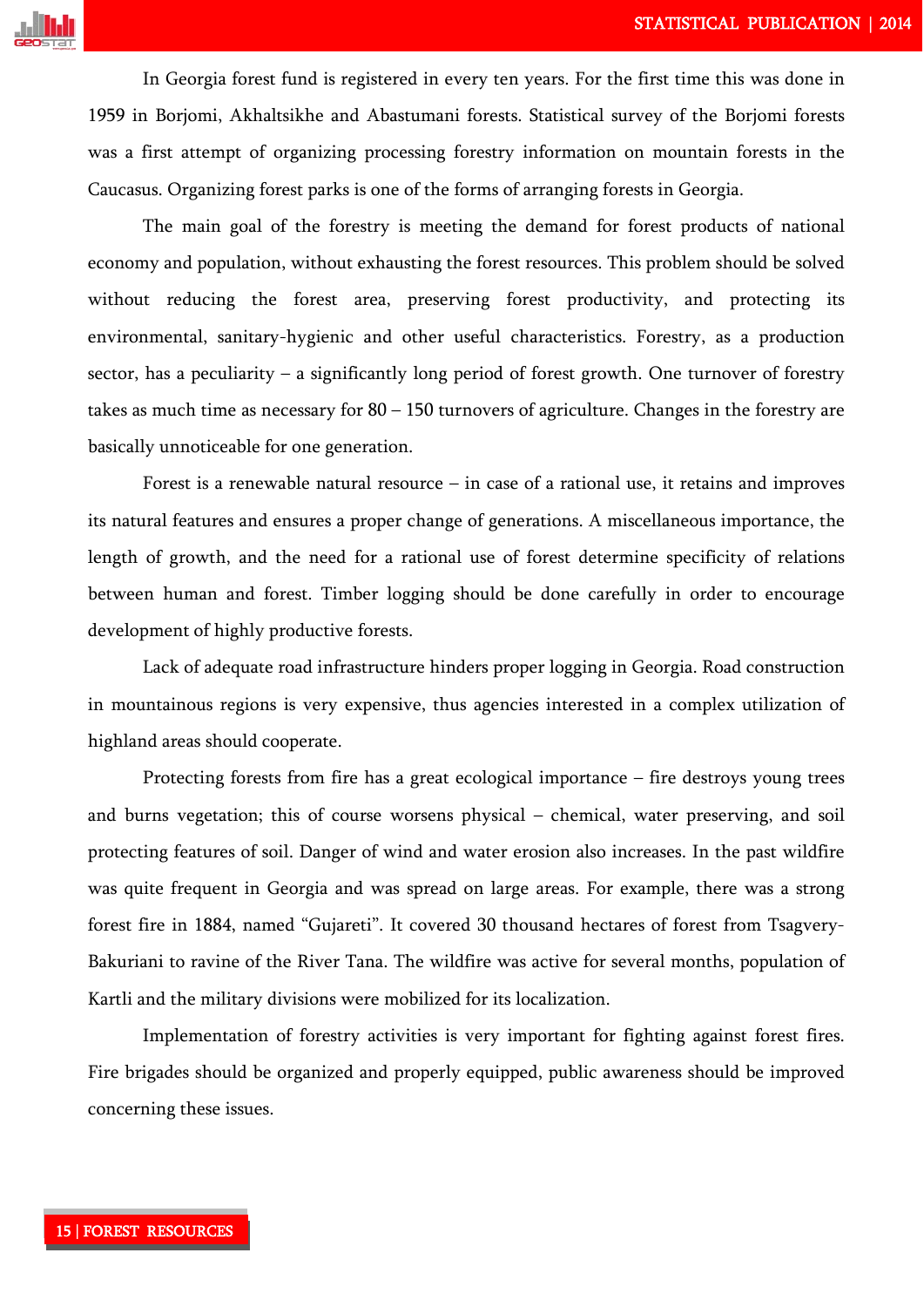In Georgia forest fund is registered in every ten years. For the first time this was done in 1959 in Borjomi, Akhaltsikhe and Abastumani forests. Statistical survey of the Borjomi forests was a first attempt of organizing processing forestry information on mountain forests in the Caucasus. Organizing forest parks is one of the forms of arranging forests in Georgia.

The main goal of the forestry is meeting the demand for forest products of national economy and population, without exhausting the forest resources. This problem should be solved without reducing the forest area, preserving forest productivity, and protecting its environmental, sanitary-hygienic and other useful characteristics. Forestry, as a production sector, has a peculiarity – a significantly long period of forest growth. One turnover of forestry takes as much time as necessary for 80 – 150 turnovers of agriculture. Changes in the forestry are basically unnoticeable for one generation.

Forest is a renewable natural resource – in case of a rational use, it retains and improves its natural features and ensures a proper change of generations. A miscellaneous importance, the length of growth, and the need for a rational use of forest determine specificity of relations between human and forest. Timber logging should be done carefully in order to encourage development of highly productive forests.

Lack of adequate road infrastructure hinders proper logging in Georgia. Road construction in mountainous regions is very expensive, thus agencies interested in a complex utilization of highland areas should cooperate.

Protecting forests from fire has a great ecological importance – fire destroys young trees and burns vegetation; this of course worsens physical – chemical, water preserving, and soil protecting features of soil. Danger of wind and water erosion also increases. In the past wildfire was quite frequent in Georgia and was spread on large areas. For example, there was a strong forest fire in 1884, named "Gujareti". It covered 30 thousand hectares of forest from Tsagvery-Bakuriani to ravine of the River Tana. The wildfire was active for several months, population of Kartli and the military divisions were mobilized for its localization.

Implementation of forestry activities is very important for fighting against forest fires. Fire brigades should be organized and properly equipped, public awareness should be improved concerning these issues.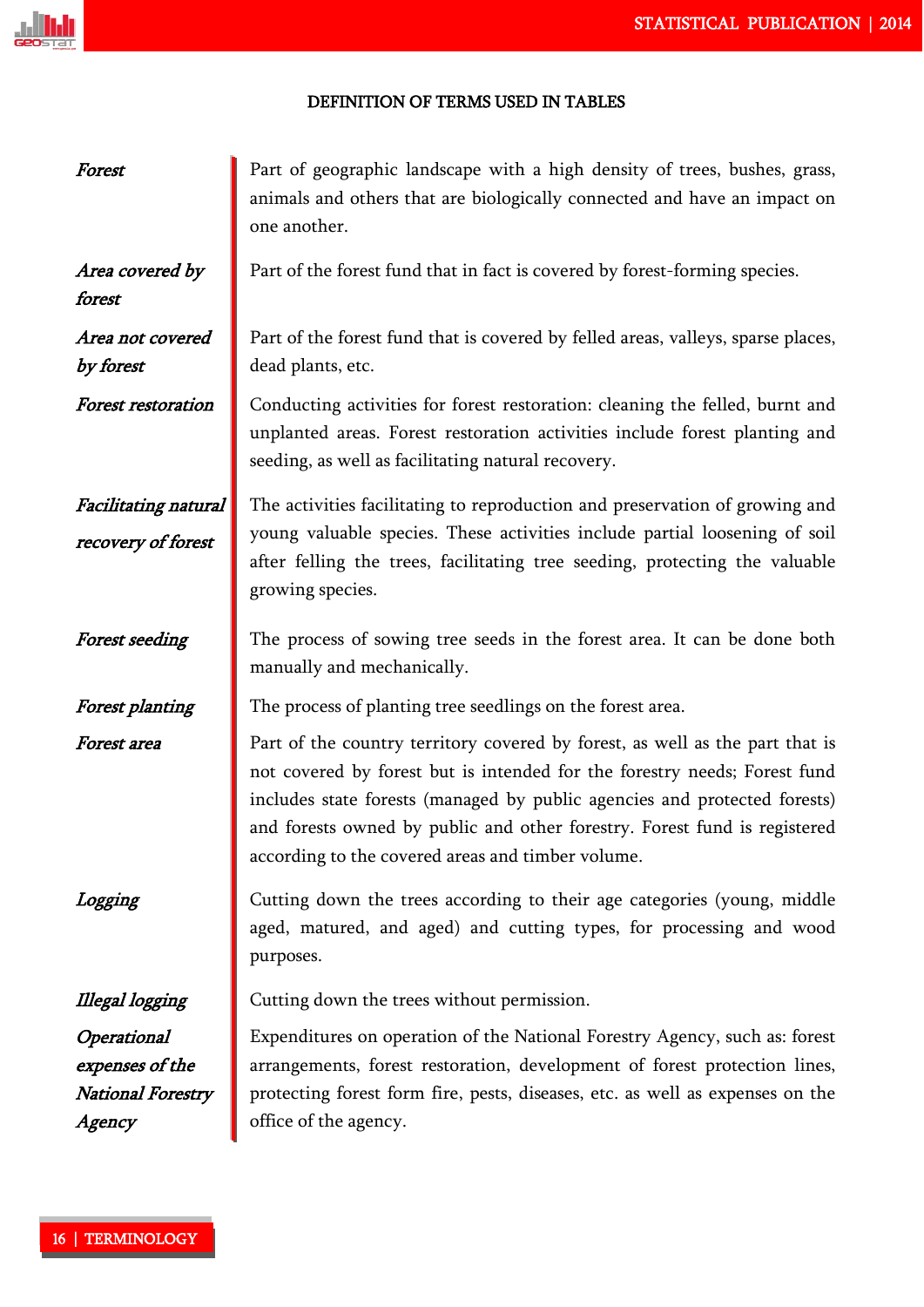## DEFINITION OF TERMS USED IN TABLES

***Forest*** — Part of geographic landscape with a high density of trees, bushes, grass, animals and others that are biologically connected and have an impact on one another.

***Area covered by forest*** — Part of the forest fund that in fact is covered by forest-forming species.

***Area not covered by forest*** — Part of the forest fund that is covered by felled areas, valleys, sparse places, dead plants, etc.

***Forest restoration*** — Conducting activities for forest restoration: cleaning the felled, burnt and unplanted areas. Forest restoration activities include forest planting and seeding, as well as facilitating natural recovery.

***Facilitating natural recovery of forest*** — The activities facilitating to reproduction and preservation of growing and young valuable species. These activities include partial loosening of soil after felling the trees, facilitating tree seeding, protecting the valuable growing species.

***Forest seeding*** — The process of sowing tree seeds in the forest area. It can be done both manually and mechanically.

***Forest planting*** — The process of planting tree seedlings on the forest area.

***Forest area*** — Part of the country territory covered by forest, as well as the part that is not covered by forest but is intended for the forestry needs; Forest fund includes state forests (managed by public agencies and protected forests) and forests owned by public and other forestry. Forest fund is registered according to the covered areas and timber volume.

***Logging*** — Cutting down the trees according to their age categories (young, middle aged, matured, and aged) and cutting types, for processing and wood purposes.

***Illegal logging*** — Cutting down the trees without permission.

***Operational expenses of the National Forestry Agency*** — Expenditures on operation of the National Forestry Agency, such as: forest arrangements, forest restoration, development of forest protection lines, protecting forest form fire, pests, diseases, etc. as well as expenses on the office of the agency.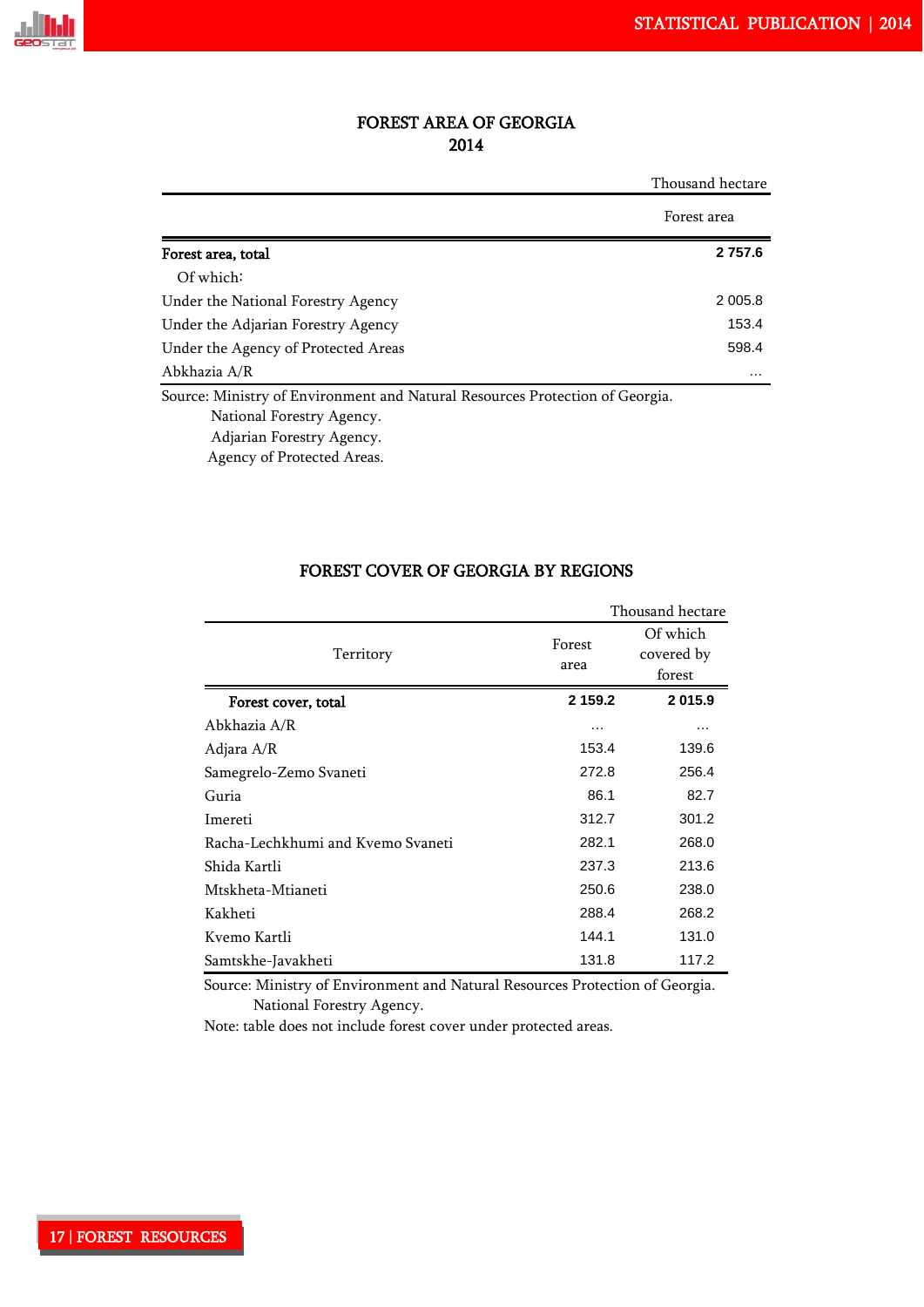## FOREST AREA OF GEORGIA
## 2014

Thousand hectare

| | Forest area |
|---|---|
| **Forest area, total** | **2 757.6** |
| Of which: | |
| Under the National Forestry Agency | 2 005.8 |
| Under the Adjarian Forestry Agency | 153.4 |
| Under the Agency of Protected Areas | 598.4 |
| Abkhazia A/R | … |

Source: Ministry of Environment and Natural Resources Protection of Georgia.
National Forestry Agency.
Adjarian Forestry Agency.
Agency of Protected Areas.

## FOREST COVER OF GEORGIA BY REGIONS

Thousand hectare

| Territory | Forest area | Of which covered by forest |
|---|---|---|
| **Forest cover, total** | **2 159.2** | **2 015.9** |
| Abkhazia A/R | … | … |
| Adjara A/R | 153.4 | 139.6 |
| Samegrelo-Zemo Svaneti | 272.8 | 256.4 |
| Guria | 86.1 | 82.7 |
| Imereti | 312.7 | 301.2 |
| Racha-Lechkhumi and Kvemo Svaneti | 282.1 | 268.0 |
| Shida Kartli | 237.3 | 213.6 |
| Mtskheta-Mtianeti | 250.6 | 238.0 |
| Kakheti | 288.4 | 268.2 |
| Kvemo Kartli | 144.1 | 131.0 |
| Samtskhe-Javakheti | 131.8 | 117.2 |

Source: Ministry of Environment and Natural Resources Protection of Georgia.
National Forestry Agency.

Note: table does not include forest cover under protected areas.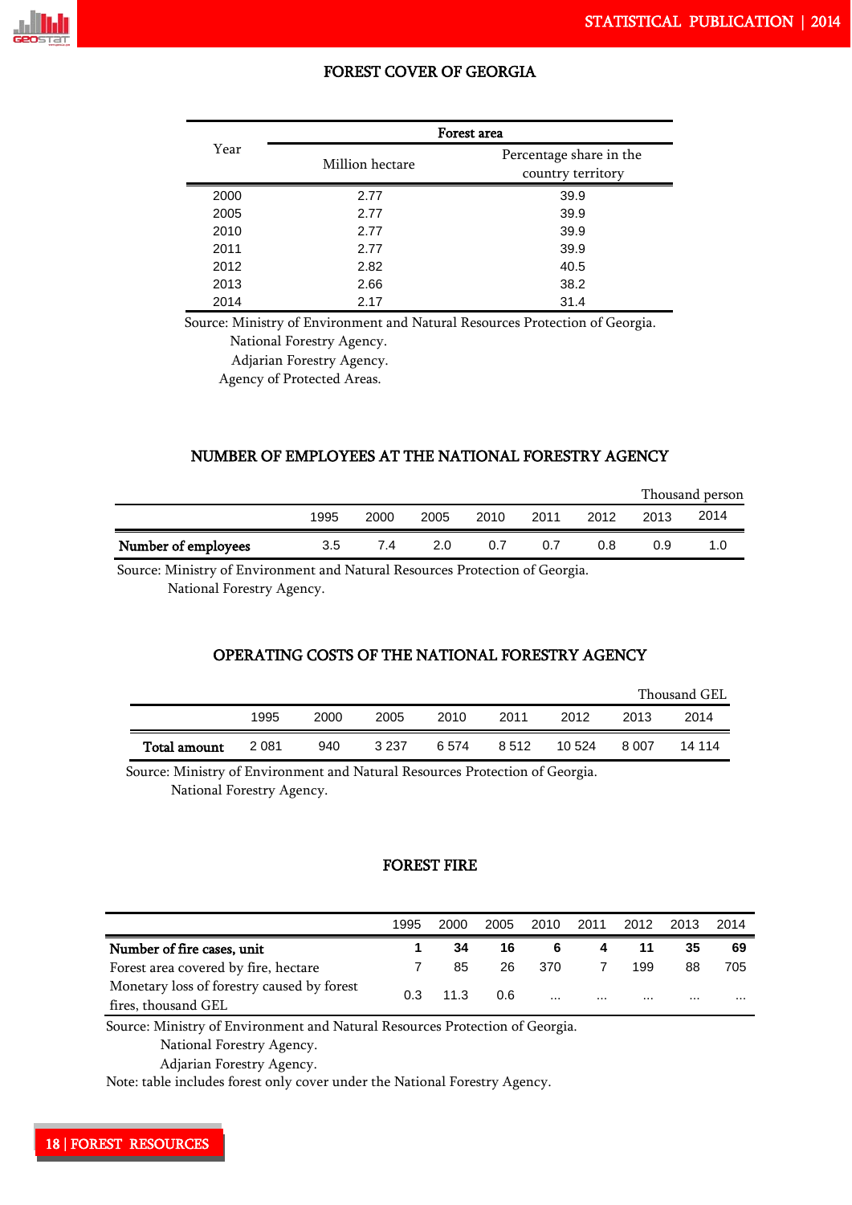## FOREST COVER OF GEORGIA

| Year | Forest area | |
|---|---|---|
| | Million hectare | Percentage share in the country territory |
| 2000 | 2.77 | 39.9 |
| 2005 | 2.77 | 39.9 |
| 2010 | 2.77 | 39.9 |
| 2011 | 2.77 | 39.9 |
| 2012 | 2.82 | 40.5 |
| 2013 | 2.66 | 38.2 |
| 2014 | 2.17 | 31.4 |

Source: Ministry of Environment and Natural Resources Protection of Georgia.
National Forestry Agency.
Adjarian Forestry Agency.
Agency of Protected Areas.

## NUMBER OF EMPLOYEES AT THE NATIONAL FORESTRY AGENCY

Thousand person

| | 1995 | 2000 | 2005 | 2010 | 2011 | 2012 | 2013 | 2014 |
|---|---|---|---|---|---|---|---|---|
| **Number of employees** | 3.5 | 7.4 | 2.0 | 0.7 | 0.7 | 0.8 | 0.9 | 1.0 |

Source: Ministry of Environment and Natural Resources Protection of Georgia.
National Forestry Agency.

## OPERATING COSTS OF THE NATIONAL FORESTRY AGENCY

Thousand GEL

| | 1995 | 2000 | 2005 | 2010 | 2011 | 2012 | 2013 | 2014 |
|---|---|---|---|---|---|---|---|---|
| **Total amount** | 2 081 | 940 | 3 237 | 6 574 | 8 512 | 10 524 | 8 007 | 14 114 |

Source: Ministry of Environment and Natural Resources Protection of Georgia.
National Forestry Agency.

## FOREST FIRE

| | 1995 | 2000 | 2005 | 2010 | 2011 | 2012 | 2013 | 2014 |
|---|---|---|---|---|---|---|---|---|
| **Number of fire cases, unit** | **1** | **34** | **16** | **6** | **4** | **11** | **35** | **69** |
| Forest area covered by fire, hectare | 7 | 85 | 26 | 370 | 7 | 199 | 88 | 705 |
| Monetary loss of forestry caused by forest fires, thousand GEL | 0.3 | 11.3 | 0.6 | ... | ... | ... | ... | ... |

Source: Ministry of Environment and Natural Resources Protection of Georgia.
National Forestry Agency.
Adjarian Forestry Agency.
Note: table includes forest only cover under the National Forestry Agency.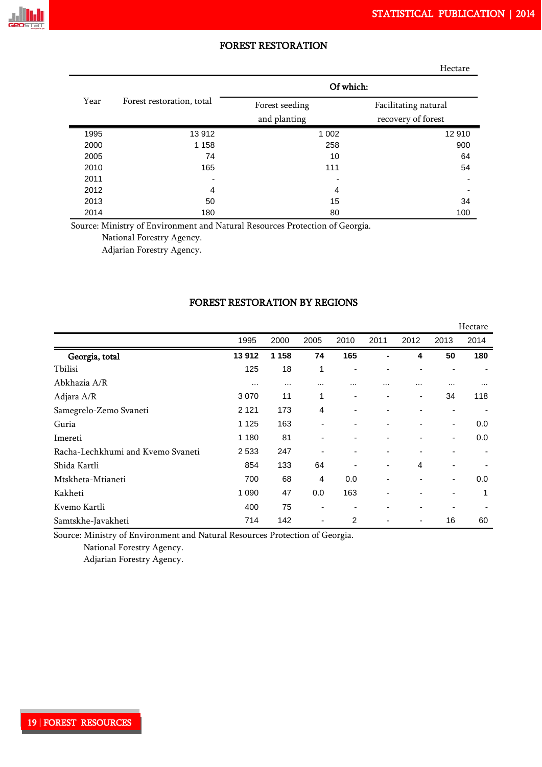## FOREST RESTORATION

Hectare

| Year | Forest restoration, total | Of which: | |
|---|---|---|---|
| | | Forest seeding and planting | Facilitating natural recovery of forest |
| 1995 | 13 912 | 1 002 | 12 910 |
| 2000 | 1 158 | 258 | 900 |
| 2005 | 74 | 10 | 64 |
| 2010 | 165 | 111 | 54 |
| 2011 | - | - | - |
| 2012 | 4 | 4 | - |
| 2013 | 50 | 15 | 34 |
| 2014 | 180 | 80 | 100 |

Source: Ministry of Environment and Natural Resources Protection of Georgia.
National Forestry Agency.
Adjarian Forestry Agency.

## FOREST RESTORATION BY REGIONS

Hectare

| | 1995 | 2000 | 2005 | 2010 | 2011 | 2012 | 2013 | 2014 |
|---|---|---|---|---|---|---|---|---|
| **Georgia, total** | **13 912** | **1 158** | **74** | **165** | **-** | **4** | **50** | **180** |
| Tbilisi | 125 | 18 | 1 | - | - | - | - | - |
| Abkhazia A/R | ... | ... | ... | ... | ... | ... | ... | ... |
| Adjara A/R | 3 070 | 11 | 1 | - | - | - | 34 | 118 |
| Samegrelo-Zemo Svaneti | 2 121 | 173 | 4 | - | - | - | - | - |
| Guria | 1 125 | 163 | - | - | - | - | - | 0.0 |
| Imereti | 1 180 | 81 | - | - | - | - | - | 0.0 |
| Racha-Lechkhumi and Kvemo Svaneti | 2 533 | 247 | - | - | - | - | - | - |
| Shida Kartli | 854 | 133 | 64 | - | - | 4 | - | - |
| Mtskheta-Mtianeti | 700 | 68 | 4 | 0.0 | - | - | - | 0.0 |
| Kakheti | 1 090 | 47 | 0.0 | 163 | - | - | - | 1 |
| Kvemo Kartli | 400 | 75 | - | - | - | - | - | - |
| Samtskhe-Javakheti | 714 | 142 | - | 2 | - | - | 16 | 60 |

Source: Ministry of Environment and Natural Resources Protection of Georgia.
National Forestry Agency.
Adjarian Forestry Agency.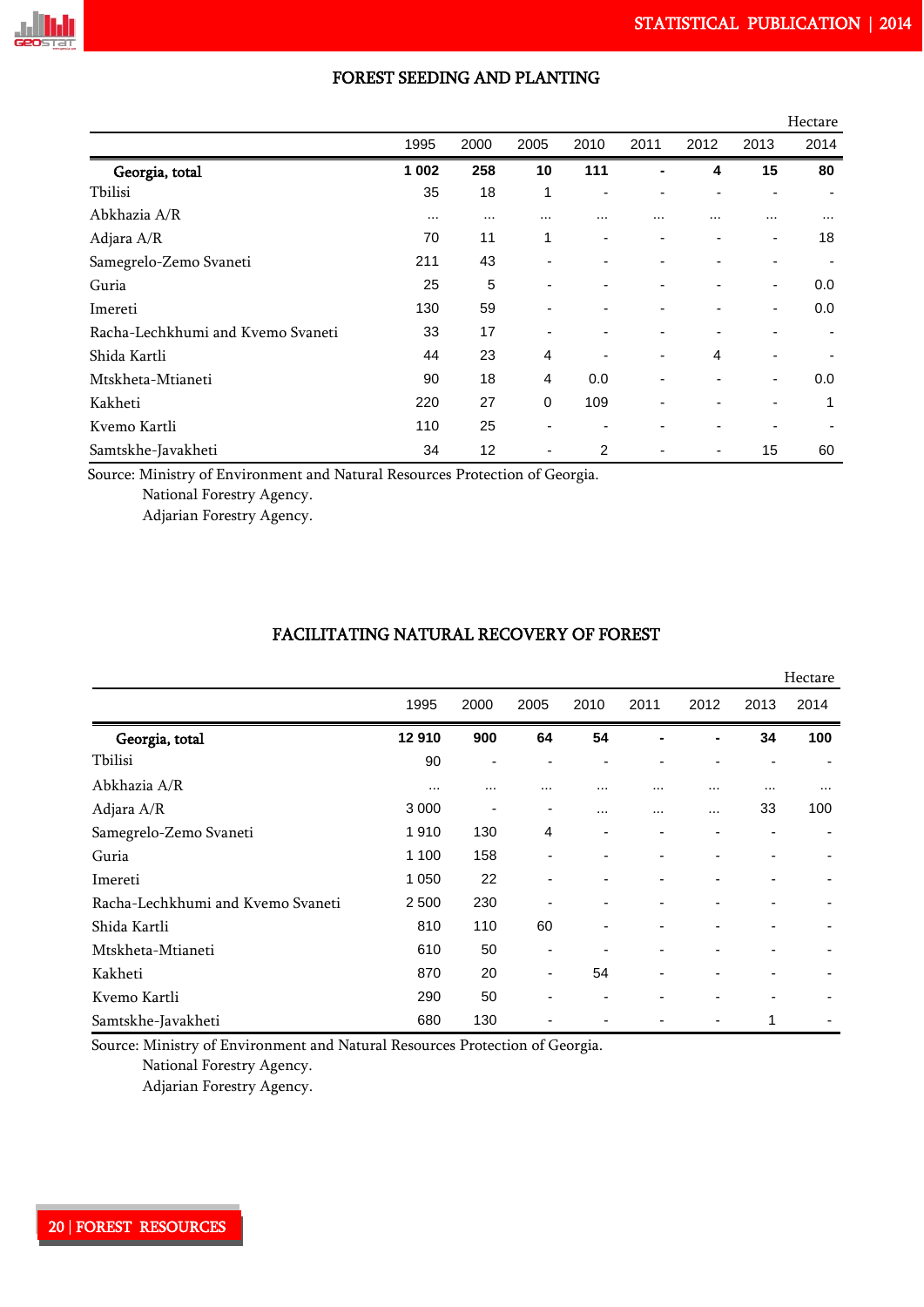## FOREST SEEDING AND PLANTING

Hectare

| | 1995 | 2000 | 2005 | 2010 | 2011 | 2012 | 2013 | 2014 |
|---|---|---|---|---|---|---|---|---|
| **Georgia, total** | **1 002** | **258** | **10** | **111** | **-** | **4** | **15** | **80** |
| Tbilisi | 35 | 18 | 1 | - | - | - | - | - |
| Abkhazia A/R | ... | ... | ... | ... | ... | ... | ... | ... |
| Adjara A/R | 70 | 11 | 1 | - | - | - | - | 18 |
| Samegrelo-Zemo Svaneti | 211 | 43 | - | - | - | - | - | - |
| Guria | 25 | 5 | - | - | - | - | - | 0.0 |
| Imereti | 130 | 59 | - | - | - | - | - | 0.0 |
| Racha-Lechkhumi and Kvemo Svaneti | 33 | 17 | - | - | - | - | - | - |
| Shida Kartli | 44 | 23 | 4 | - | - | 4 | - | - |
| Mtskheta-Mtianeti | 90 | 18 | 4 | 0.0 | - | - | - | 0.0 |
| Kakheti | 220 | 27 | 0 | 109 | - | - | - | 1 |
| Kvemo Kartli | 110 | 25 | - | - | - | - | - | - |
| Samtskhe-Javakheti | 34 | 12 | - | 2 | - | - | 15 | 60 |

Source: Ministry of Environment and Natural Resources Protection of Georgia.
National Forestry Agency.
Adjarian Forestry Agency.

## FACILITATING NATURAL RECOVERY OF FOREST

Hectare

| | 1995 | 2000 | 2005 | 2010 | 2011 | 2012 | 2013 | 2014 |
|---|---|---|---|---|---|---|---|---|
| **Georgia, total** | **12 910** | **900** | **64** | **54** | **-** | **-** | **34** | **100** |
| Tbilisi | 90 | - | - | - | - | - | - | - |
| Abkhazia A/R | ... | ... | ... | ... | ... | ... | ... | ... |
| Adjara A/R | 3 000 | - | - | ... | ... | ... | 33 | 100 |
| Samegrelo-Zemo Svaneti | 1 910 | 130 | 4 | - | - | - | - | - |
| Guria | 1 100 | 158 | - | - | - | - | - | - |
| Imereti | 1 050 | 22 | - | - | - | - | - | - |
| Racha-Lechkhumi and Kvemo Svaneti | 2 500 | 230 | - | - | - | - | - | - |
| Shida Kartli | 810 | 110 | 60 | - | - | - | - | - |
| Mtskheta-Mtianeti | 610 | 50 | - | - | - | - | - | - |
| Kakheti | 870 | 20 | - | 54 | - | - | - | - |
| Kvemo Kartli | 290 | 50 | - | - | - | - | - | - |
| Samtskhe-Javakheti | 680 | 130 | - | - | - | - | 1 | - |

Source: Ministry of Environment and Natural Resources Protection of Georgia.
National Forestry Agency.
Adjarian Forestry Agency.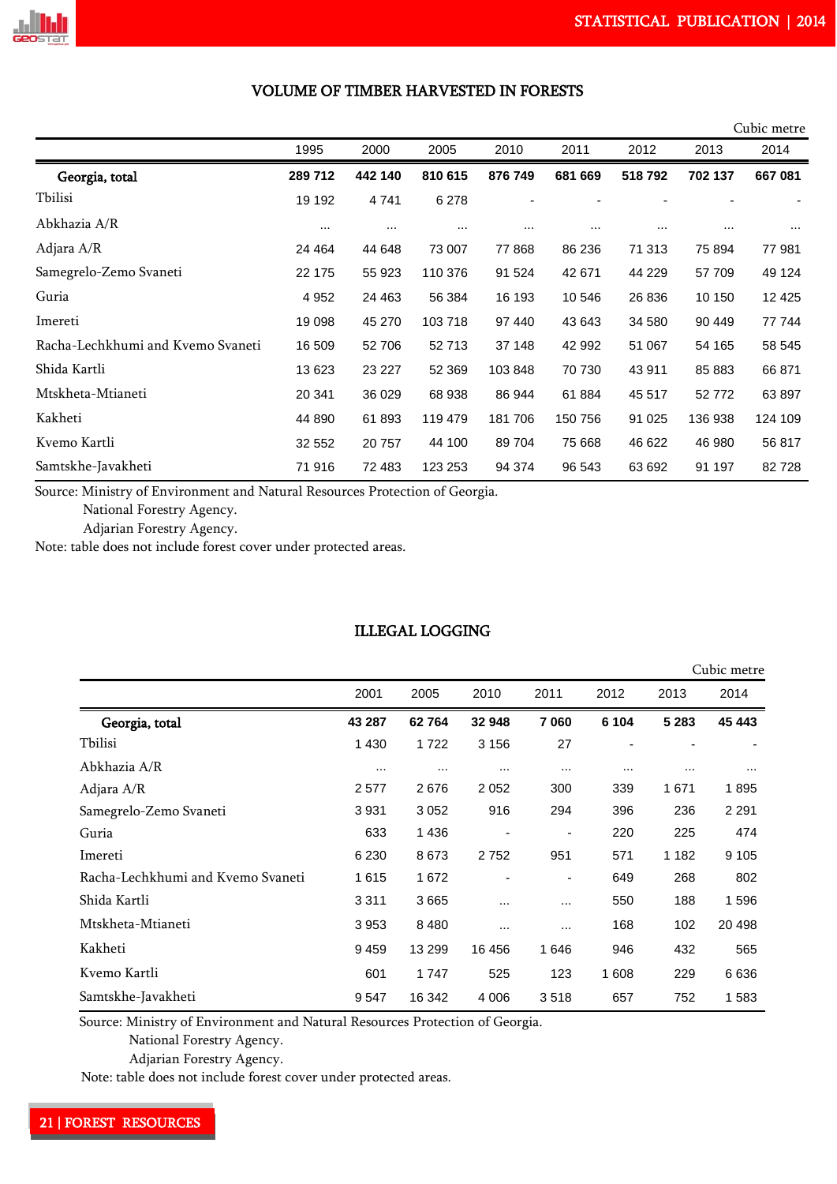## VOLUME OF TIMBER HARVESTED IN FORESTS

Cubic metre

| | 1995 | 2000 | 2005 | 2010 | 2011 | 2012 | 2013 | 2014 |
|---|---|---|---|---|---|---|---|---|
| **Georgia, total** | **289 712** | **442 140** | **810 615** | **876 749** | **681 669** | **518 792** | **702 137** | **667 081** |
| Tbilisi | 19 192 | 4 741 | 6 278 | - | - | - | - | - |
| Abkhazia A/R | ... | ... | ... | ... | ... | ... | ... | ... |
| Adjara A/R | 24 464 | 44 648 | 73 007 | 77 868 | 86 236 | 71 313 | 75 894 | 77 981 |
| Samegrelo-Zemo Svaneti | 22 175 | 55 923 | 110 376 | 91 524 | 42 671 | 44 229 | 57 709 | 49 124 |
| Guria | 4 952 | 24 463 | 56 384 | 16 193 | 10 546 | 26 836 | 10 150 | 12 425 |
| Imereti | 19 098 | 45 270 | 103 718 | 97 440 | 43 643 | 34 580 | 90 449 | 77 744 |
| Racha-Lechkhumi and Kvemo Svaneti | 16 509 | 52 706 | 52 713 | 37 148 | 42 992 | 51 067 | 54 165 | 58 545 |
| Shida Kartli | 13 623 | 23 227 | 52 369 | 103 848 | 70 730 | 43 911 | 85 883 | 66 871 |
| Mtskheta-Mtianeti | 20 341 | 36 029 | 68 938 | 86 944 | 61 884 | 45 517 | 52 772 | 63 897 |
| Kakheti | 44 890 | 61 893 | 119 479 | 181 706 | 150 756 | 91 025 | 136 938 | 124 109 |
| Kvemo Kartli | 32 552 | 20 757 | 44 100 | 89 704 | 75 668 | 46 622 | 46 980 | 56 817 |
| Samtskhe-Javakheti | 71 916 | 72 483 | 123 253 | 94 374 | 96 543 | 63 692 | 91 197 | 82 728 |

Source: Ministry of Environment and Natural Resources Protection of Georgia.
National Forestry Agency.
Adjarian Forestry Agency.

Note: table does not include forest cover under protected areas.

## ILLEGAL LOGGING

Cubic metre

| | 2001 | 2005 | 2010 | 2011 | 2012 | 2013 | 2014 |
|---|---|---|---|---|---|---|---|
| **Georgia, total** | **43 287** | **62 764** | **32 948** | **7 060** | **6 104** | **5 283** | **45 443** |
| Tbilisi | 1 430 | 1 722 | 3 156 | 27 | - | - | - |
| Abkhazia A/R | ... | ... | ... | ... | ... | ... | ... |
| Adjara A/R | 2 577 | 2 676 | 2 052 | 300 | 339 | 1 671 | 1 895 |
| Samegrelo-Zemo Svaneti | 3 931 | 3 052 | 916 | 294 | 396 | 236 | 2 291 |
| Guria | 633 | 1 436 | - | - | 220 | 225 | 474 |
| Imereti | 6 230 | 8 673 | 2 752 | 951 | 571 | 1 182 | 9 105 |
| Racha-Lechkhumi and Kvemo Svaneti | 1 615 | 1 672 | - | - | 649 | 268 | 802 |
| Shida Kartli | 3 311 | 3 665 | ... | ... | 550 | 188 | 1 596 |
| Mtskheta-Mtianeti | 3 953 | 8 480 | ... | ... | 168 | 102 | 20 498 |
| Kakheti | 9 459 | 13 299 | 16 456 | 1 646 | 946 | 432 | 565 |
| Kvemo Kartli | 601 | 1 747 | 525 | 123 | 1 608 | 229 | 6 636 |
| Samtskhe-Javakheti | 9 547 | 16 342 | 4 006 | 3 518 | 657 | 752 | 1 583 |

Source: Ministry of Environment and Natural Resources Protection of Georgia.
National Forestry Agency.
Adjarian Forestry Agency.

Note: table does not include forest cover under protected areas.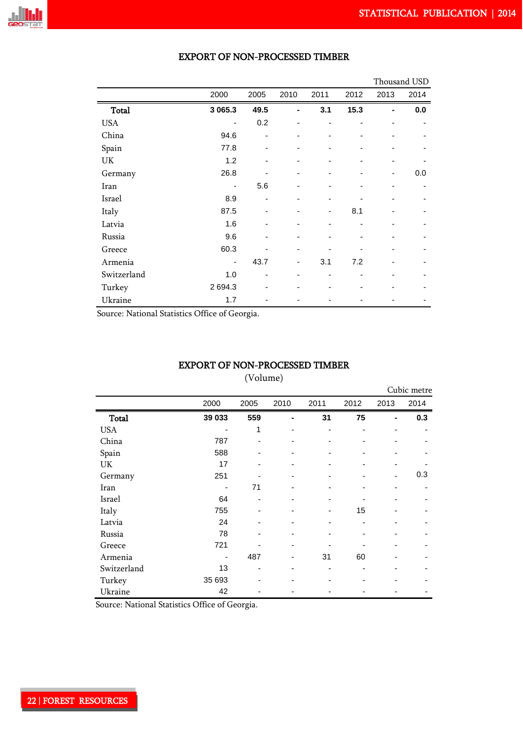## EXPORT OF NON-PROCESSED TIMBER

Thousand USD

| | 2000 | 2005 | 2010 | 2011 | 2012 | 2013 | 2014 |
|---|---|---|---|---|---|---|---|
| **Total** | **3 065.3** | **49.5** | **-** | **3.1** | **15.3** | **-** | **0.0** |
| USA | - | 0.2 | - | - | - | - | - |
| China | 94.6 | - | - | - | - | - | - |
| Spain | 77.8 | - | - | - | - | - | - |
| UK | 1.2 | - | - | - | - | - | - |
| Germany | 26.8 | - | - | - | - | - | 0.0 |
| Iran | - | 5.6 | - | - | - | - | - |
| Israel | 8.9 | - | - | - | - | - | - |
| Italy | 87.5 | - | - | - | 8.1 | - | - |
| Latvia | 1.6 | - | - | - | - | - | - |
| Russia | 9.6 | - | - | - | - | - | - |
| Greece | 60.3 | - | - | - | - | - | - |
| Armenia | - | 43.7 | - | 3.1 | 7.2 | - | - |
| Switzerland | 1.0 | - | - | - | - | - | - |
| Turkey | 2 694.3 | - | - | - | - | - | - |
| Ukraine | 1.7 | - | - | - | - | - | - |

Source: National Statistics Office of Georgia.

## EXPORT OF NON-PROCESSED TIMBER

(Volume)

Cubic metre

| | 2000 | 2005 | 2010 | 2011 | 2012 | 2013 | 2014 |
|---|---|---|---|---|---|---|---|
| **Total** | **39 033** | **559** | **-** | **31** | **75** | **-** | **0.3** |
| USA | - | 1 | - | - | - | - | - |
| China | 787 | - | - | - | - | - | - |
| Spain | 588 | - | - | - | - | - | - |
| UK | 17 | - | - | - | - | - | - |
| Germany | 251 | - | - | - | - | - | 0.3 |
| Iran | - | 71 | - | - | - | - | - |
| Israel | 64 | - | - | - | - | - | - |
| Italy | 755 | - | - | - | 15 | - | - |
| Latvia | 24 | - | - | - | - | - | - |
| Russia | 78 | - | - | - | - | - | - |
| Greece | 721 | - | - | - | - | - | - |
| Armenia | - | 487 | - | 31 | 60 | - | - |
| Switzerland | 13 | - | - | - | - | - | - |
| Turkey | 35 693 | - | - | - | - | - | - |
| Ukraine | 42 | - | - | - | - | - | - |

Source: National Statistics Office of Georgia.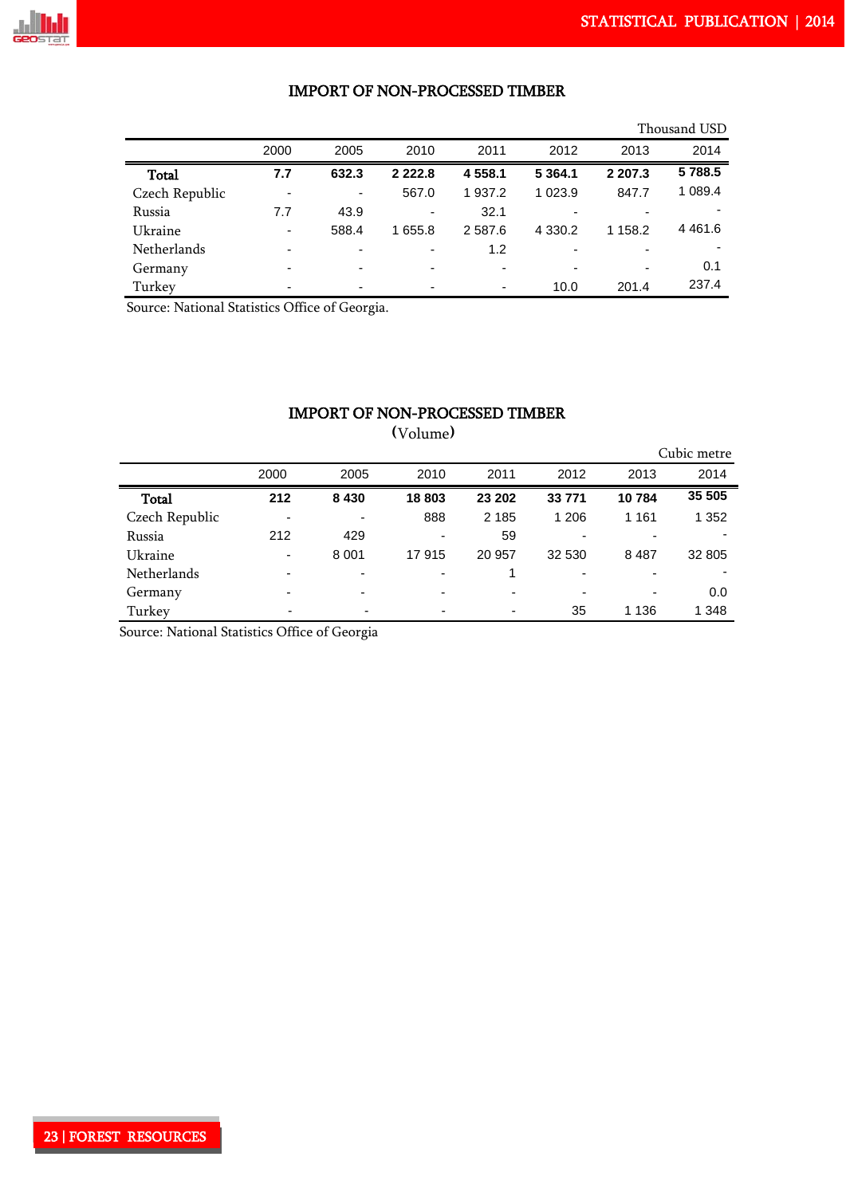## IMPORT OF NON-PROCESSED TIMBER

Thousand USD

| | 2000 | 2005 | 2010 | 2011 | 2012 | 2013 | 2014 |
|---|---|---|---|---|---|---|---|
| **Total** | **7.7** | **632.3** | **2 222.8** | **4 558.1** | **5 364.1** | **2 207.3** | **5 788.5** |
| Czech Republic | - | - | 567.0 | 1 937.2 | 1 023.9 | 847.7 | 1 089.4 |
| Russia | 7.7 | 43.9 | - | 32.1 | - | - | - |
| Ukraine | - | 588.4 | 1 655.8 | 2 587.6 | 4 330.2 | 1 158.2 | 4 461.6 |
| Netherlands | - | - | - | 1.2 | - | - | - |
| Germany | - | - | - | - | - | - | 0.1 |
| Turkey | - | - | - | - | 10.0 | 201.4 | 237.4 |

Source: National Statistics Office of Georgia.

## IMPORT OF NON-PROCESSED TIMBER
(Volume)

Cubic metre

| | 2000 | 2005 | 2010 | 2011 | 2012 | 2013 | 2014 |
|---|---|---|---|---|---|---|---|
| **Total** | **212** | **8 430** | **18 803** | **23 202** | **33 771** | **10 784** | **35 505** |
| Czech Republic | - | - | 888 | 2 185 | 1 206 | 1 161 | 1 352 |
| Russia | 212 | 429 | - | 59 | - | - | - |
| Ukraine | - | 8 001 | 17 915 | 20 957 | 32 530 | 8 487 | 32 805 |
| Netherlands | - | - | - | 1 | - | - | - |
| Germany | - | - | - | - | - | - | 0.0 |
| Turkey | - | - | - | - | 35 | 1 136 | 1 348 |

Source: National Statistics Office of Georgia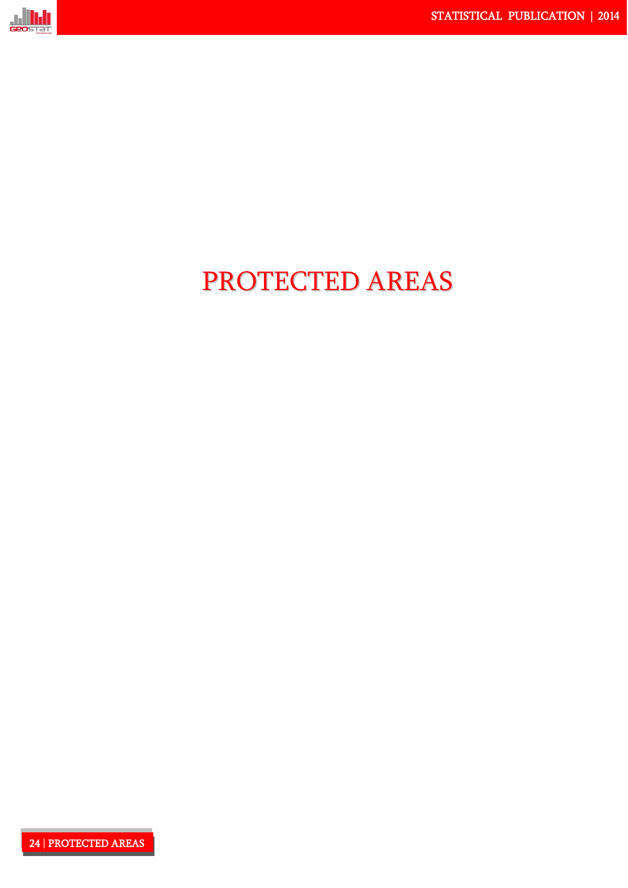# PROTECTED AREAS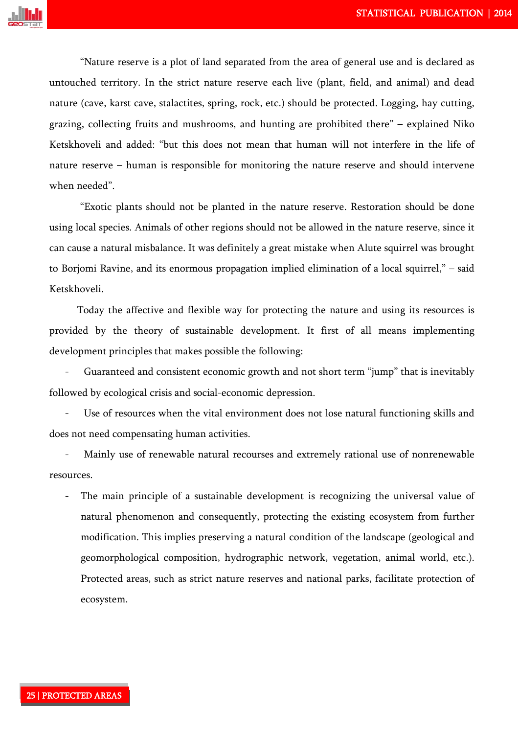“Nature reserve is a plot of land separated from the area of general use and is declared as untouched territory. In the strict nature reserve each live (plant, field, and animal) and dead nature (cave, karst cave, stalactites, spring, rock, etc.) should be protected. Logging, hay cutting, grazing, collecting fruits and mushrooms, and hunting are prohibited there” – explained Niko Ketskhoveli and added: “but this does not mean that human will not interfere in the life of nature reserve – human is responsible for monitoring the nature reserve and should intervene when needed”.

“Exotic plants should not be planted in the nature reserve. Restoration should be done using local species. Animals of other regions should not be allowed in the nature reserve, since it can cause a natural misbalance. It was definitely a great mistake when Alute squirrel was brought to Borjomi Ravine, and its enormous propagation implied elimination of a local squirrel,” – said Ketskhoveli.

Today the affective and flexible way for protecting the nature and using its resources is provided by the theory of sustainable development. It first of all means implementing development principles that makes possible the following:

- Guaranteed and consistent economic growth and not short term “jump” that is inevitably followed by ecological crisis and social-economic depression.
- Use of resources when the vital environment does not lose natural functioning skills and does not need compensating human activities.
- Mainly use of renewable natural recourses and extremely rational use of nonrenewable resources.
- The main principle of a sustainable development is recognizing the universal value of natural phenomenon and consequently, protecting the existing ecosystem from further modification. This implies preserving a natural condition of the landscape (geological and geomorphological composition, hydrographic network, vegetation, animal world, etc.). Protected areas, such as strict nature reserves and national parks, facilitate protection of ecosystem.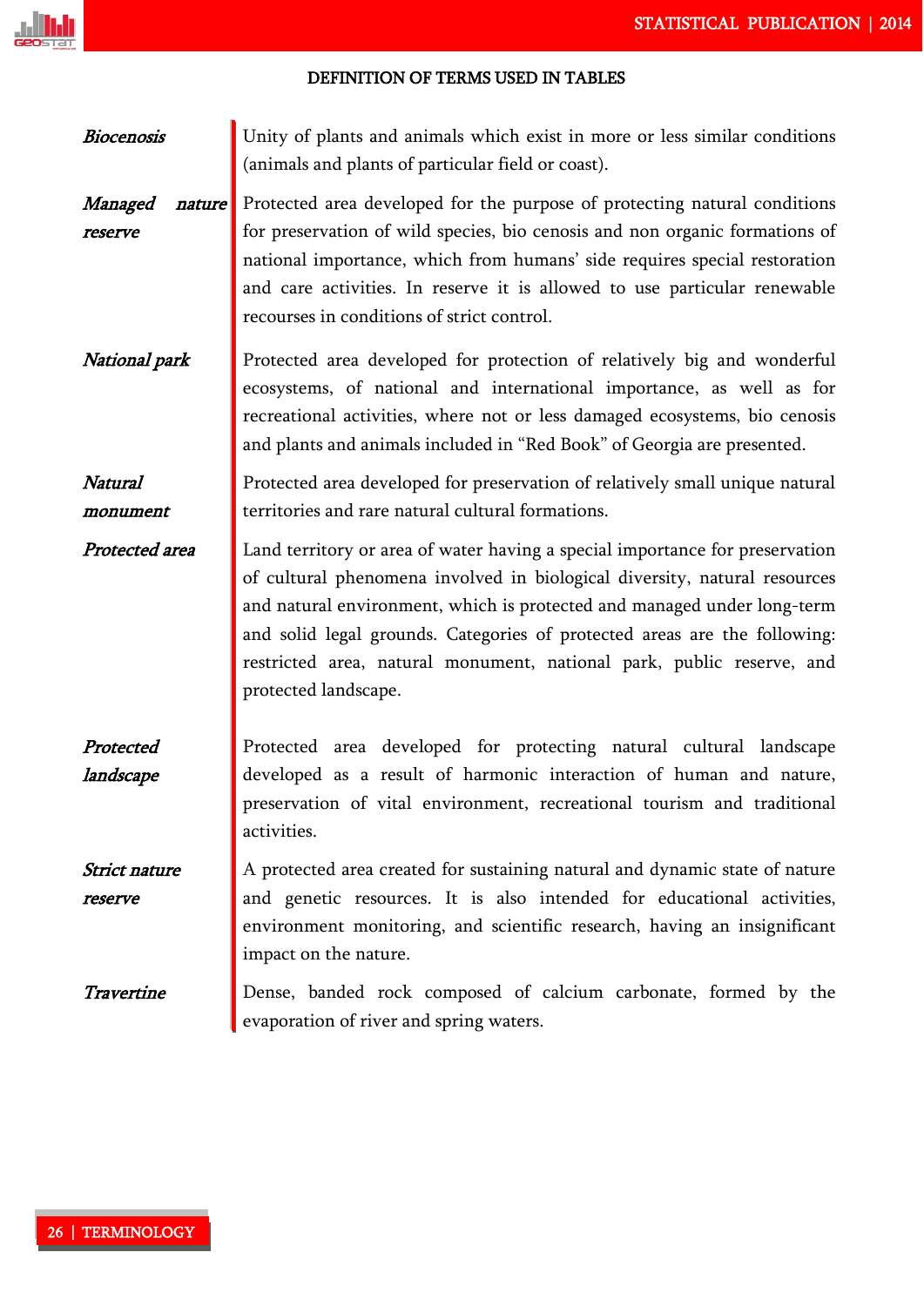## DEFINITION OF TERMS USED IN TABLES

***Biocenosis*** — Unity of plants and animals which exist in more or less similar conditions (animals and plants of particular field or coast).

***Managed nature reserve*** — Protected area developed for the purpose of protecting natural conditions for preservation of wild species, bio cenosis and non organic formations of national importance, which from humans' side requires special restoration and care activities. In reserve it is allowed to use particular renewable recourses in conditions of strict control.

***National park*** — Protected area developed for protection of relatively big and wonderful ecosystems, of national and international importance, as well as for recreational activities, where not or less damaged ecosystems, bio cenosis and plants and animals included in "Red Book" of Georgia are presented.

***Natural monument*** — Protected area developed for preservation of relatively small unique natural territories and rare natural cultural formations.

***Protected area*** — Land territory or area of water having a special importance for preservation of cultural phenomena involved in biological diversity, natural resources and natural environment, which is protected and managed under long-term and solid legal grounds. Categories of protected areas are the following: restricted area, natural monument, national park, public reserve, and protected landscape.

***Protected landscape*** — Protected area developed for protecting natural cultural landscape developed as a result of harmonic interaction of human and nature, preservation of vital environment, recreational tourism and traditional activities.

***Strict nature reserve*** — A protected area created for sustaining natural and dynamic state of nature and genetic resources. It is also intended for educational activities, environment monitoring, and scientific research, having an insignificant impact on the nature.

***Travertine*** — Dense, banded rock composed of calcium carbonate, formed by the evaporation of river and spring waters.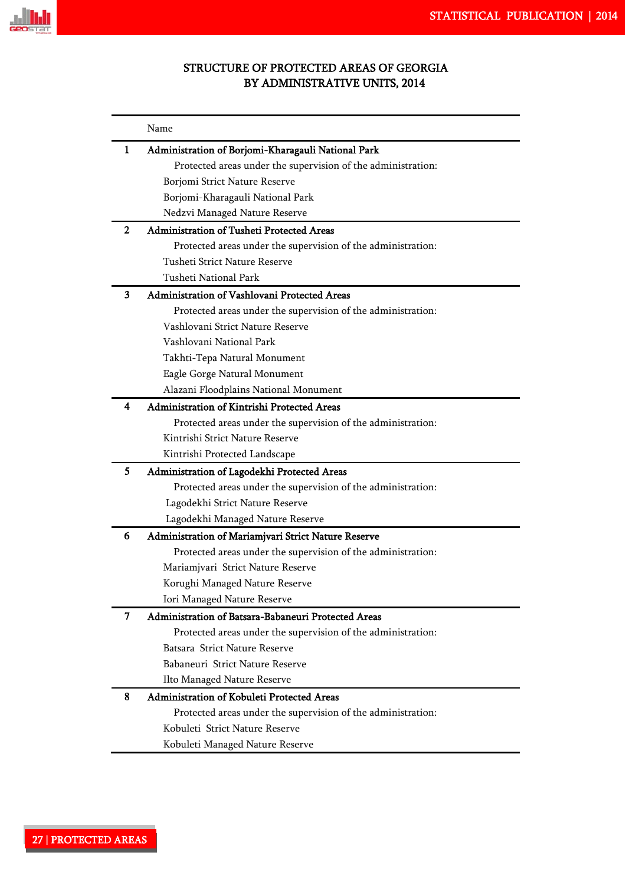## STRUCTURE OF PROTECTED AREAS OF GEORGIA BY ADMINISTRATIVE UNITS, 2014

| | Name |
|---|---|
| 1 | **Administration of Borjomi-Kharagauli National Park** |
| | Protected areas under the supervision of the administration: |
| | Borjomi Strict Nature Reserve |
| | Borjomi-Kharagauli National Park |
| | Nedzvi Managed Nature Reserve |
| 2 | **Administration of Tusheti Protected Areas** |
| | Protected areas under the supervision of the administration: |
| | Tusheti Strict Nature Reserve |
| | Tusheti National Park |
| 3 | **Administration of Vashlovani Protected Areas** |
| | Protected areas under the supervision of the administration: |
| | Vashlovani Strict Nature Reserve |
| | Vashlovani National Park |
| | Takhti-Tepa Natural Monument |
| | Eagle Gorge Natural Monument |
| | Alazani Floodplains National Monument |
| 4 | **Administration of Kintrishi Protected Areas** |
| | Protected areas under the supervision of the administration: |
| | Kintrishi Strict Nature Reserve |
| | Kintrishi Protected Landscape |
| 5 | **Administration of Lagodekhi Protected Areas** |
| | Protected areas under the supervision of the administration: |
| | Lagodekhi Strict Nature Reserve |
| | Lagodekhi Managed Nature Reserve |
| 6 | **Administration of Mariamjvari Strict Nature Reserve** |
| | Protected areas under the supervision of the administration: |
| | Mariamjvari Strict Nature Reserve |
| | Korughi Managed Nature Reserve |
| | Iori Managed Nature Reserve |
| 7 | **Administration of Batsara-Babaneuri Protected Areas** |
| | Protected areas under the supervision of the administration: |
| | Batsara Strict Nature Reserve |
| | Babaneuri Strict Nature Reserve |
| | Ilto Managed Nature Reserve |
| 8 | **Administration of Kobuleti Protected Areas** |
| | Protected areas under the supervision of the administration: |
| | Kobuleti Strict Nature Reserve |
| | Kobuleti Managed Nature Reserve |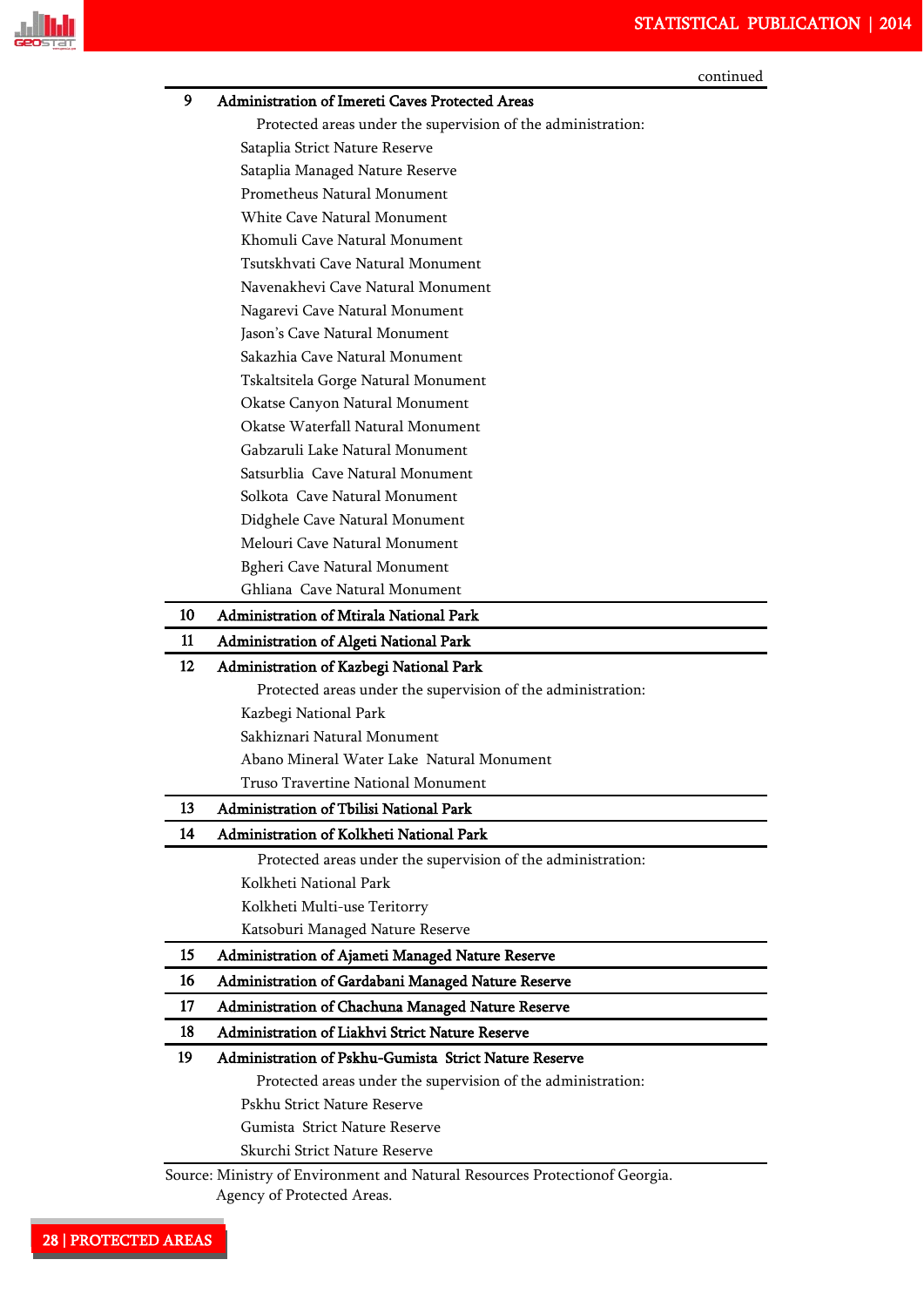continued

| | |
|---|---|
| **9** | **Administration of Imereti Caves Protected Areas** |
| | Protected areas under the supervision of the administration: |
| | Sataplia Strict Nature Reserve |
| | Sataplia Managed Nature Reserve |
| | Prometheus Natural Monument |
| | White Cave Natural Monument |
| | Khomuli Cave Natural Monument |
| | Tsutskhvati Cave Natural Monument |
| | Navenakhevi Cave Natural Monument |
| | Nagarevi Cave Natural Monument |
| | Jason's Cave Natural Monument |
| | Sakazhia Cave Natural Monument |
| | Tskaltsitela Gorge Natural Monument |
| | Okatse Canyon Natural Monument |
| | Okatse Waterfall Natural Monument |
| | Gabzaruli Lake Natural Monument |
| | Satsurblia Cave Natural Monument |
| | Solkota Cave Natural Monument |
| | Didghele Cave Natural Monument |
| | Melouri Cave Natural Monument |
| | Bgheri Cave Natural Monument |
| | Ghliana Cave Natural Monument |
| **10** | **Administration of Mtirala National Park** |
| **11** | **Administration of Algeti National Park** |
| **12** | **Administration of Kazbegi National Park** |
| | Protected areas under the supervision of the administration: |
| | Kazbegi National Park |
| | Sakhiznari Natural Monument |
| | Abano Mineral Water Lake Natural Monument |
| | Truso Travertine National Monument |
| **13** | **Administration of Tbilisi National Park** |
| **14** | **Administration of Kolkheti National Park** |
| | Protected areas under the supervision of the administration: |
| | Kolkheti National Park |
| | Kolkheti Multi-use Teritorry |
| | Katsoburi Managed Nature Reserve |
| **15** | **Administration of Ajameti Managed Nature Reserve** |
| **16** | **Administration of Gardabani Managed Nature Reserve** |
| **17** | **Administration of Chachuna Managed Nature Reserve** |
| **18** | **Administration of Liakhvi Strict Nature Reserve** |
| **19** | **Administration of Pskhu-Gumista Strict Nature Reserve** |
| | Protected areas under the supervision of the administration: |
| | Pskhu Strict Nature Reserve |
| | Gumista Strict Nature Reserve |
| | Skurchi Strict Nature Reserve |

Source: Ministry of Environment and Natural Resources Protectionof Georgia.
Agency of Protected Areas.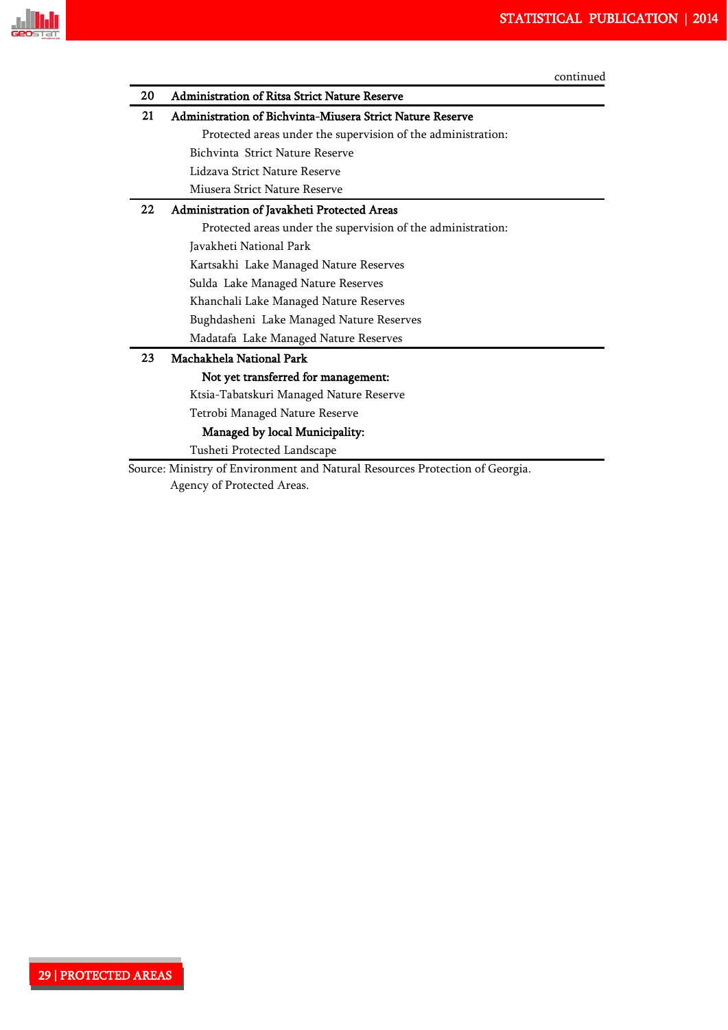continued

| | |
|---|---|
| 20 | **Administration of Ritsa Strict Nature Reserve** |
| 21 | **Administration of Bichvinta-Miusera Strict Nature Reserve** |
| | Protected areas under the supervision of the administration: |
| | Bichvinta Strict Nature Reserve |
| | Lidzava Strict Nature Reserve |
| | Miusera Strict Nature Reserve |
| 22 | **Administration of Javakheti Protected Areas** |
| | Protected areas under the supervision of the administration: |
| | Javakheti National Park |
| | Kartsakhi Lake Managed Nature Reserves |
| | Sulda Lake Managed Nature Reserves |
| | Khanchali Lake Managed Nature Reserves |
| | Bughdasheni Lake Managed Nature Reserves |
| | Madatafa Lake Managed Nature Reserves |
| 23 | **Machakhela National Park** |
| | **Not yet transferred for management:** |
| | Ktsia-Tabatskuri Managed Nature Reserve |
| | Tetrobi Managed Nature Reserve |
| | **Managed by local Municipality:** |
| | Tusheti Protected Landscape |

Source: Ministry of Environment and Natural Resources Protection of Georgia.
Agency of Protected Areas.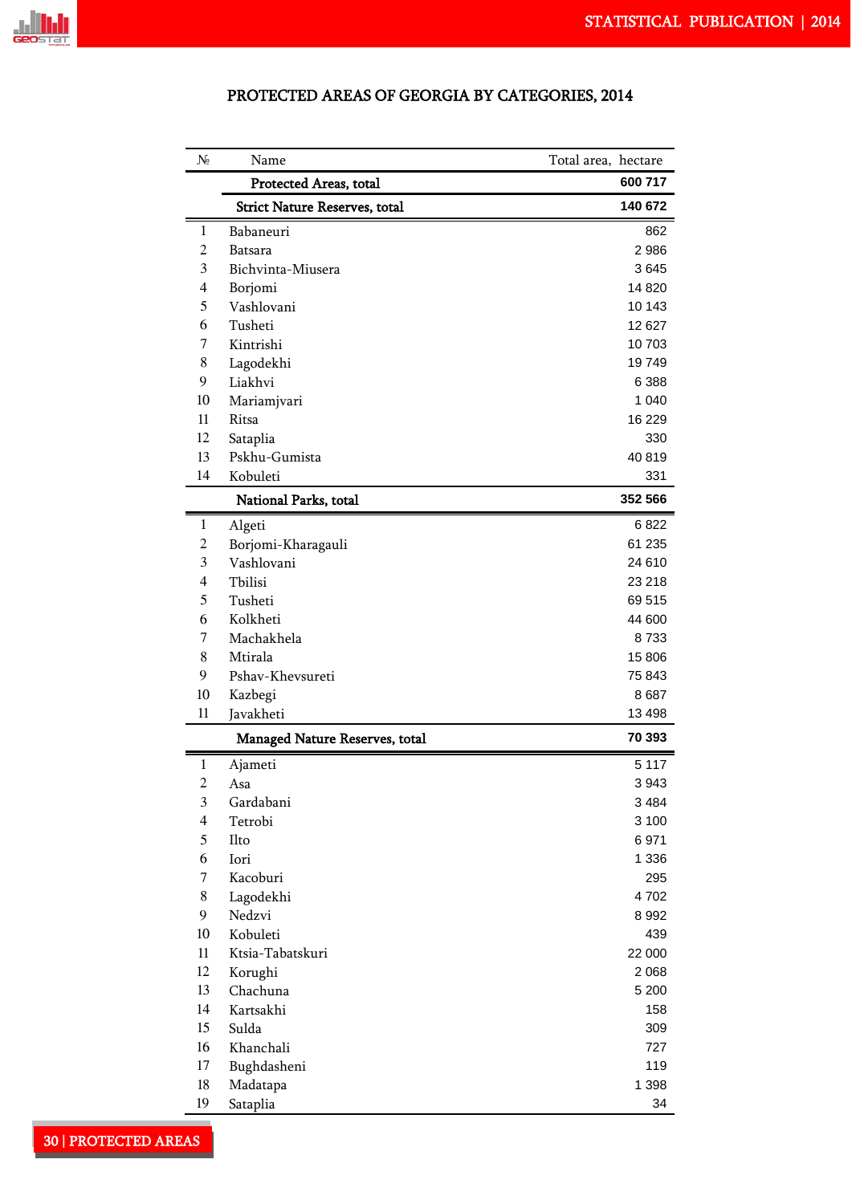## PROTECTED AREAS OF GEORGIA BY CATEGORIES, 2014

| № | Name | Total area, hectare |
|---|---|---|
| | **Protected Areas, total** | **600 717** |
| | **Strict Nature Reserves, total** | **140 672** |
| 1 | Babaneuri | 862 |
| 2 | Batsara | 2 986 |
| 3 | Bichvinta-Miusera | 3 645 |
| 4 | Borjomi | 14 820 |
| 5 | Vashlovani | 10 143 |
| 6 | Tusheti | 12 627 |
| 7 | Kintrishi | 10 703 |
| 8 | Lagodekhi | 19 749 |
| 9 | Liakhvi | 6 388 |
| 10 | Mariamjvari | 1 040 |
| 11 | Ritsa | 16 229 |
| 12 | Sataplia | 330 |
| 13 | Pskhu-Gumista | 40 819 |
| 14 | Kobuleti | 331 |
| | **National Parks, total** | **352 566** |
| 1 | Algeti | 6 822 |
| 2 | Borjomi-Kharagauli | 61 235 |
| 3 | Vashlovani | 24 610 |
| 4 | Tbilisi | 23 218 |
| 5 | Tusheti | 69 515 |
| 6 | Kolkheti | 44 600 |
| 7 | Machakhela | 8 733 |
| 8 | Mtirala | 15 806 |
| 9 | Pshav-Khevsureti | 75 843 |
| 10 | Kazbegi | 8 687 |
| 11 | Javakheti | 13 498 |
| | **Managed Nature Reserves, total** | **70 393** |
| 1 | Ajameti | 5 117 |
| 2 | Asa | 3 943 |
| 3 | Gardabani | 3 484 |
| 4 | Tetrobi | 3 100 |
| 5 | Ilto | 6 971 |
| 6 | Iori | 1 336 |
| 7 | Kacoburi | 295 |
| 8 | Lagodekhi | 4 702 |
| 9 | Nedzvi | 8 992 |
| 10 | Kobuleti | 439 |
| 11 | Ktsia-Tabatskuri | 22 000 |
| 12 | Korughi | 2 068 |
| 13 | Chachuna | 5 200 |
| 14 | Kartsakhi | 158 |
| 15 | Sulda | 309 |
| 16 | Khanchali | 727 |
| 17 | Bughdasheni | 119 |
| 18 | Madatapa | 1 398 |
| 19 | Sataplia | 34 |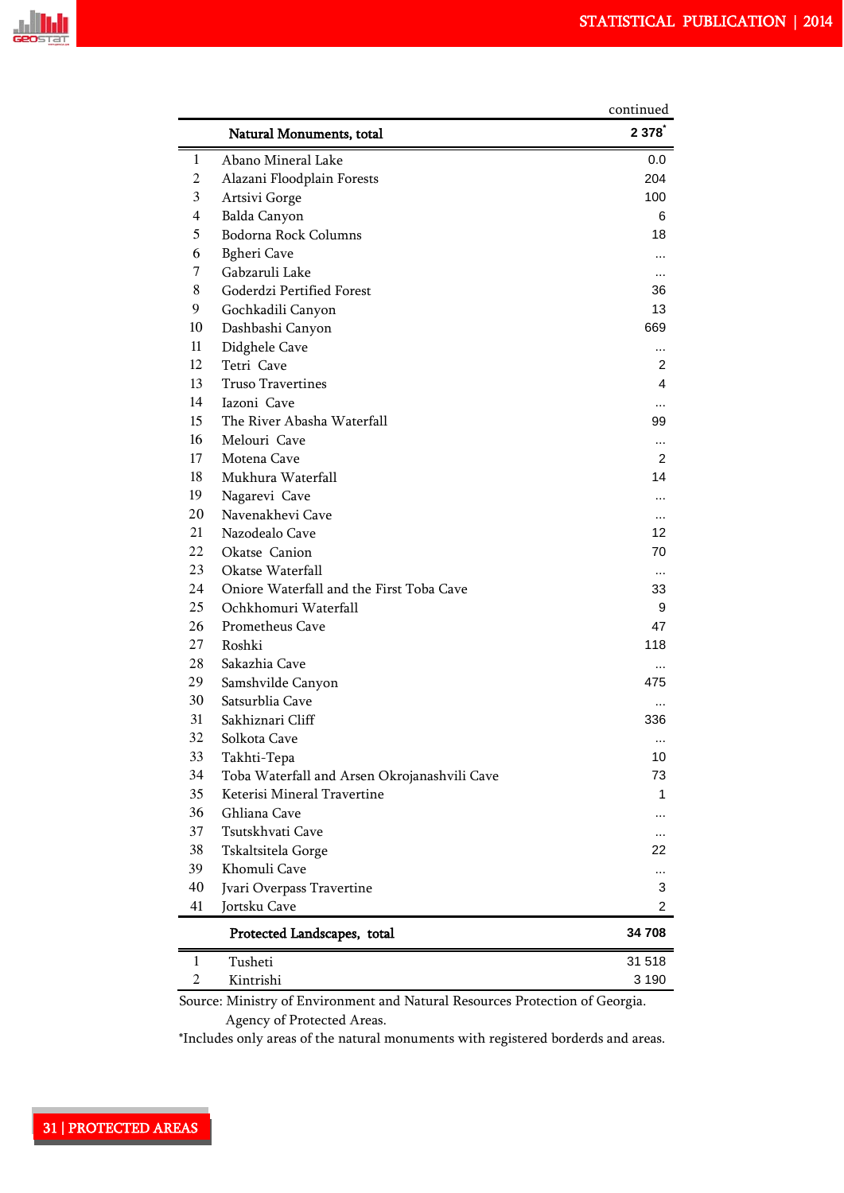continued

| | Natural Monuments, total | 2 378* |
|---|---|---|
| 1 | Abano Mineral Lake | 0.0 |
| 2 | Alazani Floodplain Forests | 204 |
| 3 | Artsivi Gorge | 100 |
| 4 | Balda Canyon | 6 |
| 5 | Bodorna Rock Columns | 18 |
| 6 | Bgheri Cave | ... |
| 7 | Gabzaruli Lake | ... |
| 8 | Goderdzi Pertified Forest | 36 |
| 9 | Gochkadili Canyon | 13 |
| 10 | Dashbashi Canyon | 669 |
| 11 | Didghele Cave | ... |
| 12 | Tetri Cave | 2 |
| 13 | Truso Travertines | 4 |
| 14 | Iazoni Cave | ... |
| 15 | The River Abasha Waterfall | 99 |
| 16 | Melouri Cave | ... |
| 17 | Motena Cave | 2 |
| 18 | Mukhura Waterfall | 14 |
| 19 | Nagarevi Cave | ... |
| 20 | Navenakhevi Cave | ... |
| 21 | Nazodealo Cave | 12 |
| 22 | Okatse Canion | 70 |
| 23 | Okatse Waterfall | ... |
| 24 | Oniore Waterfall and the First Toba Cave | 33 |
| 25 | Ochkhomuri Waterfall | 9 |
| 26 | Prometheus Cave | 47 |
| 27 | Roshki | 118 |
| 28 | Sakazhia Cave | ... |
| 29 | Samshvilde Canyon | 475 |
| 30 | Satsurblia Cave | ... |
| 31 | Sakhiznari Cliff | 336 |
| 32 | Solkota Cave | ... |
| 33 | Takhti-Tepa | 10 |
| 34 | Toba Waterfall and Arsen Okrojanashvili Cave | 73 |
| 35 | Keterisi Mineral Travertine | 1 |
| 36 | Ghliana Cave | ... |
| 37 | Tsutskhvati Cave | ... |
| 38 | Tskaltsitela Gorge | 22 |
| 39 | Khomuli Cave | ... |
| 40 | Jvari Overpass Travertine | 3 |
| 41 | Jortsku Cave | 2 |
| | **Protected Landscapes, total** | **34 708** |
| 1 | Tusheti | 31 518 |
| 2 | Kintrishi | 3 190 |

Source: Ministry of Environment and Natural Resources Protection of Georgia. Agency of Protected Areas.

*Includes only areas of the natural monuments with registered borderds and areas.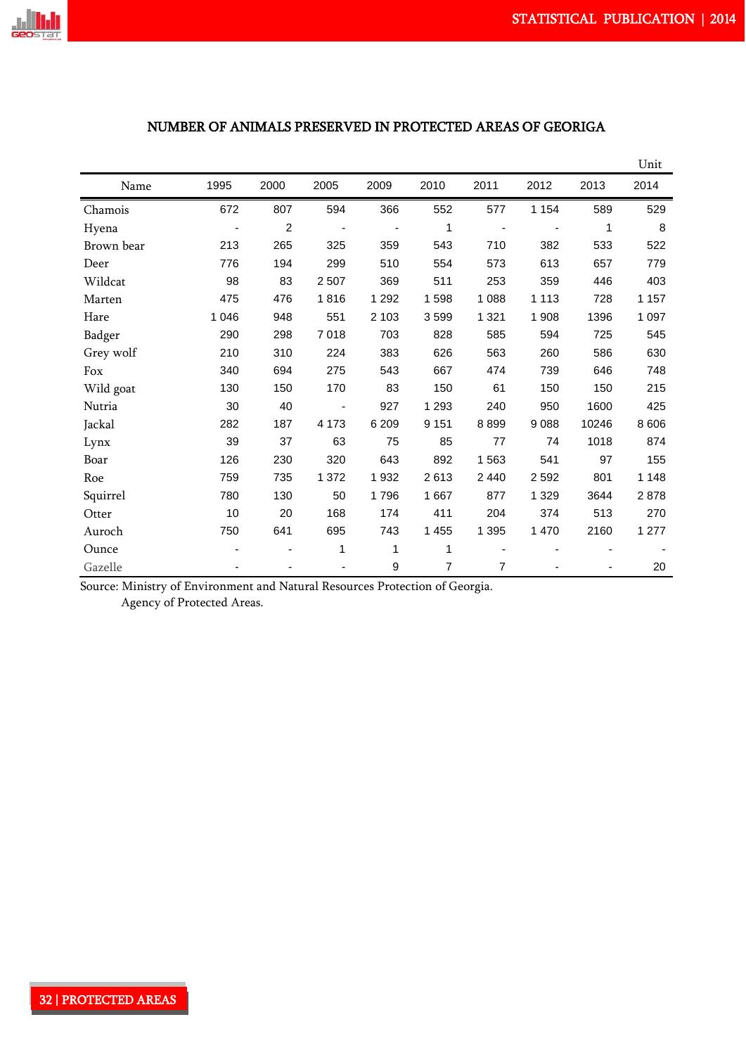## NUMBER OF ANIMALS PRESERVED IN PROTECTED AREAS OF GEORIGA

Unit

| Name | 1995 | 2000 | 2005 | 2009 | 2010 | 2011 | 2012 | 2013 | 2014 |
|---|---|---|---|---|---|---|---|---|---|
| Chamois | 672 | 807 | 594 | 366 | 552 | 577 | 1 154 | 589 | 529 |
| Hyena | - | 2 | - | - | 1 | - | - | 1 | 8 |
| Brown bear | 213 | 265 | 325 | 359 | 543 | 710 | 382 | 533 | 522 |
| Deer | 776 | 194 | 299 | 510 | 554 | 573 | 613 | 657 | 779 |
| Wildcat | 98 | 83 | 2 507 | 369 | 511 | 253 | 359 | 446 | 403 |
| Marten | 475 | 476 | 1 816 | 1 292 | 1 598 | 1 088 | 1 113 | 728 | 1 157 |
| Hare | 1 046 | 948 | 551 | 2 103 | 3 599 | 1 321 | 1 908 | 1396 | 1 097 |
| Badger | 290 | 298 | 7 018 | 703 | 828 | 585 | 594 | 725 | 545 |
| Grey wolf | 210 | 310 | 224 | 383 | 626 | 563 | 260 | 586 | 630 |
| Fox | 340 | 694 | 275 | 543 | 667 | 474 | 739 | 646 | 748 |
| Wild goat | 130 | 150 | 170 | 83 | 150 | 61 | 150 | 150 | 215 |
| Nutria | 30 | 40 | - | 927 | 1 293 | 240 | 950 | 1600 | 425 |
| Jackal | 282 | 187 | 4 173 | 6 209 | 9 151 | 8 899 | 9 088 | 10246 | 8 606 |
| Lynx | 39 | 37 | 63 | 75 | 85 | 77 | 74 | 1018 | 874 |
| Boar | 126 | 230 | 320 | 643 | 892 | 1 563 | 541 | 97 | 155 |
| Roe | 759 | 735 | 1 372 | 1 932 | 2 613 | 2 440 | 2 592 | 801 | 1 148 |
| Squirrel | 780 | 130 | 50 | 1 796 | 1 667 | 877 | 1 329 | 3644 | 2 878 |
| Otter | 10 | 20 | 168 | 174 | 411 | 204 | 374 | 513 | 270 |
| Auroch | 750 | 641 | 695 | 743 | 1 455 | 1 395 | 1 470 | 2160 | 1 277 |
| Ounce | - | - | 1 | 1 | 1 | - | - | - | - |
| Gazelle | - | - | - | 9 | 7 | 7 | - | - | 20 |

Source: Ministry of Environment and Natural Resources Protection of Georgia.
Agency of Protected Areas.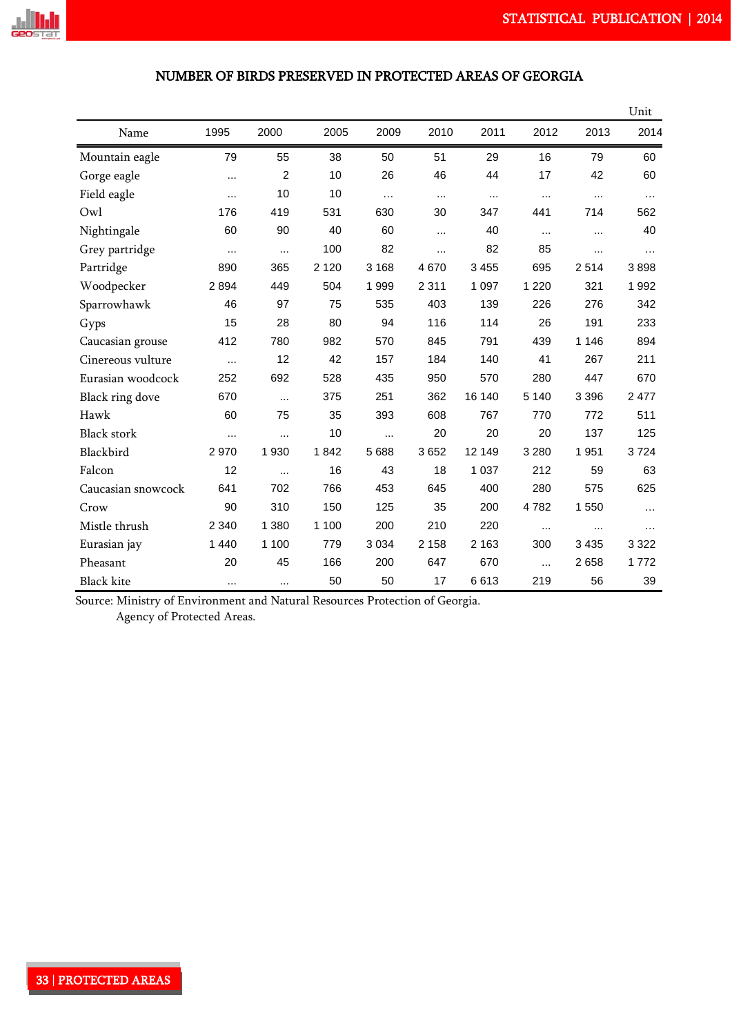## NUMBER OF BIRDS PRESERVED IN PROTECTED AREAS OF GEORGIA

Unit

| Name | 1995 | 2000 | 2005 | 2009 | 2010 | 2011 | 2012 | 2013 | 2014 |
|---|---|---|---|---|---|---|---|---|---|
| Mountain eagle | 79 | 55 | 38 | 50 | 51 | 29 | 16 | 79 | 60 |
| Gorge eagle | ... | 2 | 10 | 26 | 46 | 44 | 17 | 42 | 60 |
| Field eagle | ... | 10 | 10 | ... | ... | ... | ... | ... | ... |
| Owl | 176 | 419 | 531 | 630 | 30 | 347 | 441 | 714 | 562 |
| Nightingale | 60 | 90 | 40 | 60 | ... | 40 | ... | ... | 40 |
| Grey partridge | ... | ... | 100 | 82 | ... | 82 | 85 | ... | ... |
| Partridge | 890 | 365 | 2 120 | 3 168 | 4 670 | 3 455 | 695 | 2 514 | 3 898 |
| Woodpecker | 2 894 | 449 | 504 | 1 999 | 2 311 | 1 097 | 1 220 | 321 | 1 992 |
| Sparrowhawk | 46 | 97 | 75 | 535 | 403 | 139 | 226 | 276 | 342 |
| Gyps | 15 | 28 | 80 | 94 | 116 | 114 | 26 | 191 | 233 |
| Caucasian grouse | 412 | 780 | 982 | 570 | 845 | 791 | 439 | 1 146 | 894 |
| Cinereous vulture | ... | 12 | 42 | 157 | 184 | 140 | 41 | 267 | 211 |
| Eurasian woodcock | 252 | 692 | 528 | 435 | 950 | 570 | 280 | 447 | 670 |
| Black ring dove | 670 | ... | 375 | 251 | 362 | 16 140 | 5 140 | 3 396 | 2 477 |
| Hawk | 60 | 75 | 35 | 393 | 608 | 767 | 770 | 772 | 511 |
| Black stork | ... | ... | 10 | ... | 20 | 20 | 20 | 137 | 125 |
| Blackbird | 2 970 | 1 930 | 1 842 | 5 688 | 3 652 | 12 149 | 3 280 | 1 951 | 3 724 |
| Falcon | 12 | ... | 16 | 43 | 18 | 1 037 | 212 | 59 | 63 |
| Caucasian snowcock | 641 | 702 | 766 | 453 | 645 | 400 | 280 | 575 | 625 |
| Crow | 90 | 310 | 150 | 125 | 35 | 200 | 4 782 | 1 550 | ... |
| Mistle thrush | 2 340 | 1 380 | 1 100 | 200 | 210 | 220 | ... | ... | ... |
| Eurasian jay | 1 440 | 1 100 | 779 | 3 034 | 2 158 | 2 163 | 300 | 3 435 | 3 322 |
| Pheasant | 20 | 45 | 166 | 200 | 647 | 670 | ... | 2 658 | 1 772 |
| Black kite | ... | ... | 50 | 50 | 17 | 6 613 | 219 | 56 | 39 |

Source: Ministry of Environment and Natural Resources Protection of Georgia.
Agency of Protected Areas.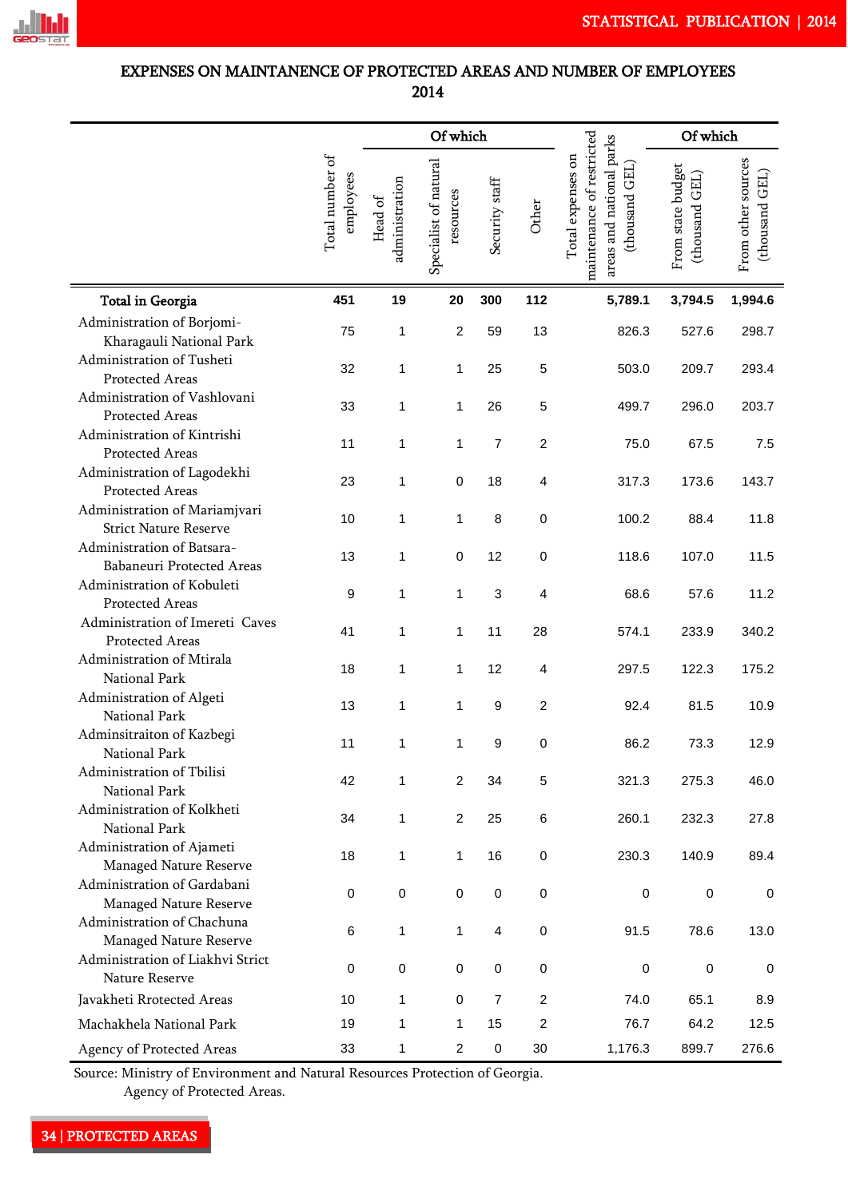## EXPENSES ON MAINTANENCE OF PROTECTED AREAS AND NUMBER OF EMPLOYEES 2014

| | Total number of employees | Of which | | | | Total expenses on maintenance of restricted areas and national parks (thousand GEL) | Of which | |
|---|---|---|---|---|---|---|---|---|
| | | Head of administration | Specialist of natural resources | Security staff | Other | | From state budget (thousand GEL) | From other sources (thousand GEL) |
| **Total in Georgia** | **451** | **19** | **20** | **300** | **112** | **5,789.1** | **3,794.5** | **1,994.6** |
| Administration of Borjomi-Kharagauli National Park | 75 | 1 | 2 | 59 | 13 | 826.3 | 527.6 | 298.7 |
| Administration of Tusheti Protected Areas | 32 | 1 | 1 | 25 | 5 | 503.0 | 209.7 | 293.4 |
| Administration of Vashlovani Protected Areas | 33 | 1 | 1 | 26 | 5 | 499.7 | 296.0 | 203.7 |
| Administration of Kintrishi Protected Areas | 11 | 1 | 1 | 7 | 2 | 75.0 | 67.5 | 7.5 |
| Administration of Lagodekhi Protected Areas | 23 | 1 | 0 | 18 | 4 | 317.3 | 173.6 | 143.7 |
| Administration of Mariamjvari Strict Nature Reserve | 10 | 1 | 1 | 8 | 0 | 100.2 | 88.4 | 11.8 |
| Administration of Batsara-Babaneuri Protected Areas | 13 | 1 | 0 | 12 | 0 | 118.6 | 107.0 | 11.5 |
| Administration of Kobuleti Protected Areas | 9 | 1 | 1 | 3 | 4 | 68.6 | 57.6 | 11.2 |
| Administration of Imereti Caves Protected Areas | 41 | 1 | 1 | 11 | 28 | 574.1 | 233.9 | 340.2 |
| Administration of Mtirala National Park | 18 | 1 | 1 | 12 | 4 | 297.5 | 122.3 | 175.2 |
| Administration of Algeti National Park | 13 | 1 | 1 | 9 | 2 | 92.4 | 81.5 | 10.9 |
| Adminsitraiton of Kazbegi National Park | 11 | 1 | 1 | 9 | 0 | 86.2 | 73.3 | 12.9 |
| Administration of Tbilisi National Park | 42 | 1 | 2 | 34 | 5 | 321.3 | 275.3 | 46.0 |
| Administration of Kolkheti National Park | 34 | 1 | 2 | 25 | 6 | 260.1 | 232.3 | 27.8 |
| Administration of Ajameti Managed Nature Reserve | 18 | 1 | 1 | 16 | 0 | 230.3 | 140.9 | 89.4 |
| Administration of Gardabani Managed Nature Reserve | 0 | 0 | 0 | 0 | 0 | 0 | 0 | 0 |
| Administration of Chachuna Managed Nature Reserve | 6 | 1 | 1 | 4 | 0 | 91.5 | 78.6 | 13.0 |
| Administration of Liakhvi Strict Nature Reserve | 0 | 0 | 0 | 0 | 0 | 0 | 0 | 0 |
| Javakheti Rrotected Areas | 10 | 1 | 0 | 7 | 2 | 74.0 | 65.1 | 8.9 |
| Machakhela National Park | 19 | 1 | 1 | 15 | 2 | 76.7 | 64.2 | 12.5 |
| Agency of Protected Areas | 33 | 1 | 2 | 0 | 30 | 1,176.3 | 899.7 | 276.6 |

Source: Ministry of Environment and Natural Resources Protection of Georgia. Agency of Protected Areas.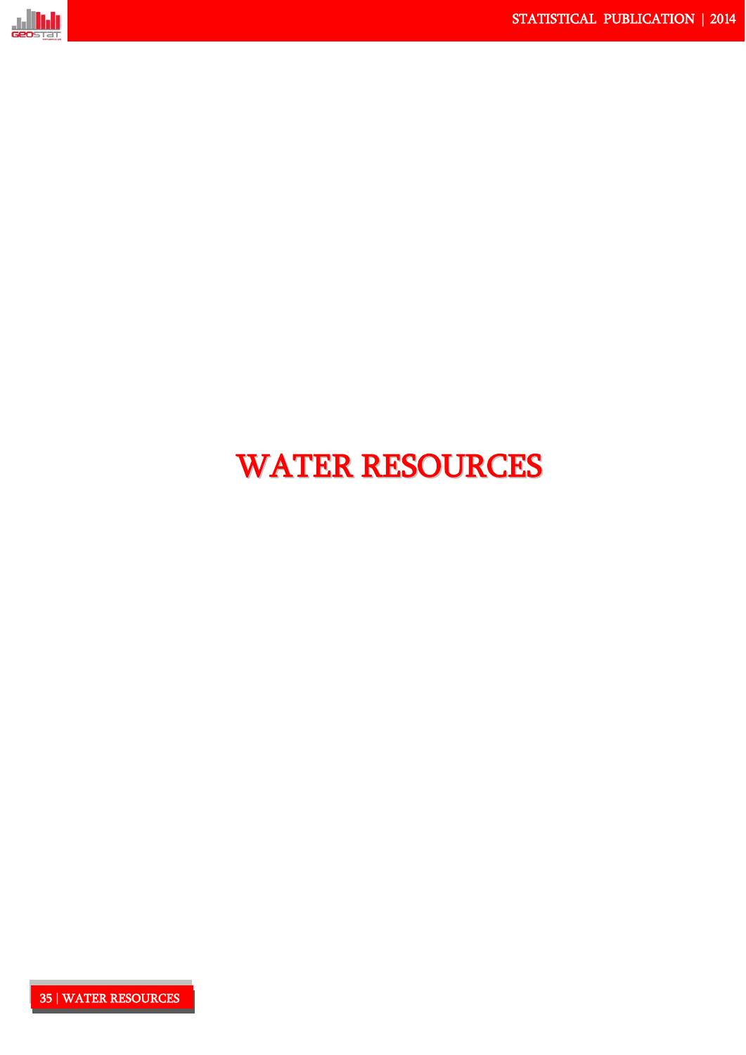# WATER RESOURCES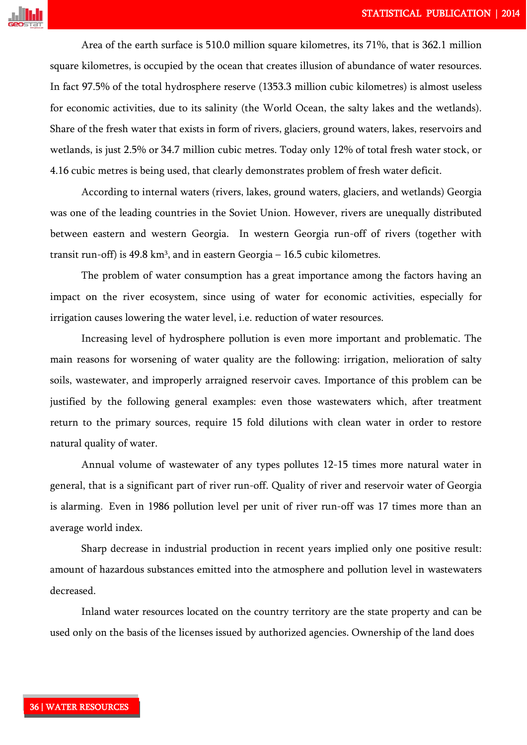Area of the earth surface is 510.0 million square kilometres, its 71%, that is 362.1 million square kilometres, is occupied by the ocean that creates illusion of abundance of water resources. In fact 97.5% of the total hydrosphere reserve (1353.3 million cubic kilometres) is almost useless for economic activities, due to its salinity (the World Ocean, the salty lakes and the wetlands). Share of the fresh water that exists in form of rivers, glaciers, ground waters, lakes, reservoirs and wetlands, is just 2.5% or 34.7 million cubic metres. Today only 12% of total fresh water stock, or 4.16 cubic metres is being used, that clearly demonstrates problem of fresh water deficit.

According to internal waters (rivers, lakes, ground waters, glaciers, and wetlands) Georgia was one of the leading countries in the Soviet Union. However, rivers are unequally distributed between eastern and western Georgia. In western Georgia run-off of rivers (together with transit run-off) is 49.8 km$^3$, and in eastern Georgia – 16.5 cubic kilometres.

The problem of water consumption has a great importance among the factors having an impact on the river ecosystem, since using of water for economic activities, especially for irrigation causes lowering the water level, i.e. reduction of water resources.

Increasing level of hydrosphere pollution is even more important and problematic. The main reasons for worsening of water quality are the following: irrigation, melioration of salty soils, wastewater, and improperly arraigned reservoir caves. Importance of this problem can be justified by the following general examples: even those wastewaters which, after treatment return to the primary sources, require 15 fold dilutions with clean water in order to restore natural quality of water.

Annual volume of wastewater of any types pollutes 12-15 times more natural water in general, that is a significant part of river run-off. Quality of river and reservoir water of Georgia is alarming. Even in 1986 pollution level per unit of river run-off was 17 times more than an average world index.

Sharp decrease in industrial production in recent years implied only one positive result: amount of hazardous substances emitted into the atmosphere and pollution level in wastewaters decreased.

Inland water resources located on the country territory are the state property and can be used only on the basis of the licenses issued by authorized agencies. Ownership of the land does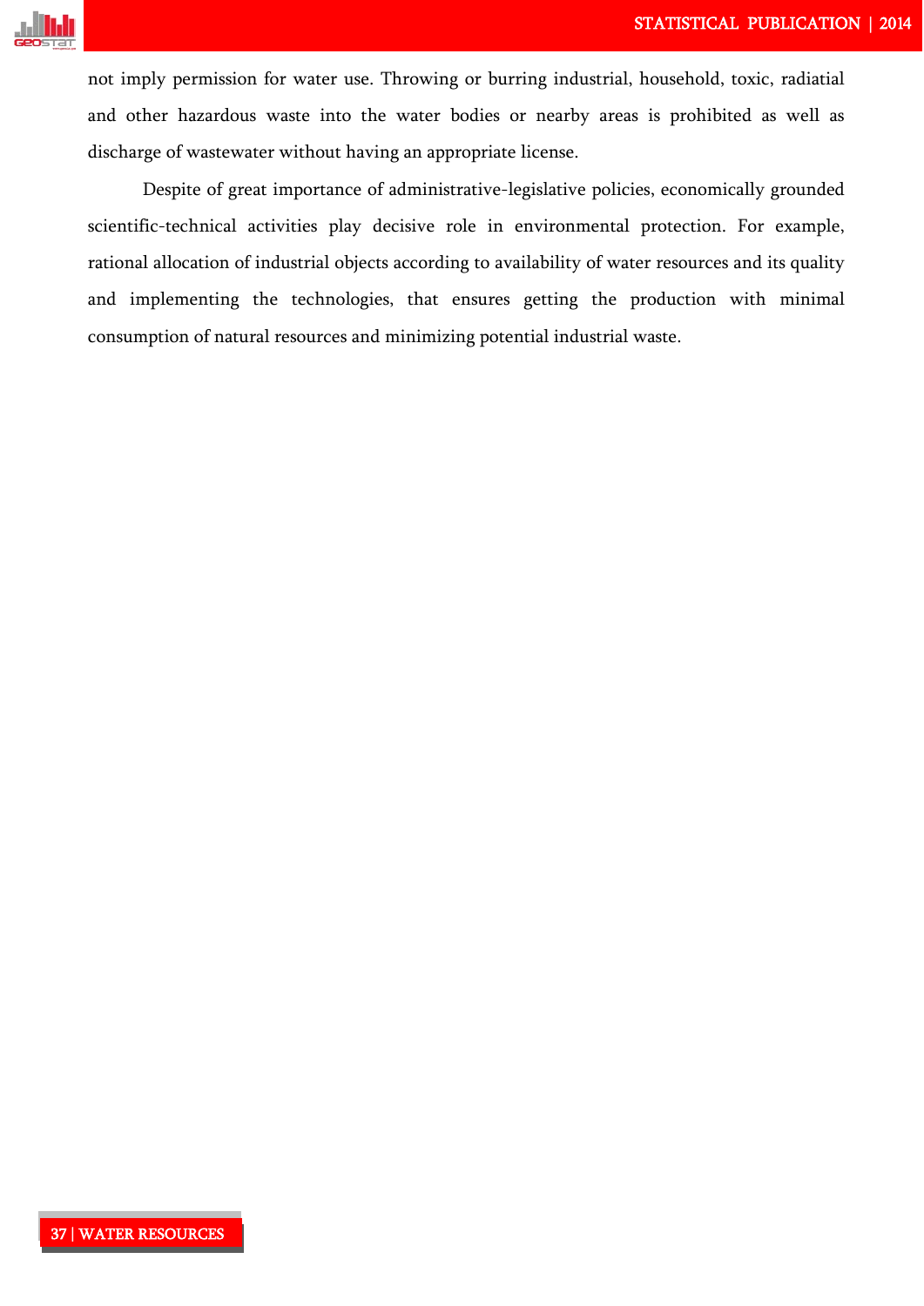not imply permission for water use. Throwing or burring industrial, household, toxic, radiatial and other hazardous waste into the water bodies or nearby areas is prohibited as well as discharge of wastewater without having an appropriate license.

Despite of great importance of administrative-legislative policies, economically grounded scientific-technical activities play decisive role in environmental protection. For example, rational allocation of industrial objects according to availability of water resources and its quality and implementing the technologies, that ensures getting the production with minimal consumption of natural resources and minimizing potential industrial waste.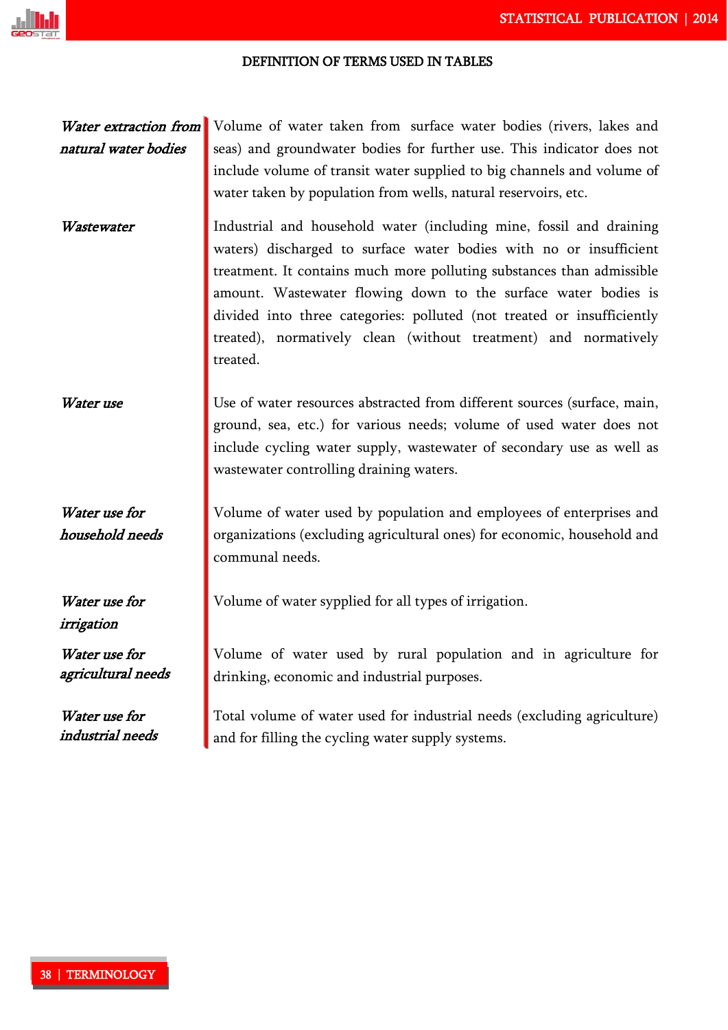## DEFINITION OF TERMS USED IN TABLES

***Water extraction from natural water bodies*** — Volume of water taken from surface water bodies (rivers, lakes and seas) and groundwater bodies for further use. This indicator does not include volume of transit water supplied to big channels and volume of water taken by population from wells, natural reservoirs, etc.

***Wastewater*** — Industrial and household water (including mine, fossil and draining waters) discharged to surface water bodies with no or insufficient treatment. It contains much more polluting substances than admissible amount. Wastewater flowing down to the surface water bodies is divided into three categories: polluted (not treated or insufficiently treated), normatively clean (without treatment) and normatively treated.

***Water use*** — Use of water resources abstracted from different sources (surface, main, ground, sea, etc.) for various needs; volume of used water does not include cycling water supply, wastewater of secondary use as well as wastewater controlling draining waters.

***Water use for household needs*** — Volume of water used by population and employees of enterprises and organizations (excluding agricultural ones) for economic, household and communal needs.

***Water use for irrigation*** — Volume of water sypplied for all types of irrigation.

***Water use for agricultural needs*** — Volume of water used by rural population and in agriculture for drinking, economic and industrial purposes.

***Water use for industrial needs*** — Total volume of water used for industrial needs (excluding agriculture) and for filling the cycling water supply systems.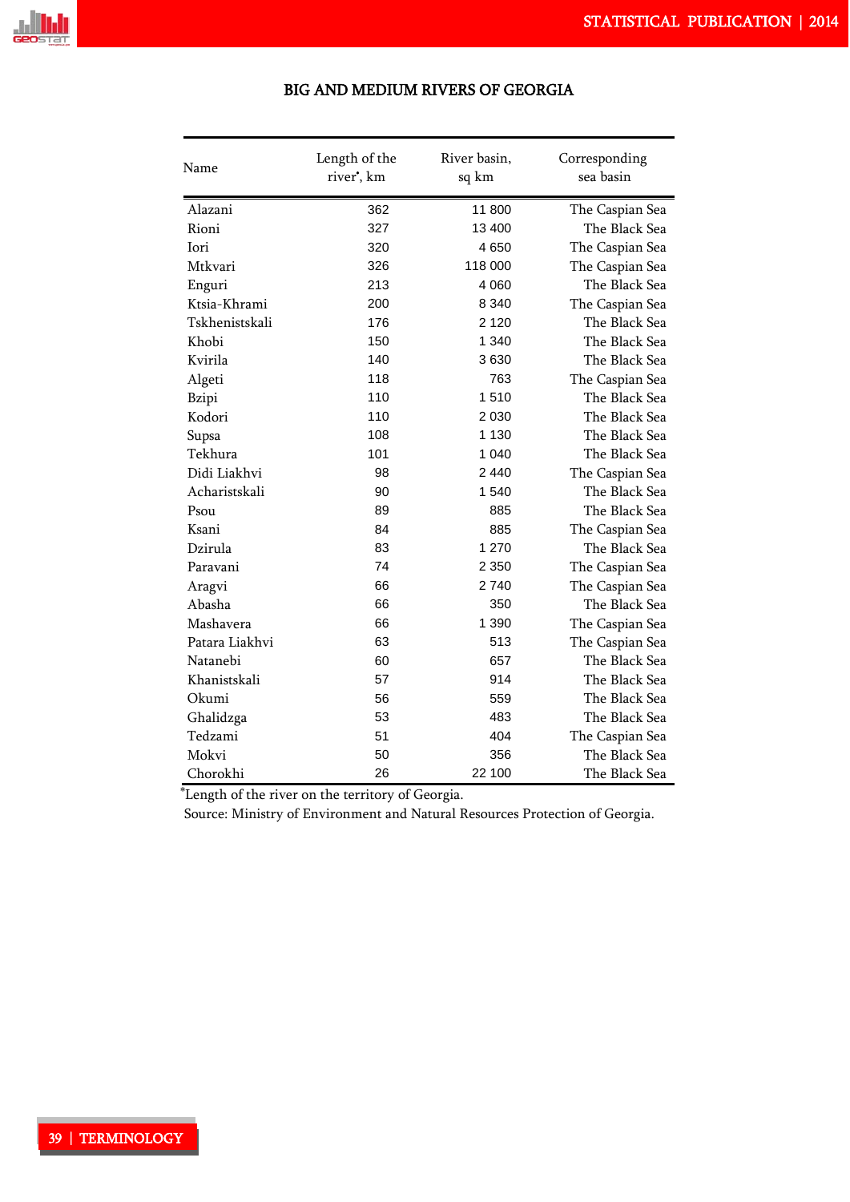## BIG AND MEDIUM RIVERS OF GEORGIA

| Name | Length of the river*, km | River basin, sq km | Corresponding sea basin |
|---|---|---|---|
| Alazani | 362 | 11 800 | The Caspian Sea |
| Rioni | 327 | 13 400 | The Black Sea |
| Iori | 320 | 4 650 | The Caspian Sea |
| Mtkvari | 326 | 118 000 | The Caspian Sea |
| Enguri | 213 | 4 060 | The Black Sea |
| Ktsia-Khrami | 200 | 8 340 | The Caspian Sea |
| Tskhenistskali | 176 | 2 120 | The Black Sea |
| Khobi | 150 | 1 340 | The Black Sea |
| Kvirila | 140 | 3 630 | The Black Sea |
| Algeti | 118 | 763 | The Caspian Sea |
| Bzipi | 110 | 1 510 | The Black Sea |
| Kodori | 110 | 2 030 | The Black Sea |
| Supsa | 108 | 1 130 | The Black Sea |
| Tekhura | 101 | 1 040 | The Black Sea |
| Didi Liakhvi | 98 | 2 440 | The Caspian Sea |
| Acharistskali | 90 | 1 540 | The Black Sea |
| Psou | 89 | 885 | The Black Sea |
| Ksani | 84 | 885 | The Caspian Sea |
| Dzirula | 83 | 1 270 | The Black Sea |
| Paravani | 74 | 2 350 | The Caspian Sea |
| Aragvi | 66 | 2 740 | The Caspian Sea |
| Abasha | 66 | 350 | The Black Sea |
| Mashavera | 66 | 1 390 | The Caspian Sea |
| Patara Liakhvi | 63 | 513 | The Caspian Sea |
| Natanebi | 60 | 657 | The Black Sea |
| Khanistskali | 57 | 914 | The Black Sea |
| Okumi | 56 | 559 | The Black Sea |
| Ghalidzga | 53 | 483 | The Black Sea |
| Tedzami | 51 | 404 | The Caspian Sea |
| Mokvi | 50 | 356 | The Black Sea |
| Chorokhi | 26 | 22 100 | The Black Sea |

*Length of the river on the territory of Georgia.

Source: Ministry of Environment and Natural Resources Protection of Georgia.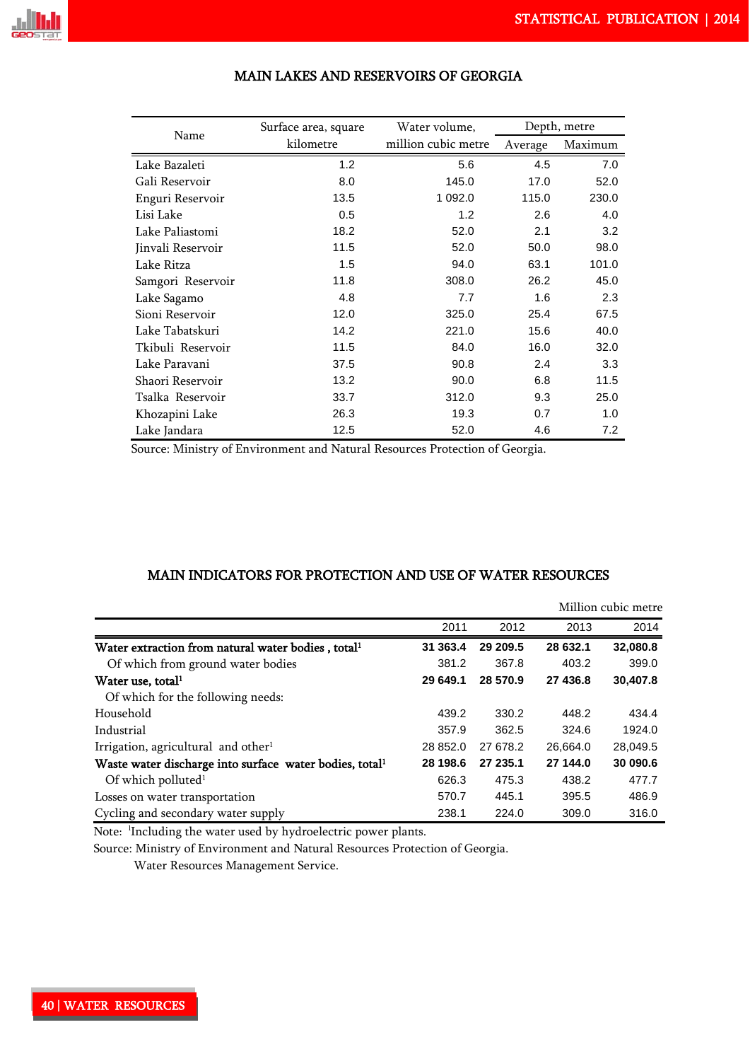## MAIN LAKES AND RESERVOIRS OF GEORGIA

| Name | Surface area, square kilometre | Water volume, million cubic metre | Depth, metre | |
|---|---|---|---|---|
| | | | Average | Maximum |
| Lake Bazaleti | 1.2 | 5.6 | 4.5 | 7.0 |
| Gali Reservoir | 8.0 | 145.0 | 17.0 | 52.0 |
| Enguri Reservoir | 13.5 | 1 092.0 | 115.0 | 230.0 |
| Lisi Lake | 0.5 | 1.2 | 2.6 | 4.0 |
| Lake Paliastomi | 18.2 | 52.0 | 2.1 | 3.2 |
| Jinvali Reservoir | 11.5 | 52.0 | 50.0 | 98.0 |
| Lake Ritza | 1.5 | 94.0 | 63.1 | 101.0 |
| Samgori Reservoir | 11.8 | 308.0 | 26.2 | 45.0 |
| Lake Sagamo | 4.8 | 7.7 | 1.6 | 2.3 |
| Sioni Reservoir | 12.0 | 325.0 | 25.4 | 67.5 |
| Lake Tabatskuri | 14.2 | 221.0 | 15.6 | 40.0 |
| Tkibuli Reservoir | 11.5 | 84.0 | 16.0 | 32.0 |
| Lake Paravani | 37.5 | 90.8 | 2.4 | 3.3 |
| Shaori Reservoir | 13.2 | 90.0 | 6.8 | 11.5 |
| Tsalka Reservoir | 33.7 | 312.0 | 9.3 | 25.0 |
| Khozapini Lake | 26.3 | 19.3 | 0.7 | 1.0 |
| Lake Jandara | 12.5 | 52.0 | 4.6 | 7.2 |

Source: Ministry of Environment and Natural Resources Protection of Georgia.

## MAIN INDICATORS FOR PROTECTION AND USE OF WATER RESOURCES

Million cubic metre

| | 2011 | 2012 | 2013 | 2014 |
|---|---|---|---|---|
| **Water extraction from natural water bodies , total[1]** | **31 363.4** | **29 209.5** | **28 632.1** | **32,080.8** |
| Of which from ground water bodies | 381.2 | 367.8 | 403.2 | 399.0 |
| **Water use, total[1]** | **29 649.1** | **28 570.9** | **27 436.8** | **30,407.8** |
| Of which for the following needs: | | | | |
| Household | 439.2 | 330.2 | 448.2 | 434.4 |
| Industrial | 357.9 | 362.5 | 324.6 | 1924.0 |
| Irrigation, agricultural and other[1] | 28 852.0 | 27 678.2 | 26,664.0 | 28,049.5 |
| **Waste water discharge into surface water bodies, total[1]** | **28 198.6** | **27 235.1** | **27 144.0** | **30 090.6** |
| Of which polluted[1] | 626.3 | 475.3 | 438.2 | 477.7 |
| Losses on water transportation | 570.7 | 445.1 | 395.5 | 486.9 |
| Cycling and secondary water supply | 238.1 | 224.0 | 309.0 | 316.0 |

Note: [1]Including the water used by hydroelectric power plants.

Source: Ministry of Environment and Natural Resources Protection of Georgia.
Water Resources Management Service.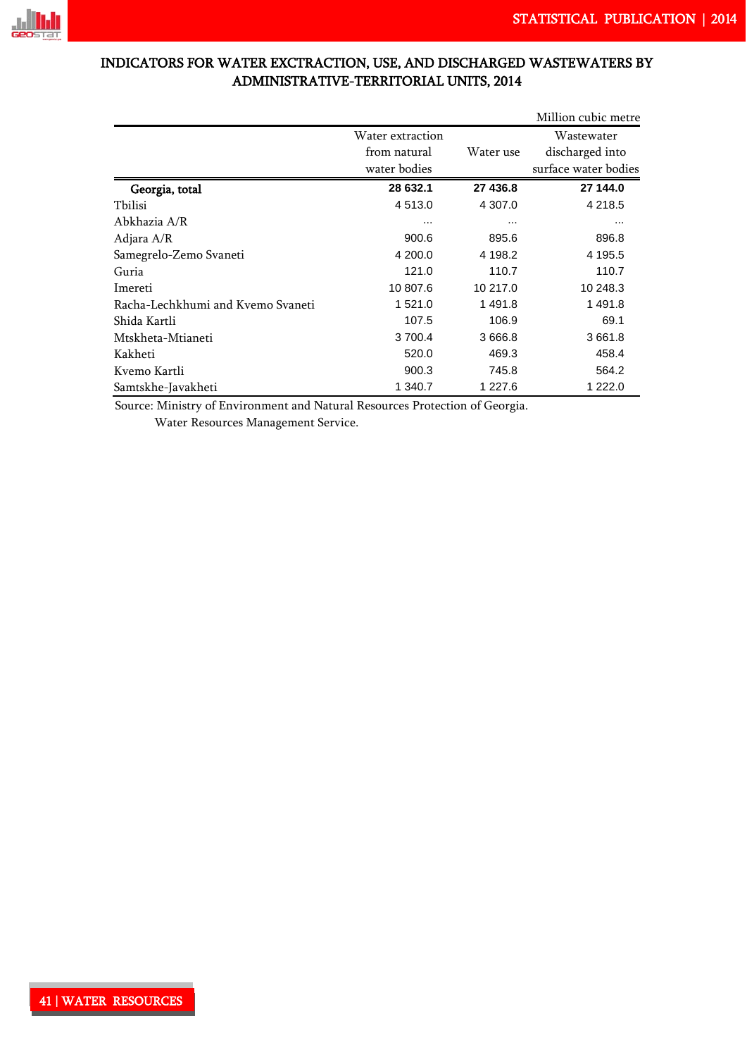## INDICATORS FOR WATER EXCTRACTION, USE, AND DISCHARGED WASTEWATERS BY ADMINISTRATIVE-TERRITORIAL UNITS, 2014

Million cubic metre

| | Water extraction from natural water bodies | Water use | Wastewater discharged into surface water bodies |
|---|---|---|---|
| **Georgia, total** | **28 632.1** | **27 436.8** | **27 144.0** |
| Tbilisi | 4 513.0 | 4 307.0 | 4 218.5 |
| Abkhazia A/R | ... | ... | ... |
| Adjara A/R | 900.6 | 895.6 | 896.8 |
| Samegrelo-Zemo Svaneti | 4 200.0 | 4 198.2 | 4 195.5 |
| Guria | 121.0 | 110.7 | 110.7 |
| Imereti | 10 807.6 | 10 217.0 | 10 248.3 |
| Racha-Lechkhumi and Kvemo Svaneti | 1 521.0 | 1 491.8 | 1 491.8 |
| Shida Kartli | 107.5 | 106.9 | 69.1 |
| Mtskheta-Mtianeti | 3 700.4 | 3 666.8 | 3 661.8 |
| Kakheti | 520.0 | 469.3 | 458.4 |
| Kvemo Kartli | 900.3 | 745.8 | 564.2 |
| Samtskhe-Javakheti | 1 340.7 | 1 227.6 | 1 222.0 |

Source: Ministry of Environment and Natural Resources Protection of Georgia.
Water Resources Management Service.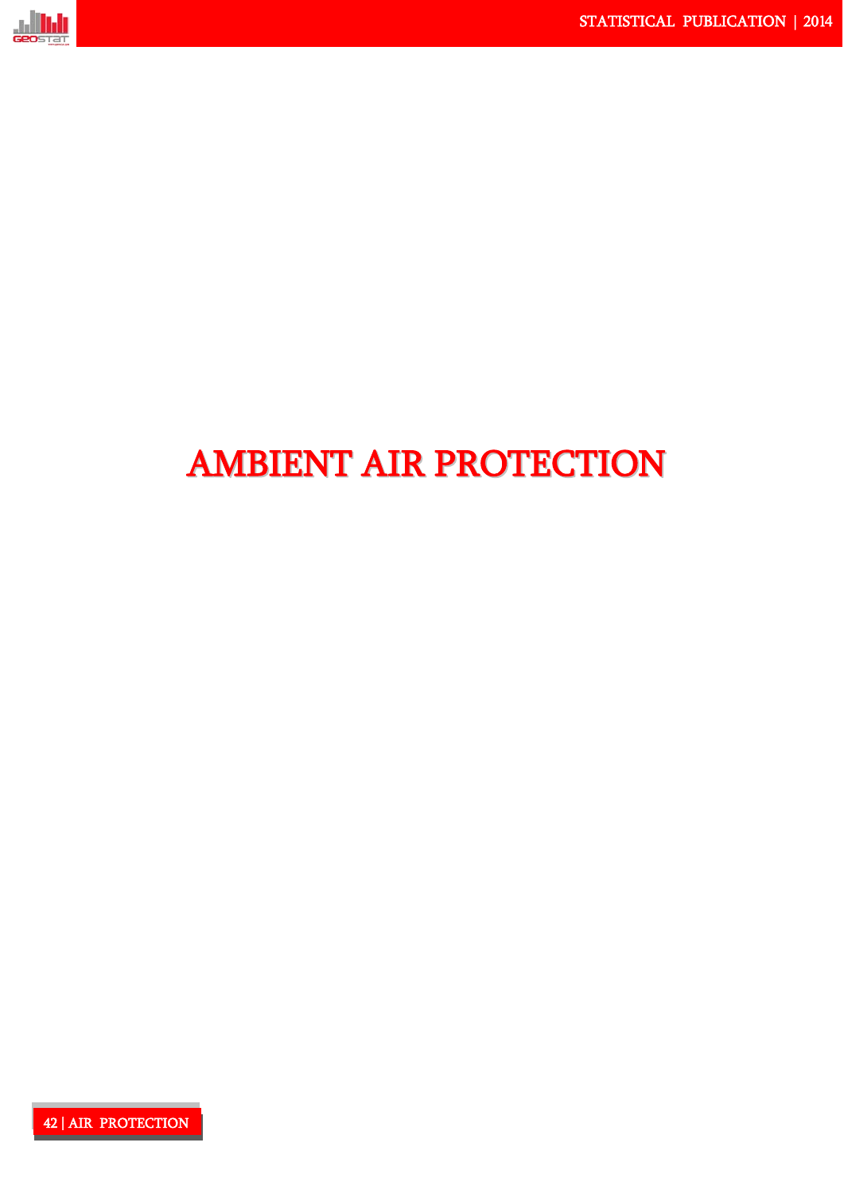# AMBIENT AIR PROTECTION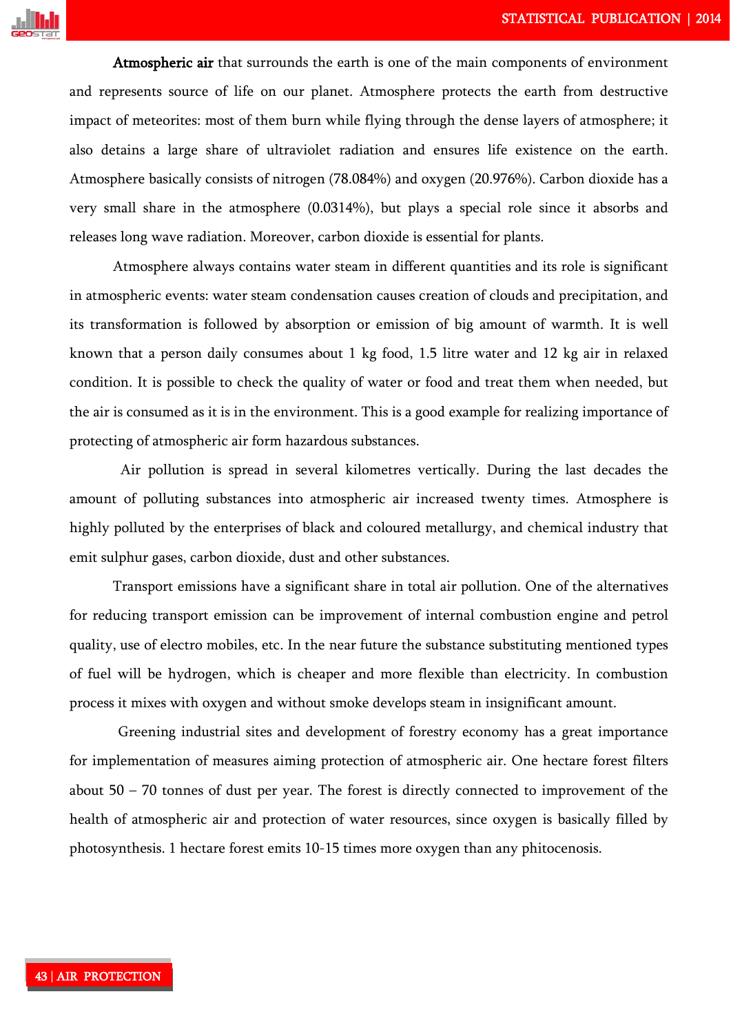**Atmospheric air** that surrounds the earth is one of the main components of environment and represents source of life on our planet. Atmosphere protects the earth from destructive impact of meteorites: most of them burn while flying through the dense layers of atmosphere; it also detains a large share of ultraviolet radiation and ensures life existence on the earth. Atmosphere basically consists of nitrogen (78.084%) and oxygen (20.976%). Carbon dioxide has a very small share in the atmosphere (0.0314%), but plays a special role since it absorbs and releases long wave radiation. Moreover, carbon dioxide is essential for plants.

Atmosphere always contains water steam in different quantities and its role is significant in atmospheric events: water steam condensation causes creation of clouds and precipitation, and its transformation is followed by absorption or emission of big amount of warmth. It is well known that a person daily consumes about 1 kg food, 1.5 litre water and 12 kg air in relaxed condition. It is possible to check the quality of water or food and treat them when needed, but the air is consumed as it is in the environment. This is a good example for realizing importance of protecting of atmospheric air form hazardous substances.

Air pollution is spread in several kilometres vertically. During the last decades the amount of polluting substances into atmospheric air increased twenty times. Atmosphere is highly polluted by the enterprises of black and coloured metallurgy, and chemical industry that emit sulphur gases, carbon dioxide, dust and other substances.

Transport emissions have a significant share in total air pollution. One of the alternatives for reducing transport emission can be improvement of internal combustion engine and petrol quality, use of electro mobiles, etc. In the near future the substance substituting mentioned types of fuel will be hydrogen, which is cheaper and more flexible than electricity. In combustion process it mixes with oxygen and without smoke develops steam in insignificant amount.

Greening industrial sites and development of forestry economy has a great importance for implementation of measures aiming protection of atmospheric air. One hectare forest filters about 50 – 70 tonnes of dust per year. The forest is directly connected to improvement of the health of atmospheric air and protection of water resources, since oxygen is basically filled by photosynthesis. 1 hectare forest emits 10-15 times more oxygen than any phitocenosis.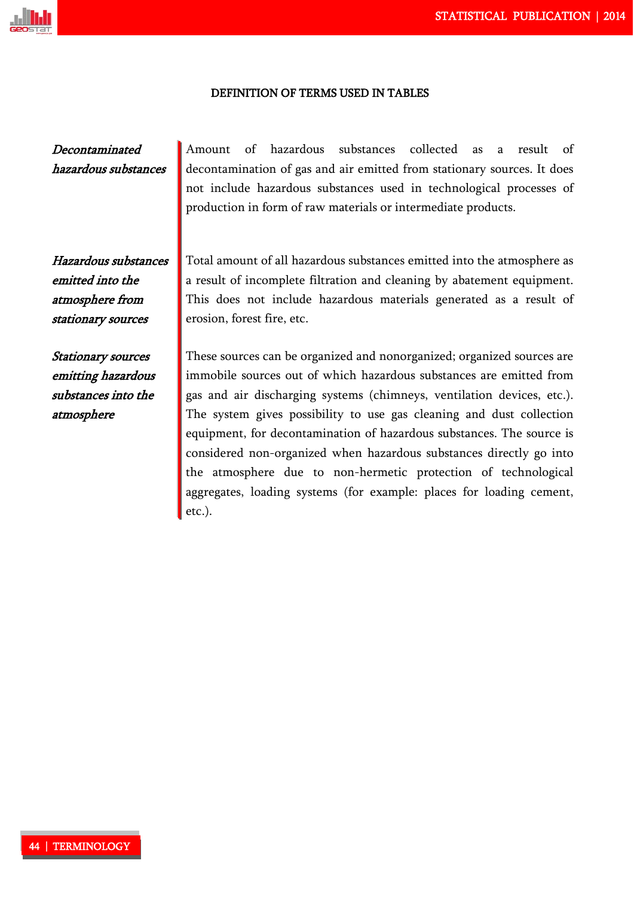## DEFINITION OF TERMS USED IN TABLES

***Decontaminated hazardous substances***

Amount of hazardous substances collected as a result of decontamination of gas and air emitted from stationary sources. It does not include hazardous substances used in technological processes of production in form of raw materials or intermediate products.

***Hazardous substances emitted into the atmosphere from stationary sources***

Total amount of all hazardous substances emitted into the atmosphere as a result of incomplete filtration and cleaning by abatement equipment. This does not include hazardous materials generated as a result of erosion, forest fire, etc.

***Stationary sources emitting hazardous substances into the atmosphere***

These sources can be organized and nonorganized; organized sources are immobile sources out of which hazardous substances are emitted from gas and air discharging systems (chimneys, ventilation devices, etc.). The system gives possibility to use gas cleaning and dust collection equipment, for decontamination of hazardous substances. The source is considered non-organized when hazardous substances directly go into the atmosphere due to non-hermetic protection of technological aggregates, loading systems (for example: places for loading cement, etc.).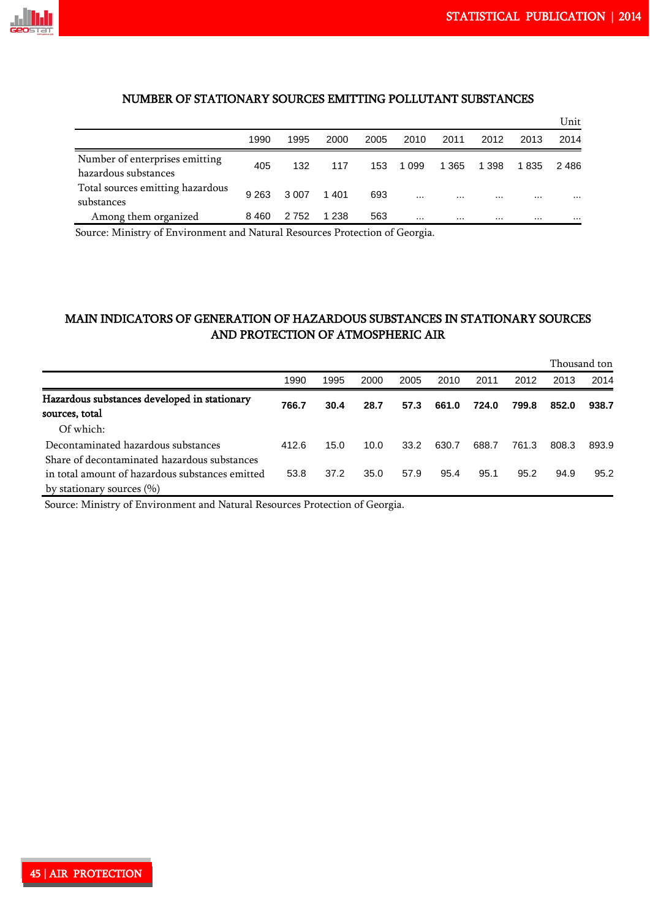## NUMBER OF STATIONARY SOURCES EMITTING POLLUTANT SUBSTANCES

Unit

| | 1990 | 1995 | 2000 | 2005 | 2010 | 2011 | 2012 | 2013 | 2014 |
|---|---|---|---|---|---|---|---|---|---|
| Number of enterprises emitting hazardous substances | 405 | 132 | 117 | 153 | 1 099 | 1 365 | 1 398 | 1 835 | 2 486 |
| Total sources emitting hazardous substances | 9 263 | 3 007 | 1 401 | 693 | ... | ... | ... | ... | ... |
| Among them organized | 8 460 | 2 752 | 1 238 | 563 | ... | ... | ... | ... | ... |

Source: Ministry of Environment and Natural Resources Protection of Georgia.

## MAIN INDICATORS OF GENERATION OF HAZARDOUS SUBSTANCES IN STATIONARY SOURCES AND PROTECTION OF ATMOSPHERIC AIR

Thousand ton

| | 1990 | 1995 | 2000 | 2005 | 2010 | 2011 | 2012 | 2013 | 2014 |
|---|---|---|---|---|---|---|---|---|---|
| **Hazardous substances developed in stationary sources, total** | **766.7** | **30.4** | **28.7** | **57.3** | **661.0** | **724.0** | **799.8** | **852.0** | **938.7** |
| Of which: | | | | | | | | | |
| Decontaminated hazardous substances | 412.6 | 15.0 | 10.0 | 33.2 | 630.7 | 688.7 | 761.3 | 808.3 | 893.9 |
| Share of decontaminated hazardous substances in total amount of hazardous substances emitted by stationary sources (%) | 53.8 | 37.2 | 35.0 | 57.9 | 95.4 | 95.1 | 95.2 | 94.9 | 95.2 |

Source: Ministry of Environment and Natural Resources Protection of Georgia.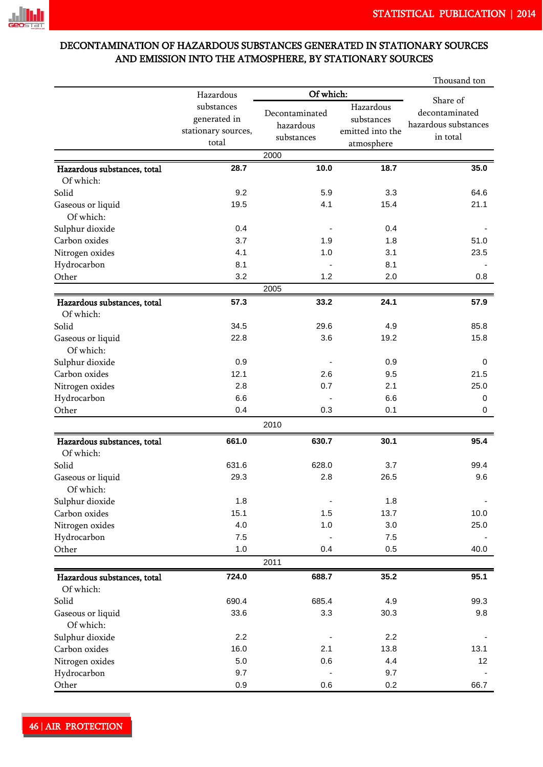## DECONTAMINATION OF HAZARDOUS SUBSTANCES GENERATED IN STATIONARY SOURCES AND EMISSION INTO THE ATMOSPHERE, BY STATIONARY SOURCES

Thousand ton

| | Hazardous substances generated in stationary sources, total | Of which: | | Share of decontaminated hazardous substances in total |
|---|---|---|---|---|
| | | Decontaminated hazardous substances | Hazardous substances emitted into the atmosphere | |
| **2000** | | | | |
| **Hazardous substances, total** | **28.7** | **10.0** | **18.7** | **35.0** |
| Of which: | | | | |
| Solid | 9.2 | 5.9 | 3.3 | 64.6 |
| Gaseous or liquid | 19.5 | 4.1 | 15.4 | 21.1 |
| Of which: | | | | |
| Sulphur dioxide | 0.4 | - | 0.4 | - |
| Carbon oxides | 3.7 | 1.9 | 1.8 | 51.0 |
| Nitrogen oxides | 4.1 | 1.0 | 3.1 | 23.5 |
| Hydrocarbon | 8.1 | - | 8.1 | - |
| Other | 3.2 | 1.2 | 2.0 | 0.8 |
| **2005** | | | | |
| **Hazardous substances, total** | **57.3** | **33.2** | **24.1** | **57.9** |
| Of which: | | | | |
| Solid | 34.5 | 29.6 | 4.9 | 85.8 |
| Gaseous or liquid | 22.8 | 3.6 | 19.2 | 15.8 |
| Of which: | | | | |
| Sulphur dioxide | 0.9 | - | 0.9 | 0 |
| Carbon oxides | 12.1 | 2.6 | 9.5 | 21.5 |
| Nitrogen oxides | 2.8 | 0.7 | 2.1 | 25.0 |
| Hydrocarbon | 6.6 | - | 6.6 | 0 |
| Other | 0.4 | 0.3 | 0.1 | 0 |
| **2010** | | | | |
| **Hazardous substances, total** | **661.0** | **630.7** | **30.1** | **95.4** |
| Of which: | | | | |
| Solid | 631.6 | 628.0 | 3.7 | 99.4 |
| Gaseous or liquid | 29.3 | 2.8 | 26.5 | 9.6 |
| Of which: | | | | |
| Sulphur dioxide | 1.8 | - | 1.8 | - |
| Carbon oxides | 15.1 | 1.5 | 13.7 | 10.0 |
| Nitrogen oxides | 4.0 | 1.0 | 3.0 | 25.0 |
| Hydrocarbon | 7.5 | - | 7.5 | - |
| Other | 1.0 | 0.4 | 0.5 | 40.0 |
| **2011** | | | | |
| **Hazardous substances, total** | **724.0** | **688.7** | **35.2** | **95.1** |
| Of which: | | | | |
| Solid | 690.4 | 685.4 | 4.9 | 99.3 |
| Gaseous or liquid | 33.6 | 3.3 | 30.3 | 9.8 |
| Of which: | | | | |
| Sulphur dioxide | 2.2 | - | 2.2 | - |
| Carbon oxides | 16.0 | 2.1 | 13.8 | 13.1 |
| Nitrogen oxides | 5.0 | 0.6 | 4.4 | 12 |
| Hydrocarbon | 9.7 | - | 9.7 | - |
| Other | 0.9 | 0.6 | 0.2 | 66.7 |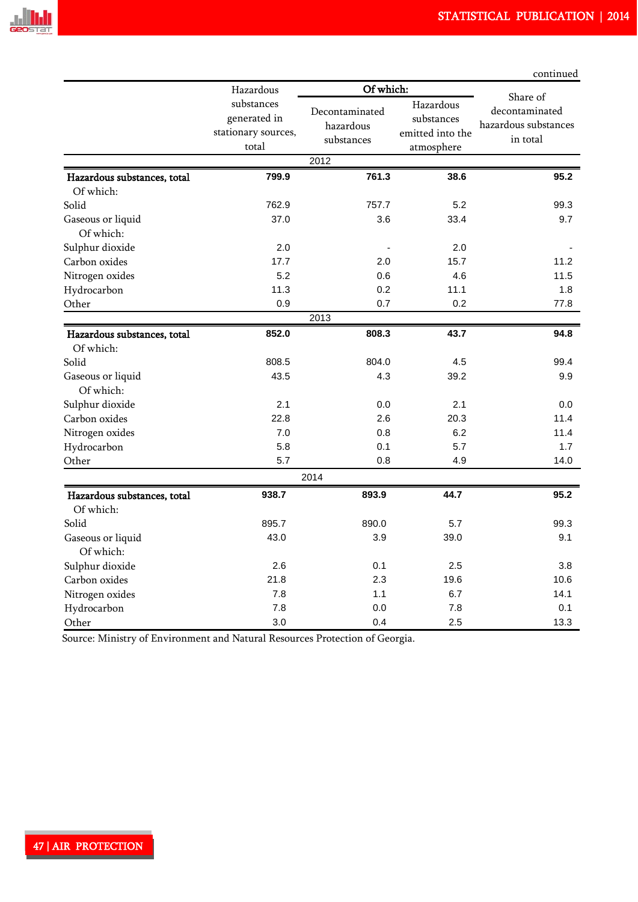continued

| | Hazardous substances generated in stationary sources, total | Of which: | | Share of decontaminated hazardous substances in total |
|---|---|---|---|---|
| | | Decontaminated hazardous substances | Hazardous substances emitted into the atmosphere | |
| **2012** | | | | |
| **Hazardous substances, total** | **799.9** | **761.3** | **38.6** | **95.2** |
| Of which: | | | | |
| Solid | 762.9 | 757.7 | 5.2 | 99.3 |
| Gaseous or liquid | 37.0 | 3.6 | 33.4 | 9.7 |
| Of which: | | | | |
| Sulphur dioxide | 2.0 | - | 2.0 | - |
| Carbon oxides | 17.7 | 2.0 | 15.7 | 11.2 |
| Nitrogen oxides | 5.2 | 0.6 | 4.6 | 11.5 |
| Hydrocarbon | 11.3 | 0.2 | 11.1 | 1.8 |
| Other | 0.9 | 0.7 | 0.2 | 77.8 |
| **2013** | | | | |
| **Hazardous substances, total** | **852.0** | **808.3** | **43.7** | **94.8** |
| Of which: | | | | |
| Solid | 808.5 | 804.0 | 4.5 | 99.4 |
| Gaseous or liquid | 43.5 | 4.3 | 39.2 | 9.9 |
| Of which: | | | | |
| Sulphur dioxide | 2.1 | 0.0 | 2.1 | 0.0 |
| Carbon oxides | 22.8 | 2.6 | 20.3 | 11.4 |
| Nitrogen oxides | 7.0 | 0.8 | 6.2 | 11.4 |
| Hydrocarbon | 5.8 | 0.1 | 5.7 | 1.7 |
| Other | 5.7 | 0.8 | 4.9 | 14.0 |
| **2014** | | | | |
| **Hazardous substances, total** | **938.7** | **893.9** | **44.7** | **95.2** |
| Of which: | | | | |
| Solid | 895.7 | 890.0 | 5.7 | 99.3 |
| Gaseous or liquid | 43.0 | 3.9 | 39.0 | 9.1 |
| Of which: | | | | |
| Sulphur dioxide | 2.6 | 0.1 | 2.5 | 3.8 |
| Carbon oxides | 21.8 | 2.3 | 19.6 | 10.6 |
| Nitrogen oxides | 7.8 | 1.1 | 6.7 | 14.1 |
| Hydrocarbon | 7.8 | 0.0 | 7.8 | 0.1 |
| Other | 3.0 | 0.4 | 2.5 | 13.3 |

Source: Ministry of Environment and Natural Resources Protection of Georgia.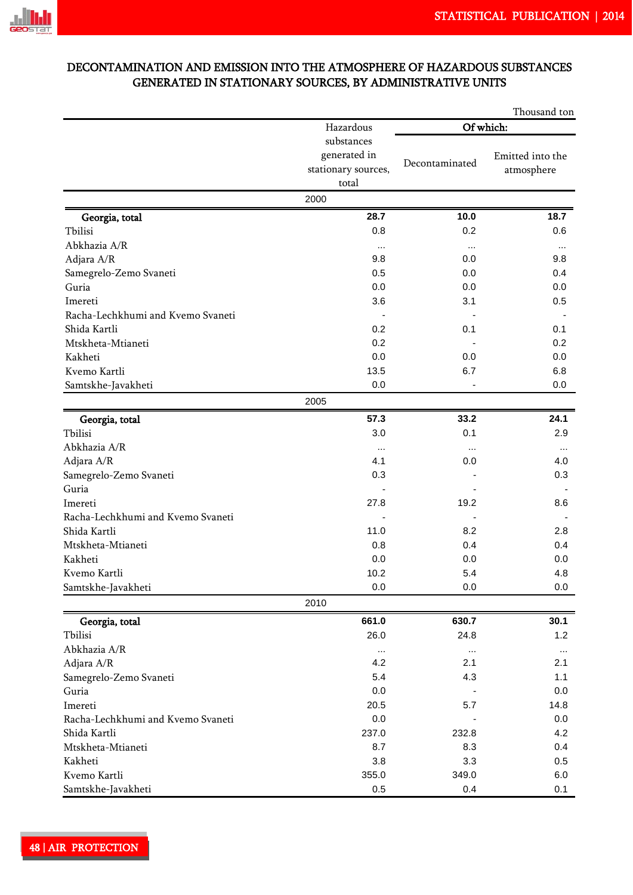## DECONTAMINATION AND EMISSION INTO THE ATMOSPHERE OF HAZARDOUS SUBSTANCES GENERATED IN STATIONARY SOURCES, BY ADMINISTRATIVE UNITS

Thousand ton

| | Hazardous substances generated in stationary sources, total | Of which: | |
|---|---|---|---|
| | | Decontaminated | Emitted into the atmosphere |
| **2000** | | | |
| **Georgia, total** | **28.7** | **10.0** | **18.7** |
| Tbilisi | 0.8 | 0.2 | 0.6 |
| Abkhazia A/R | ... | ... | ... |
| Adjara A/R | 9.8 | 0.0 | 9.8 |
| Samegrelo-Zemo Svaneti | 0.5 | 0.0 | 0.4 |
| Guria | 0.0 | 0.0 | 0.0 |
| Imereti | 3.6 | 3.1 | 0.5 |
| Racha-Lechkhumi and Kvemo Svaneti | - | - | - |
| Shida Kartli | 0.2 | 0.1 | 0.1 |
| Mtskheta-Mtianeti | 0.2 | - | 0.2 |
| Kakheti | 0.0 | 0.0 | 0.0 |
| Kvemo Kartli | 13.5 | 6.7 | 6.8 |
| Samtskhe-Javakheti | 0.0 | - | 0.0 |
| **2005** | | | |
| **Georgia, total** | **57.3** | **33.2** | **24.1** |
| Tbilisi | 3.0 | 0.1 | 2.9 |
| Abkhazia A/R | ... | ... | ... |
| Adjara A/R | 4.1 | 0.0 | 4.0 |
| Samegrelo-Zemo Svaneti | 0.3 | - | 0.3 |
| Guria | - | - | - |
| Imereti | 27.8 | 19.2 | 8.6 |
| Racha-Lechkhumi and Kvemo Svaneti | - | - | - |
| Shida Kartli | 11.0 | 8.2 | 2.8 |
| Mtskheta-Mtianeti | 0.8 | 0.4 | 0.4 |
| Kakheti | 0.0 | 0.0 | 0.0 |
| Kvemo Kartli | 10.2 | 5.4 | 4.8 |
| Samtskhe-Javakheti | 0.0 | 0.0 | 0.0 |
| **2010** | | | |
| **Georgia, total** | **661.0** | **630.7** | **30.1** |
| Tbilisi | 26.0 | 24.8 | 1.2 |
| Abkhazia A/R | ... | ... | ... |
| Adjara A/R | 4.2 | 2.1 | 2.1 |
| Samegrelo-Zemo Svaneti | 5.4 | 4.3 | 1.1 |
| Guria | 0.0 | - | 0.0 |
| Imereti | 20.5 | 5.7 | 14.8 |
| Racha-Lechkhumi and Kvemo Svaneti | 0.0 | - | 0.0 |
| Shida Kartli | 237.0 | 232.8 | 4.2 |
| Mtskheta-Mtianeti | 8.7 | 8.3 | 0.4 |
| Kakheti | 3.8 | 3.3 | 0.5 |
| Kvemo Kartli | 355.0 | 349.0 | 6.0 |
| Samtskhe-Javakheti | 0.5 | 0.4 | 0.1 |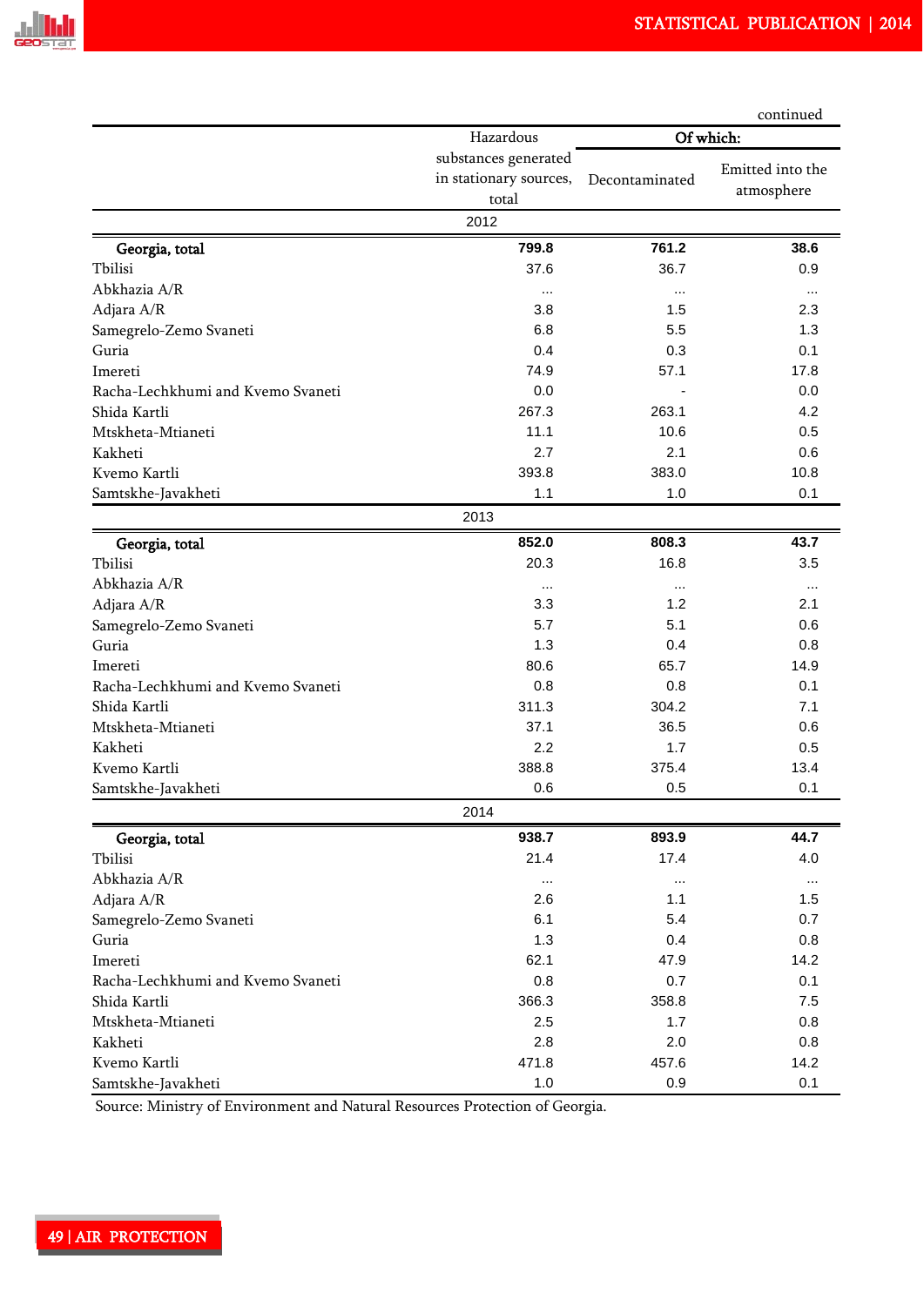continued

| | Hazardous substances generated in stationary sources, total | Of which: | |
|---|---|---|---|
| | | Decontaminated | Emitted into the atmosphere |
| **2012** | | | |
| **Georgia, total** | **799.8** | **761.2** | **38.6** |
| Tbilisi | 37.6 | 36.7 | 0.9 |
| Abkhazia A/R | ... | ... | ... |
| Adjara A/R | 3.8 | 1.5 | 2.3 |
| Samegrelo-Zemo Svaneti | 6.8 | 5.5 | 1.3 |
| Guria | 0.4 | 0.3 | 0.1 |
| Imereti | 74.9 | 57.1 | 17.8 |
| Racha-Lechkhumi and Kvemo Svaneti | 0.0 | - | 0.0 |
| Shida Kartli | 267.3 | 263.1 | 4.2 |
| Mtskheta-Mtianeti | 11.1 | 10.6 | 0.5 |
| Kakheti | 2.7 | 2.1 | 0.6 |
| Kvemo Kartli | 393.8 | 383.0 | 10.8 |
| Samtskhe-Javakheti | 1.1 | 1.0 | 0.1 |
| **2013** | | | |
| **Georgia, total** | **852.0** | **808.3** | **43.7** |
| Tbilisi | 20.3 | 16.8 | 3.5 |
| Abkhazia A/R | ... | ... | ... |
| Adjara A/R | 3.3 | 1.2 | 2.1 |
| Samegrelo-Zemo Svaneti | 5.7 | 5.1 | 0.6 |
| Guria | 1.3 | 0.4 | 0.8 |
| Imereti | 80.6 | 65.7 | 14.9 |
| Racha-Lechkhumi and Kvemo Svaneti | 0.8 | 0.8 | 0.1 |
| Shida Kartli | 311.3 | 304.2 | 7.1 |
| Mtskheta-Mtianeti | 37.1 | 36.5 | 0.6 |
| Kakheti | 2.2 | 1.7 | 0.5 |
| Kvemo Kartli | 388.8 | 375.4 | 13.4 |
| Samtskhe-Javakheti | 0.6 | 0.5 | 0.1 |
| **2014** | | | |
| **Georgia, total** | **938.7** | **893.9** | **44.7** |
| Tbilisi | 21.4 | 17.4 | 4.0 |
| Abkhazia A/R | ... | ... | ... |
| Adjara A/R | 2.6 | 1.1 | 1.5 |
| Samegrelo-Zemo Svaneti | 6.1 | 5.4 | 0.7 |
| Guria | 1.3 | 0.4 | 0.8 |
| Imereti | 62.1 | 47.9 | 14.2 |
| Racha-Lechkhumi and Kvemo Svaneti | 0.8 | 0.7 | 0.1 |
| Shida Kartli | 366.3 | 358.8 | 7.5 |
| Mtskheta-Mtianeti | 2.5 | 1.7 | 0.8 |
| Kakheti | 2.8 | 2.0 | 0.8 |
| Kvemo Kartli | 471.8 | 457.6 | 14.2 |
| Samtskhe-Javakheti | 1.0 | 0.9 | 0.1 |

Source: Ministry of Environment and Natural Resources Protection of Georgia.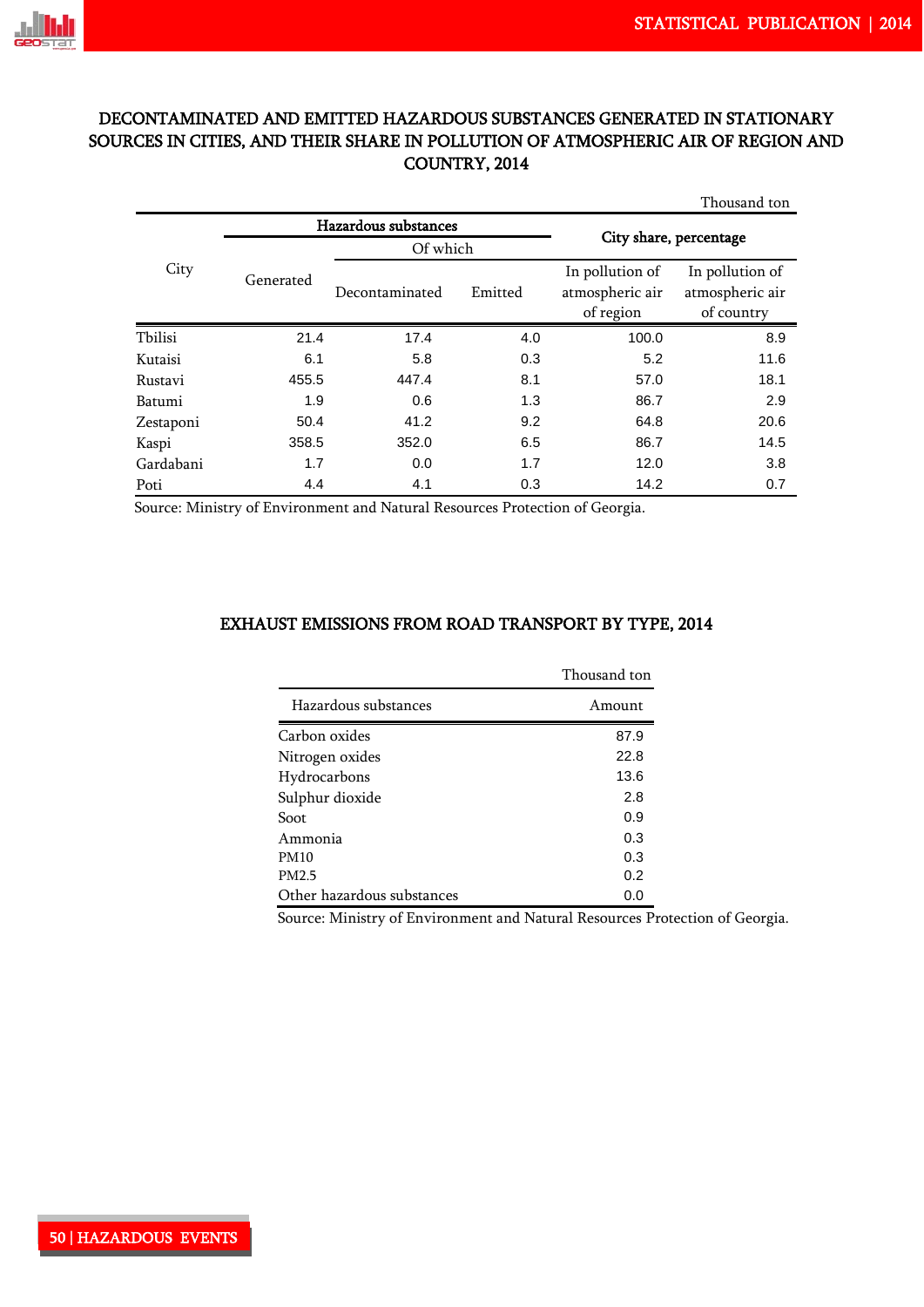## DECONTAMINATED AND EMITTED HAZARDOUS SUBSTANCES GENERATED IN STATIONARY SOURCES IN CITIES, AND THEIR SHARE IN POLLUTION OF ATMOSPHERIC AIR OF REGION AND COUNTRY, 2014

Thousand ton

| City | Hazardous substances | | | City share, percentage | |
|---|---|---|---|---|---|
| | Generated | Of which | | In pollution of atmospheric air of region | In pollution of atmospheric air of country |
| | | Decontaminated | Emitted | | |
| Tbilisi | 21.4 | 17.4 | 4.0 | 100.0 | 8.9 |
| Kutaisi | 6.1 | 5.8 | 0.3 | 5.2 | 11.6 |
| Rustavi | 455.5 | 447.4 | 8.1 | 57.0 | 18.1 |
| Batumi | 1.9 | 0.6 | 1.3 | 86.7 | 2.9 |
| Zestaponi | 50.4 | 41.2 | 9.2 | 64.8 | 20.6 |
| Kaspi | 358.5 | 352.0 | 6.5 | 86.7 | 14.5 |
| Gardabani | 1.7 | 0.0 | 1.7 | 12.0 | 3.8 |
| Poti | 4.4 | 4.1 | 0.3 | 14.2 | 0.7 |

Source: Ministry of Environment and Natural Resources Protection of Georgia.

## EXHAUST EMISSIONS FROM ROAD TRANSPORT BY TYPE, 2014

Thousand ton

| Hazardous substances | Amount |
|---|---|
| Carbon oxides | 87.9 |
| Nitrogen oxides | 22.8 |
| Hydrocarbons | 13.6 |
| Sulphur dioxide | 2.8 |
| Soot | 0.9 |
| Ammonia | 0.3 |
| PM10 | 0.3 |
| PM2.5 | 0.2 |
| Other hazardous substances | 0.0 |

Source: Ministry of Environment and Natural Resources Protection of Georgia.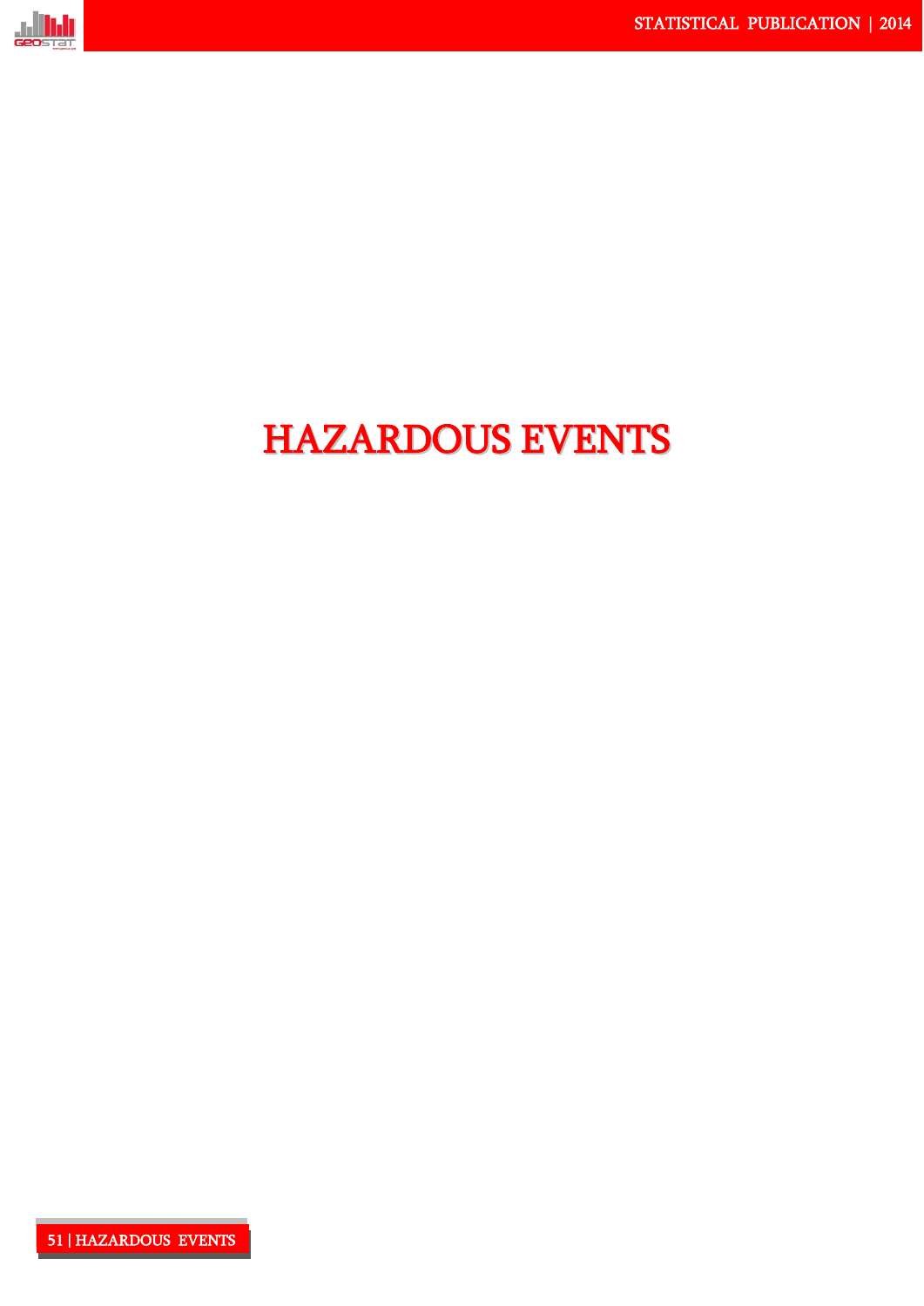# HAZARDOUS EVENTS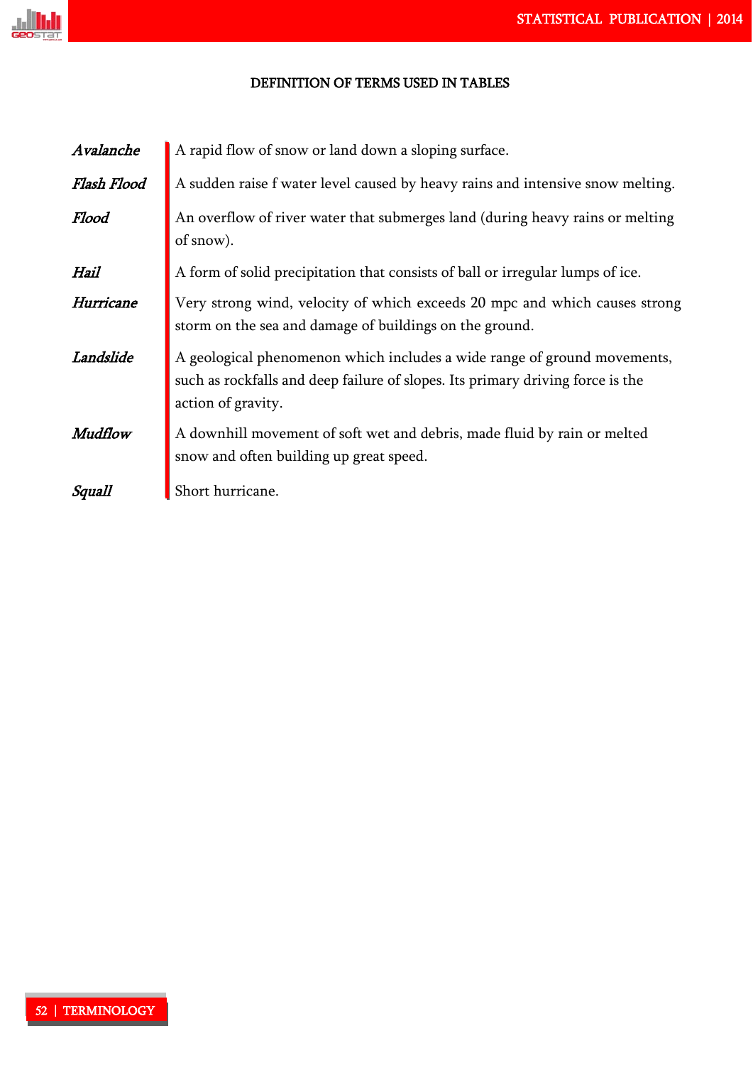## DEFINITION OF TERMS USED IN TABLES

| | |
|---|---|
| ***Avalanche*** | A rapid flow of snow or land down a sloping surface. |
| ***Flash Flood*** | A sudden raise f water level caused by heavy rains and intensive snow melting. |
| ***Flood*** | An overflow of river water that submerges land (during heavy rains or melting of snow). |
| ***Hail*** | A form of solid precipitation that consists of ball or irregular lumps of ice. |
| ***Hurricane*** | Very strong wind, velocity of which exceeds 20 mpc and which causes strong storm on the sea and damage of buildings on the ground. |
| ***Landslide*** | A geological phenomenon which includes a wide range of ground movements, such as rockfalls and deep failure of slopes. Its primary driving force is the action of gravity. |
| ***Mudflow*** | A downhill movement of soft wet and debris, made fluid by rain or melted snow and often building up great speed. |
| ***Squall*** | Short hurricane. |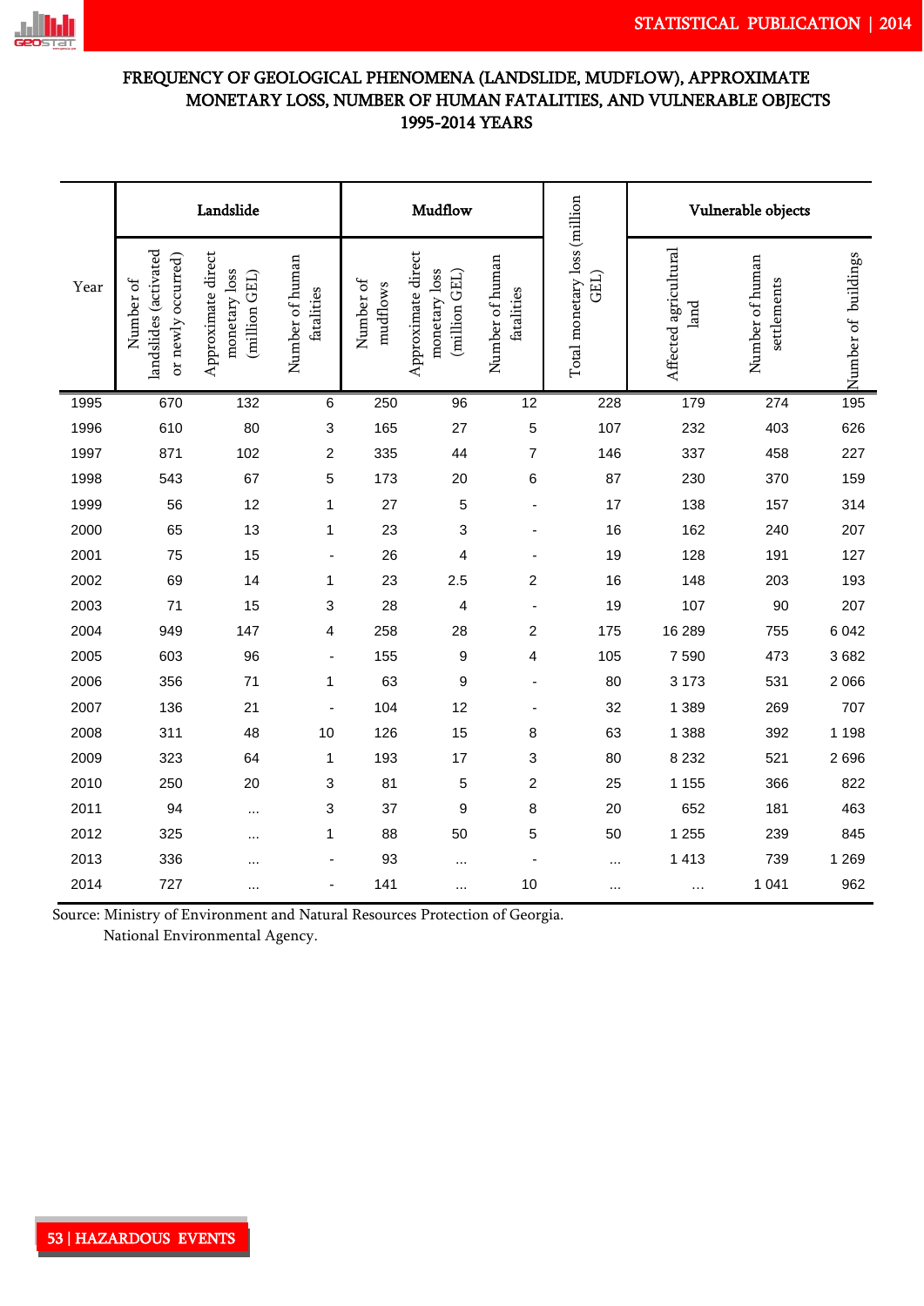# FREQUENCY OF GEOLOGICAL PHENOMENA (LANDSLIDE, MUDFLOW), APPROXIMATE MONETARY LOSS, NUMBER OF HUMAN FATALITIES, AND VULNERABLE OBJECTS 1995-2014 YEARS

| Year | Landslide | | | Mudflow | | | Total monetary loss (million GEL) | Vulnerable objects | | |
|---|---|---|---|---|---|---|---|---|---|---|
| | Number of landslides (activated or newly occurred) | Approximate direct monetary loss (million GEL) | Number of human fatalities | Number of mudflows | Approximate direct monetary loss (million GEL) | Number of human fatalities | | Affected agricultural land | Number of human settlements | Number of buildings |
| 1995 | 670 | 132 | 6 | 250 | 96 | 12 | 228 | 179 | 274 | 195 |
| 1996 | 610 | 80 | 3 | 165 | 27 | 5 | 107 | 232 | 403 | 626 |
| 1997 | 871 | 102 | 2 | 335 | 44 | 7 | 146 | 337 | 458 | 227 |
| 1998 | 543 | 67 | 5 | 173 | 20 | 6 | 87 | 230 | 370 | 159 |
| 1999 | 56 | 12 | 1 | 27 | 5 | - | 17 | 138 | 157 | 314 |
| 2000 | 65 | 13 | 1 | 23 | 3 | - | 16 | 162 | 240 | 207 |
| 2001 | 75 | 15 | - | 26 | 4 | - | 19 | 128 | 191 | 127 |
| 2002 | 69 | 14 | 1 | 23 | 2.5 | 2 | 16 | 148 | 203 | 193 |
| 2003 | 71 | 15 | 3 | 28 | 4 | - | 19 | 107 | 90 | 207 |
| 2004 | 949 | 147 | 4 | 258 | 28 | 2 | 175 | 16 289 | 755 | 6 042 |
| 2005 | 603 | 96 | - | 155 | 9 | 4 | 105 | 7 590 | 473 | 3 682 |
| 2006 | 356 | 71 | 1 | 63 | 9 | - | 80 | 3 173 | 531 | 2 066 |
| 2007 | 136 | 21 | - | 104 | 12 | - | 32 | 1 389 | 269 | 707 |
| 2008 | 311 | 48 | 10 | 126 | 15 | 8 | 63 | 1 388 | 392 | 1 198 |
| 2009 | 323 | 64 | 1 | 193 | 17 | 3 | 80 | 8 232 | 521 | 2 696 |
| 2010 | 250 | 20 | 3 | 81 | 5 | 2 | 25 | 1 155 | 366 | 822 |
| 2011 | 94 | ... | 3 | 37 | 9 | 8 | 20 | 652 | 181 | 463 |
| 2012 | 325 | ... | 1 | 88 | 50 | 5 | 50 | 1 255 | 239 | 845 |
| 2013 | 336 | ... | - | 93 | ... | - | ... | 1 413 | 739 | 1 269 |
| 2014 | 727 | ... | - | 141 | ... | 10 | ... | ... | 1 041 | 962 |

Source: Ministry of Environment and Natural Resources Protection of Georgia.
National Environmental Agency.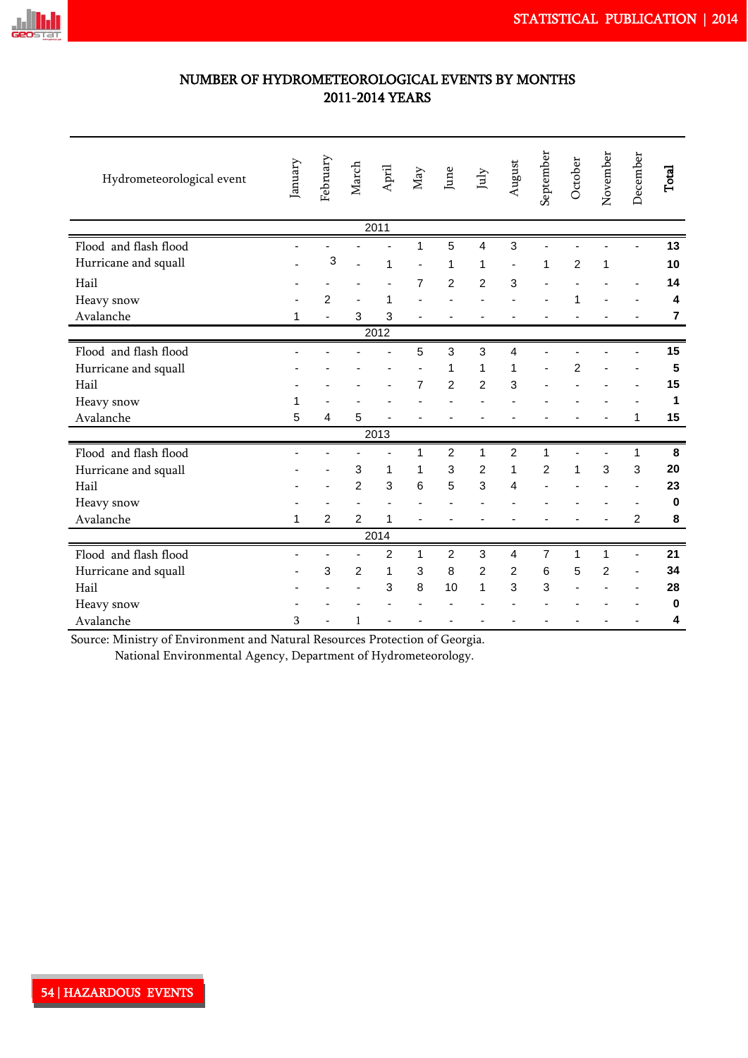# NUMBER OF HYDROMETEOROLOGICAL EVENTS BY MONTHS 2011-2014 YEARS

| Hydrometeorological event | January | February | March | April | May | June | July | August | September | October | November | December | **Total** |
|---|---|---|---|---|---|---|---|---|---|---|---|---|---|
| **2011** | | | | | | | | | | | | | |
| Flood and flash flood | - | - | - | - | 1 | 5 | 4 | 3 | - | - | - | - | **13** |
| Hurricane and squall | - | 3 | - | 1 | - | 1 | 1 | - | 1 | 2 | 1 | | **10** |
| Hail | - | - | - | - | 7 | 2 | 2 | 3 | - | - | - | - | **14** |
| Heavy snow | - | 2 | - | 1 | - | - | - | - | - | 1 | - | - | **4** |
| Avalanche | 1 | - | 3 | 3 | - | - | - | - | - | - | - | - | **7** |
| **2012** | | | | | | | | | | | | | |
| Flood and flash flood | - | - | - | - | 5 | 3 | 3 | 4 | - | - | - | - | **15** |
| Hurricane and squall | - | - | - | - | - | 1 | 1 | 1 | - | 2 | - | - | **5** |
| Hail | - | - | - | - | 7 | 2 | 2 | 3 | - | - | - | - | **15** |
| Heavy snow | 1 | - | - | - | - | - | - | - | - | - | - | - | **1** |
| Avalanche | 5 | 4 | 5 | - | - | - | - | - | - | - | - | 1 | **15** |
| **2013** | | | | | | | | | | | | | |
| Flood and flash flood | - | - | - | - | 1 | 2 | 1 | 2 | 1 | - | - | 1 | **8** |
| Hurricane and squall | - | - | 3 | 1 | 1 | 3 | 2 | 1 | 2 | 1 | 3 | 3 | **20** |
| Hail | - | - | 2 | 3 | 6 | 5 | 3 | 4 | - | - | - | - | **23** |
| Heavy snow | - | - | - | - | - | - | - | - | - | - | - | - | **0** |
| Avalanche | 1 | 2 | 2 | 1 | - | - | - | - | - | - | - | 2 | **8** |
| **2014** | | | | | | | | | | | | | |
| Flood and flash flood | - | - | - | 2 | 1 | 2 | 3 | 4 | 7 | 1 | 1 | - | **21** |
| Hurricane and squall | - | 3 | 2 | 1 | 3 | 8 | 2 | 2 | 6 | 5 | 2 | - | **34** |
| Hail | - | - | - | 3 | 8 | 10 | 1 | 3 | 3 | - | - | - | **28** |
| Heavy snow | - | - | - | - | - | - | - | - | - | - | - | - | **0** |
| Avalanche | 3 | - | 1 | - | - | - | - | - | - | - | - | - | **4** |

Source: Ministry of Environment and Natural Resources Protection of Georgia.
National Environmental Agency, Department of Hydrometeorology.